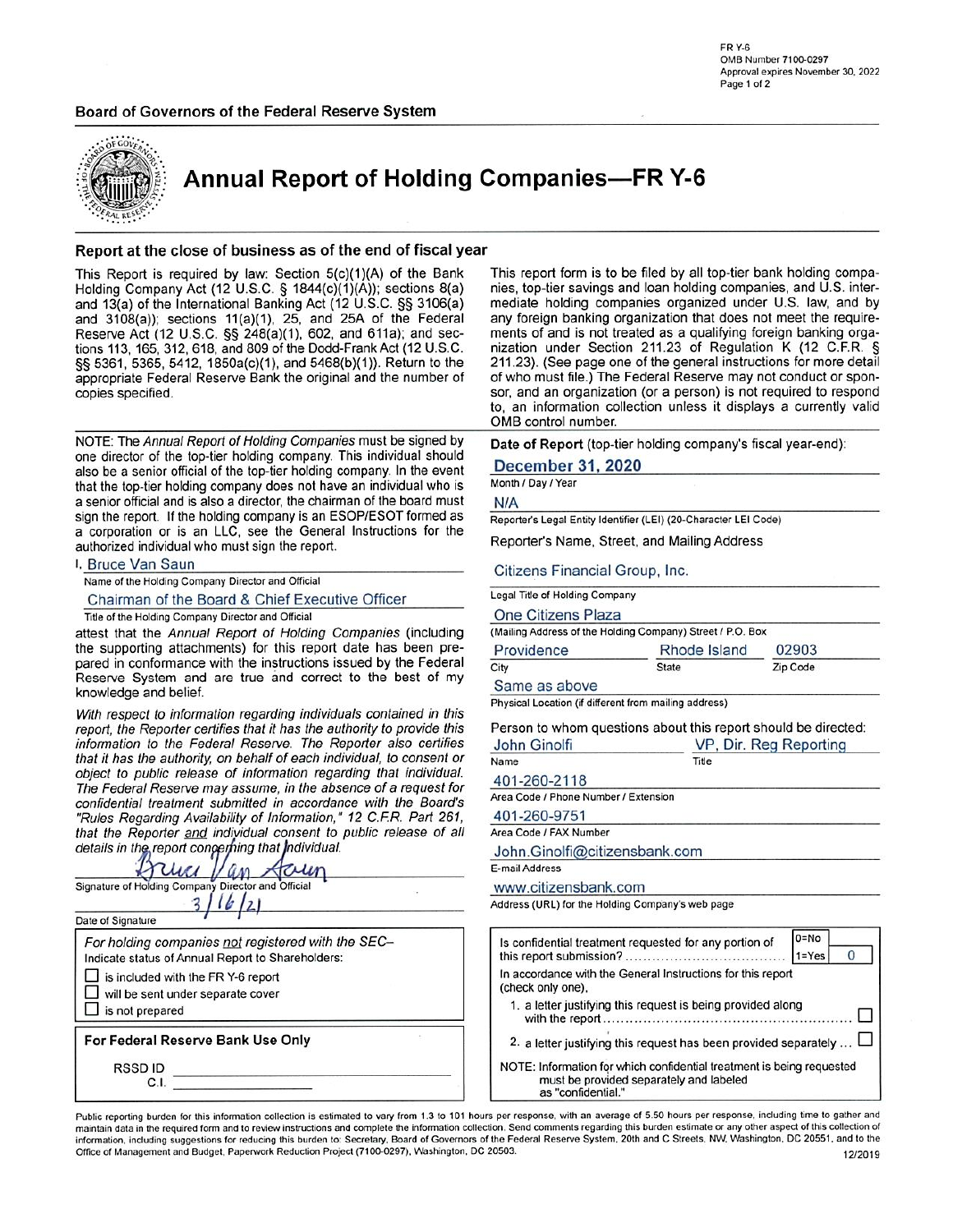FR Y-6
OMB Number 7100-0297
Approval expires November 30, 2022

**Board of Governors of the Federal Reserve System**

# Annual Report of Holding Companies—FR Y-6

### Report at the close of business as of the end of fiscal year

This Report is required by law: Section 5(c)(1)(A) of the Bank Holding Company Act (12 U.S.C. § 1844(c)(1)(A)); sections 8(a) and 13(a) of the International Banking Act (12 U.S.C. §§ 3106(a) and 3108(a)); sections 11(a)(1), 25, and 25A of the Federal Reserve Act (12 U.S.C. §§ 248(a)(1), 602, and 611a); and sections 113, 165, 312, 618, and 809 of the Dodd-Frank Act (12 U.S.C. §§ 5361, 5365, 5412, 1850a(c)(1), and 5468(b)(1)). Return to the appropriate Federal Reserve Bank the original and the number of copies specified.

This report form is to be filed by all top-tier bank holding companies, top-tier savings and loan holding companies, and U.S. intermediate holding companies organized under U.S. law, and by any foreign banking organization that does not meet the requirements of and is not treated as a qualifying foreign banking organization under Section 211.23 of Regulation K (12 C.F.R. § 211.23). (See page one of the general instructions for more detail of who must file.) The Federal Reserve may not conduct or sponsor, and an organization (or a person) is not required to respond to, an information collection unless it displays a currently valid OMB control number.

NOTE: The *Annual Report of Holding Companies* must be signed by one director of the top-tier holding company. This individual should also be a senior official of the top-tier holding company. In the event that the top-tier holding company does not have an individual who is a senior official and is also a director, the chairman of the board must sign the report. If the holding company is an ESOP/ESOT formed as a corporation or is an LLC, see the General Instructions for the authorized individual who must sign the report.

I, Bruce Van Saun
Name of the Holding Company Director and Official

Chairman of the Board & Chief Executive Officer
Title of the Holding Company Director and Official

attest that the *Annual Report of Holding Companies* (including the supporting attachments) for this report date has been prepared in conformance with the instructions issued by the Federal Reserve System and are true and correct to the best of my knowledge and belief.

*With respect to information regarding individuals contained in this report, the Reporter certifies that it has the authority to provide this information to the Federal Reserve. The Reporter also certifies that it has the authority, on behalf of each individual, to consent or object to public release of information regarding that individual. The Federal Reserve may assume, in the absence of a request for confidential treatment submitted in accordance with the Board's "Rules Regarding Availability of Information," 12 C.F.R. Part 261, that the Reporter and individual consent to public release of all details in the report concerning that individual.*

Bruce Van Saun
Signature of Holding Company Director and Official

3/16/21
Date of Signature

*For holding companies not registered with the SEC–*
Indicate status of Annual Report to Shareholders:

- ☐ is included with the FR Y-6 report
- ☐ will be sent under separate cover
- ☐ is not prepared

**For Federal Reserve Bank Use Only**

RSSD ID ______________
C.I. ______________

**Date of Report** (top-tier holding company's fiscal year-end):

December 31, 2020
Month / Day / Year

N/A
Reporter's Legal Entity Identifier (LEI) (20-Character LEI Code)

Reporter's Name, Street, and Mailing Address

Citizens Financial Group, Inc.
Legal Title of Holding Company

One Citizens Plaza
(Mailing Address of the Holding Company) Street / P.O. Box

| City | State | Zip Code |
|---|---|---|
| Providence | Rhode Island | 02903 |

Same as above
Physical Location (if different from mailing address)

Person to whom questions about this report should be directed:

| Name | Title |
|---|---|
| John Ginolfi | VP, Dir. Reg Reporting |

401-260-2118
Area Code / Phone Number / Extension

401-260-9751
Area Code / FAX Number

John.Ginolfi@citizensbank.com
E-mail Address

www.citizensbank.com
Address (URL) for the Holding Company's web page

Is confidential treatment requested for any portion of this report submission? (0=No, 1=Yes) **0**

In accordance with the General Instructions for this report (check only one),

1. a letter justifying this request is being provided along with the report ☐
2. a letter justifying this request has been provided separately ... ☐

NOTE: Information for which confidential treatment is being requested must be provided separately and labeled as "confidential."

Public reporting burden for this information collection is estimated to vary from 1.3 to 101 hours per response, with an average of 5.50 hours per response, including time to gather and maintain data in the required form and to review instructions and complete the information collection. Send comments regarding this burden estimate or any other aspect of this collection of information, including suggestions for reducing this burden to: Secretary, Board of Governors of the Federal Reserve System, 20th and C Streets, NW, Washington, DC 20551, and to the Office of Management and Budget, Paperwork Reduction Project (7100-0297), Washington, DC 20503.

12/2019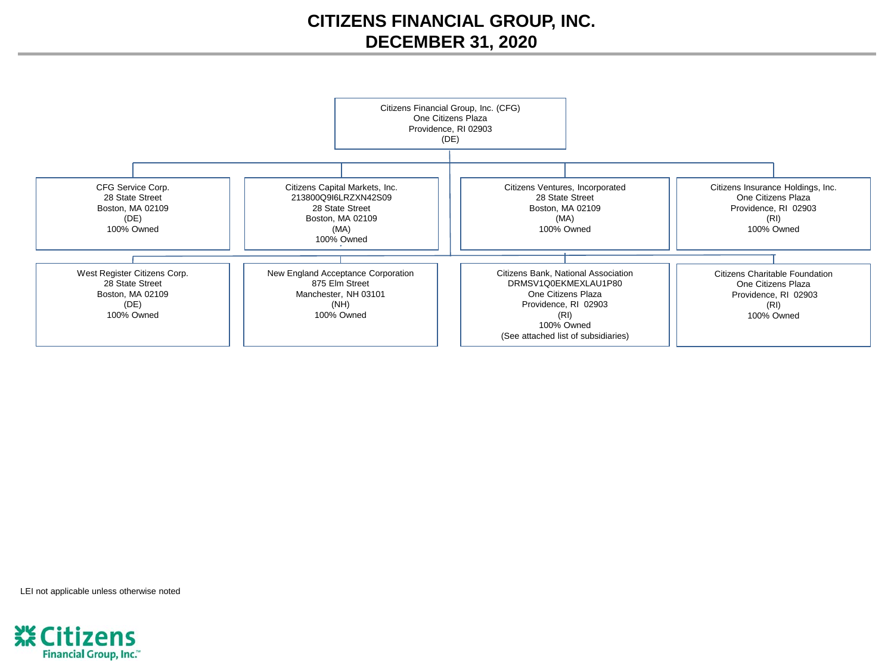# CITIZENS FINANCIAL GROUP, INC.
# DECEMBER 31, 2020

**Citizens Financial Group, Inc. (CFG)**
One Citizens Plaza
Providence, RI 02903
(DE)

**CFG Service Corp.**
28 State Street
Boston, MA 02109
(DE)
100% Owned

**Citizens Capital Markets, Inc.**
213800Q9I6LRZXN42S09
28 State Street
Boston, MA 02109
(MA)
100% Owned

**Citizens Ventures, Incorporated**
28 State Street
Boston, MA 02109
(MA)
100% Owned

**Citizens Insurance Holdings, Inc.**
One Citizens Plaza
Providence, RI 02903
(RI)
100% Owned

**West Register Citizens Corp.**
28 State Street
Boston, MA 02109
(DE)
100% Owned

**New England Acceptance Corporation**
875 Elm Street
Manchester, NH 03101
(NH)
100% Owned

**Citizens Bank, National Association**
DRMSV1Q0EKMEXLAU1P80
One Citizens Plaza
Providence, RI 02903
(RI)
100% Owned
(See attached list of subsidiaries)

**Citizens Charitable Foundation**
One Citizens Plaza
Providence, RI 02903
(RI)
100% Owned

LEI not applicable unless otherwise noted

Citizens Financial Group, Inc.™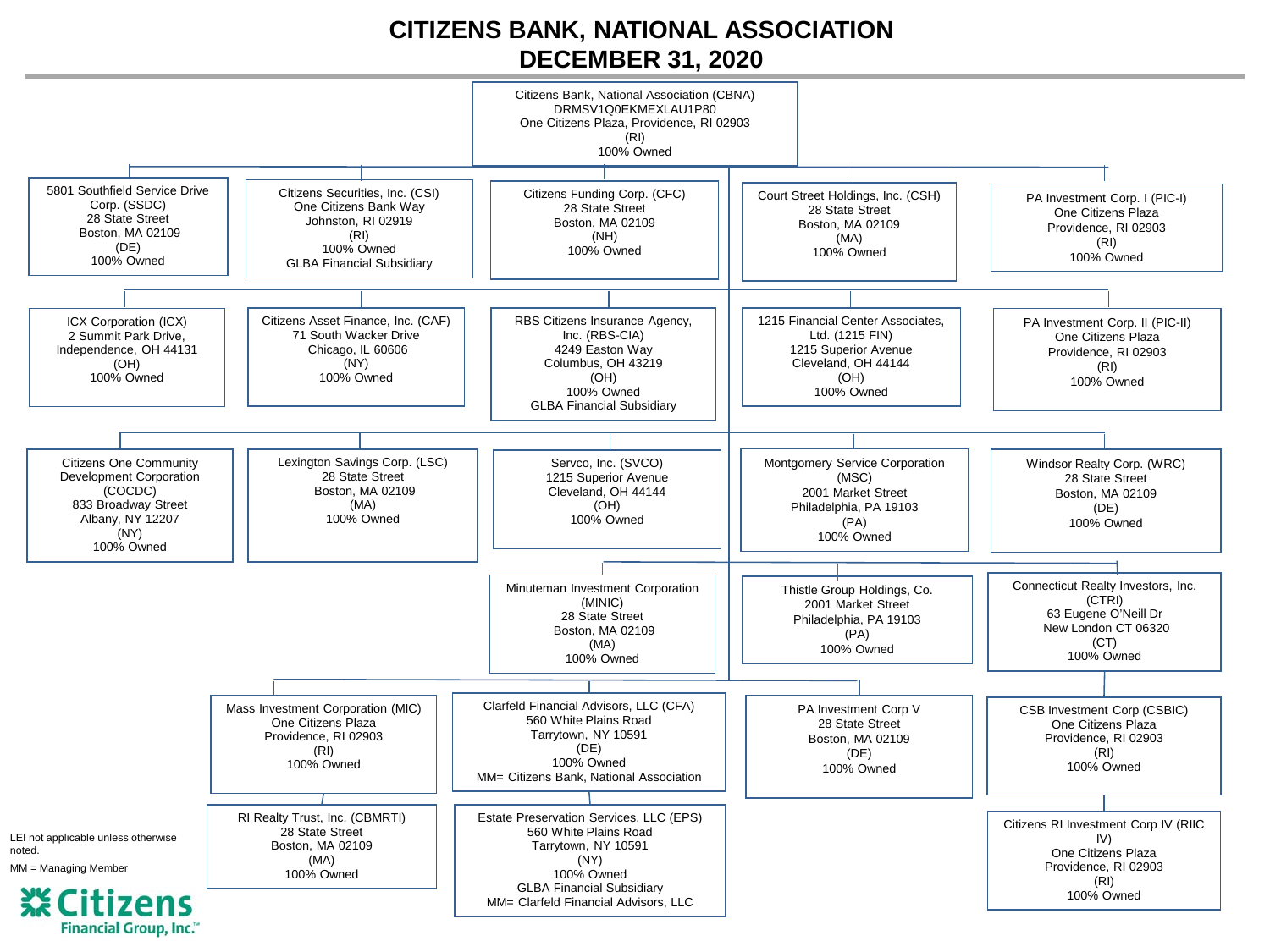# CITIZENS BANK, NATIONAL ASSOCIATION
## DECEMBER 31, 2020

**Citizens Bank, National Association (CBNA)**
DRMSV1Q0EKMEXLAU1P80
One Citizens Plaza, Providence, RI 02903
(RI)
100% Owned

Subsidiaries of Citizens Bank, National Association:

- **5801 Southfield Service Drive Corp. (SSDC)**
  28 State Street
  Boston, MA 02109
  (DE)
  100% Owned

- **Citizens Securities, Inc. (CSI)**
  One Citizens Bank Way
  Johnston, RI 02919
  (RI)
  100% Owned
  GLBA Financial Subsidiary

- **Citizens Funding Corp. (CFC)**
  28 State Street
  Boston, MA 02109
  (NH)
  100% Owned

- **Court Street Holdings, Inc. (CSH)**
  28 State Street
  Boston, MA 02109
  (MA)
  100% Owned

- **PA Investment Corp. I (PIC-I)**
  One Citizens Plaza
  Providence, RI 02903
  (RI)
  100% Owned

- **ICX Corporation (ICX)**
  2 Summit Park Drive,
  Independence, OH 44131
  (OH)
  100% Owned

- **Citizens Asset Finance, Inc. (CAF)**
  71 South Wacker Drive
  Chicago, IL 60606
  (NY)
  100% Owned

- **RBS Citizens Insurance Agency, Inc. (RBS-CIA)**
  4249 Easton Way
  Columbus, OH 43219
  (OH)
  100% Owned
  GLBA Financial Subsidiary

- **1215 Financial Center Associates, Ltd. (1215 FIN)**
  1215 Superior Avenue
  Cleveland, OH 44144
  (OH)
  100% Owned

- **PA Investment Corp. II (PIC-II)**
  One Citizens Plaza
  Providence, RI 02903
  (RI)
  100% Owned

- **Citizens One Community Development Corporation (COCDC)**
  833 Broadway Street
  Albany, NY 12207
  (NY)
  100% Owned

- **Lexington Savings Corp. (LSC)**
  28 State Street
  Boston, MA 02109
  (MA)
  100% Owned

- **Servco, Inc. (SVCO)**
  1215 Superior Avenue
  Cleveland, OH 44144
  (OH)
  100% Owned

- **Montgomery Service Corporation (MSC)**
  2001 Market Street
  Philadelphia, PA 19103
  (PA)
  100% Owned

- **Windsor Realty Corp. (WRC)**
  28 State Street
  Boston, MA 02109
  (DE)
  100% Owned

- **Minuteman Investment Corporation (MINIC)**
  28 State Street
  Boston, MA 02109
  (MA)
  100% Owned

- **Thistle Group Holdings, Co.**
  2001 Market Street
  Philadelphia, PA 19103
  (PA)
  100% Owned

- **Connecticut Realty Investors, Inc. (CTRI)**
  63 Eugene O'Neill Dr
  New London CT 06320
  (CT)
  100% Owned
  - **CSB Investment Corp (CSBIC)**
    One Citizens Plaza
    Providence, RI 02903
    (RI)
    100% Owned
    - **Citizens RI Investment Corp IV (RIIC IV)**
      One Citizens Plaza
      Providence, RI 02903
      (RI)
      100% Owned

- **Mass Investment Corporation (MIC)**
  One Citizens Plaza
  Providence, RI 02903
  (RI)
  100% Owned
  - **RI Realty Trust, Inc. (CBMRTI)**
    28 State Street
    Boston, MA 02109
    (MA)
    100% Owned

- **Clarfeld Financial Advisors, LLC (CFA)**
  560 White Plains Road
  Tarrytown, NY 10591
  (DE)
  100% Owned
  MM= Citizens Bank, National Association
  - **Estate Preservation Services, LLC (EPS)**
    560 White Plains Road
    Tarrytown, NY 10591
    (NY)
    100% Owned
    GLBA Financial Subsidiary
    MM= Clarfeld Financial Advisors, LLC

- **PA Investment Corp V**
  28 State Street
  Boston, MA 02109
  (DE)
  100% Owned

LEI not applicable unless otherwise noted.

MM = Managing Member

Citizens Financial Group, Inc.™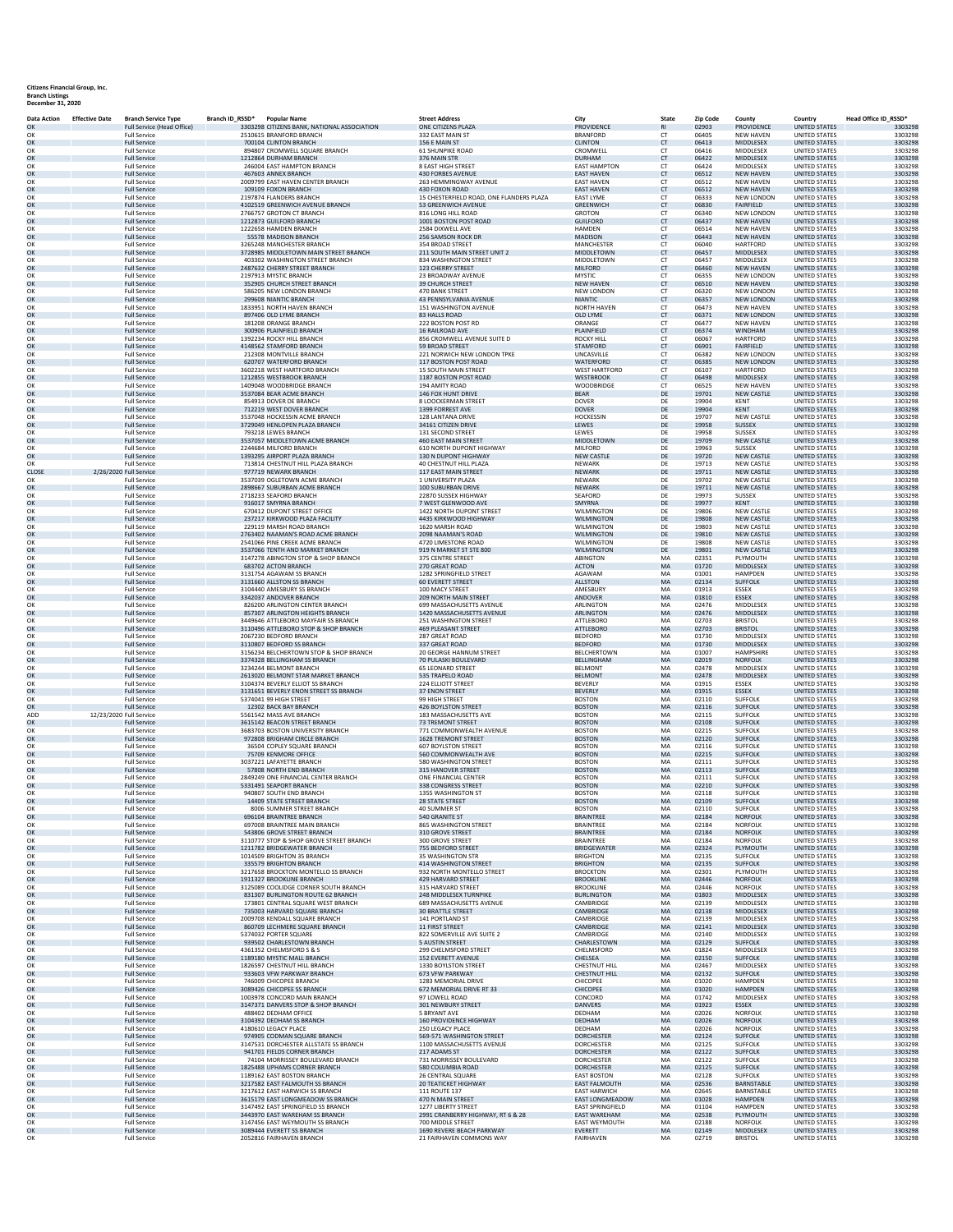**Citizens Financial Group, Inc.**
**Branch Listings**
**December 31, 2020**

| Data Action | Effective Date | Branch Service Type | Branch ID_RSSD* | Popular Name | Street Address | City | State | Zip Code | County | Country | Head Office ID_RSSD* |
|---|---|---|---|---|---|---|---|---|---|---|---|
| OK | | Full Service (Head Office) | 3303298 | CITIZENS BANK, NATIONAL ASSOCIATION | ONE CITIZENS PLAZA | PROVIDENCE | RI | 02903 | PROVIDENCE | UNITED STATES | 3303298 |
| OK | | Full Service | 2510615 | BRANFORD BRANCH | 332 EAST MAIN ST | BRANFORD | CT | 06405 | NEW HAVEN | UNITED STATES | 3303298 |
| OK | | Full Service | 700104 | CLINTON BRANCH | 156 E MAIN ST | CLINTON | CT | 06413 | MIDDLESEX | UNITED STATES | 3303298 |
| OK | | Full Service | 894807 | CROMWELL SQUARE BRANCH | 61 SHUNPIKE ROAD | CROMWELL | CT | 06416 | MIDDLESEX | UNITED STATES | 3303298 |
| OK | | Full Service | 1212864 | DURHAM BRANCH | 376 MAIN STR | DURHAM | CT | 06422 | MIDDLESEX | UNITED STATES | 3303298 |
| OK | | Full Service | 246004 | EAST HAMPTON BRANCH | 8 EAST HIGH STREET | EAST HAMPTON | CT | 06424 | MIDDLESEX | UNITED STATES | 3303298 |
| OK | | Full Service | 467603 | ANNEX BRANCH | 430 FORBES AVENUE | EAST HAVEN | CT | 06512 | NEW HAVEN | UNITED STATES | 3303298 |
| OK | | Full Service | 2009799 | EAST HAVEN CENTER BRANCH | 263 HEMMINGWAY AVENUE | EAST HAVEN | CT | 06512 | NEW HAVEN | UNITED STATES | 3303298 |
| OK | | Full Service | 109109 | FOXON BRANCH | 430 FOXON ROAD | EAST HAVEN | CT | 06512 | NEW HAVEN | UNITED STATES | 3303298 |
| OK | | Full Service | 2197874 | FLANDERS BRANCH | 15 CHESTERFIELD ROAD, ONE FLANDERS PLAZA | EAST LYME | CT | 06333 | NEW LONDON | UNITED STATES | 3303298 |
| OK | | Full Service | 4102519 | GREENWICH AVENUE BRANCH | 53 GREENWICH AVE | GREENWICH | CT | 06830 | FAIRFIELD | UNITED STATES | 3303298 |
| OK | | Full Service | 2766757 | GROTON CT BRANCH | 816 LONG HILL ROAD | GROTON | CT | 06340 | NEW LONDON | UNITED STATES | 3303298 |
| OK | | Full Service | 1212873 | GUILFORD BRANCH | 1001 BOSTON POST ROAD | GUILFORD | CT | 06437 | NEW HAVEN | UNITED STATES | 3303298 |
| OK | | Full Service | 1222658 | HAMDEN BRANCH | 2584 DIXWELL AVE | HAMDEN | CT | 06514 | NEW HAVEN | UNITED STATES | 3303298 |
| OK | | Full Service | 55578 | MADISON BRANCH | 256 SAMSON ROCK DR | MADISON | CT | 06443 | NEW HAVEN | UNITED STATES | 3303298 |
| OK | | Full Service | 3265248 | MANCHESTER BRANCH | 354 BROAD STREET | MANCHESTER | CT | 06040 | HARTFORD | UNITED STATES | 3303298 |
| OK | | Full Service | 3728985 | MIDDLETOWN MAIN STREET BRANCH | 211 SOUTH MAIN STREET UNIT 2 | MIDDLETOWN | CT | 06457 | MIDDLESEX | UNITED STATES | 3303298 |
| OK | | Full Service | 403302 | WASHINGTON STREET BRANCH | 834 WASHINGTON STREET | MIDDLETOWN | CT | 06457 | MIDDLESEX | UNITED STATES | 3303298 |
| OK | | Full Service | 2487632 | CHERRY STREET BRANCH | 123 CHERRY STREET | MILFORD | CT | 06460 | NEW HAVEN | UNITED STATES | 3303298 |
| OK | | Full Service | 2197913 | MYSTIC BRANCH | 23 BROADWAY AVENUE | MYSTIC | CT | 06355 | NEW LONDON | UNITED STATES | 3303298 |
| OK | | Full Service | 352905 | CHURCH STREET BRANCH | 39 CHURCH STREET | NEW HAVEN | CT | 06510 | NEW HAVEN | UNITED STATES | 3303298 |
| OK | | Full Service | 586205 | NEW LONDON BRANCH | 470 BANK STREET | NEW LONDON | CT | 06320 | NEW LONDON | UNITED STATES | 3303298 |
| OK | | Full Service | 299608 | NIANTIC BRANCH | 43 PENNSYLVANIA AVENUE | NIANTIC | CT | 06357 | NEW LONDON | UNITED STATES | 3303298 |
| OK | | Full Service | 1833951 | NORTH HAVEN BRANCH | 151 WASHINGTON AVENUE | NORTH HAVEN | CT | 06473 | NEW HAVEN | UNITED STATES | 3303298 |
| OK | | Full Service | 897406 | OLD LYME BRANCH | 83 HALLS ROAD | OLD LYME | CT | 06371 | NEW LONDON | UNITED STATES | 3303298 |
| OK | | Full Service | 181208 | ORANGE BRANCH | 222 BOSTON POST RD | ORANGE | CT | 06477 | NEW HAVEN | UNITED STATES | 3303298 |
| OK | | Full Service | 300906 | PLAINFIELD BRANCH | 16 RAILROAD AVE | PLAINFIELD | CT | 06374 | WINDHAM | UNITED STATES | 3303298 |
| OK | | Full Service | 1392234 | ROCKY HILL BRANCH | 856 CROMWELL AVENUE SUITE D | ROCKY HILL | CT | 06067 | HARTFORD | UNITED STATES | 3303298 |
| OK | | Full Service | 4148562 | STAMFORD BRANCH | 59 BROAD STREET | STAMFORD | CT | 06901 | FAIRFIELD | UNITED STATES | 3303298 |
| OK | | Full Service | 212308 | MONTVILLE BRANCH | 221 NORWICH NEW LONDON TPKE | UNCASVILLE | CT | 06382 | NEW LONDON | UNITED STATES | 3303298 |
| OK | | Full Service | 620707 | WATERFORD BRANCH | 117 BOSTON POST ROAD | WATERFORD | CT | 06385 | NEW LONDON | UNITED STATES | 3303298 |
| OK | | Full Service | 3602218 | WEST HARTFORD BRANCH | 15 SOUTH MAIN STREET | WEST HARTFORD | CT | 06107 | HARTFORD | UNITED STATES | 3303298 |
| OK | | Full Service | 1212855 | WESTBROOK BRANCH | 1187 BOSTON POST ROAD | WESTBROOK | CT | 06498 | MIDDLESEX | UNITED STATES | 3303298 |
| OK | | Full Service | 1409048 | WOODBRIDGE BRANCH | 194 AMITY ROAD | WOODBRIDGE | CT | 06525 | NEW HAVEN | UNITED STATES | 3303298 |
| OK | | Full Service | 3537084 | BEAR ACME BRANCH | 146 FOX HUNT DRIVE | BEAR | DE | 19701 | NEW CASTLE | UNITED STATES | 3303298 |
| OK | | Full Service | 854913 | DOVER DE BRANCH | 8 LOOCKERMAN STREET | DOVER | DE | 19904 | KENT | UNITED STATES | 3303298 |
| OK | | Full Service | 712219 | WEST DOVER BRANCH | 1399 FORREST AVE | DOVER | DE | 19904 | KENT | UNITED STATES | 3303298 |
| OK | | Full Service | 3537048 | HOCKESSIN ACME BRANCH | 128 LANTANA DRIVE | HOCKESSIN | DE | 19707 | NEW CASTLE | UNITED STATES | 3303298 |
| OK | | Full Service | 3729049 | HENLOPEN PLAZA BRANCH | 34161 CITIZEN DRIVE | LEWES | DE | 19958 | SUSSEX | UNITED STATES | 3303298 |
| OK | | Full Service | 793218 | LEWES BRANCH | 131 SECOND STREET | LEWES | DE | 19958 | SUSSEX | UNITED STATES | 3303298 |
| OK | | Full Service | 3537057 | MIDDLETOWN ACME BRANCH | 460 EAST MAIN STREET | MIDDLETOWN | DE | 19709 | NEW CASTLE | UNITED STATES | 3303298 |
| OK | | Full Service | 2244684 | MILFORD BRANCH | 610 NORTH DUPONT HIGHWAY | MILFORD | DE | 19963 | SUSSEX | UNITED STATES | 3303298 |
| OK | | Full Service | 1393295 | AIRPORT PLAZA BRANCH | 130 N DUPONT HIGHWAY | NEW CASTLE | DE | 19720 | NEW CASTLE | UNITED STATES | 3303298 |
| OK | | Full Service | 713814 | CHESTNUT HILL PLAZA BRANCH | 40 CHESTNUT HILL PLAZA | NEWARK | DE | 19713 | NEW CASTLE | UNITED STATES | 3303298 |
| CLOSE | 2/26/2020 | Full Service | 977719 | NEWARK BRANCH | 117 EAST MAIN STREET | NEWARK | DE | 19711 | NEW CASTLE | UNITED STATES | 3303298 |
| OK | | Full Service | 3537039 | OGLETOWN ACME BRANCH | 1 UNIVERSITY PLAZA | NEWARK | DE | 19702 | NEW CASTLE | UNITED STATES | 3303298 |
| OK | | Full Service | 2898667 | SUBURBAN ACME BRANCH | 100 SUBURBAN DRIVE | NEWARK | DE | 19711 | NEW CASTLE | UNITED STATES | 3303298 |
| OK | | Full Service | 2718233 | SEAFORD BRANCH | 22870 SUSSEX HIGHWAY | SEAFORD | DE | 19973 | SUSSEX | UNITED STATES | 3303298 |
| OK | | Full Service | 916017 | SMYRNA BRANCH | 7 WEST GLENWOOD AVE | SMYRNA | DE | 19977 | KENT | UNITED STATES | 3303298 |
| OK | | Full Service | 670412 | DUPONT STREET OFFICE | 1422 NORTH DUPONT STREET | WILMINGTON | DE | 19806 | NEW CASTLE | UNITED STATES | 3303298 |
| OK | | Full Service | 237217 | KIRKWOOD PLAZA FACILITY | 4435 KIRKWOOD HIGHWAY | WILMINGTON | DE | 19808 | NEW CASTLE | UNITED STATES | 3303298 |
| OK | | Full Service | 229119 | MARSH ROAD BRANCH | 1620 MARSH ROAD | WILMINGTON | DE | 19803 | NEW CASTLE | UNITED STATES | 3303298 |
| OK | | Full Service | 2763402 | NAAMAN'S ROAD ACME BRANCH | 2098 NAAMAN'S ROAD | WILMINGTON | DE | 19810 | NEW CASTLE | UNITED STATES | 3303298 |
| OK | | Full Service | 2541066 | PINE CREEK ACME BRANCH | 4720 LIMESTONE ROAD | WILMINGTON | DE | 19808 | NEW CASTLE | UNITED STATES | 3303298 |
| OK | | Full Service | 3537066 | TENTH AND MARKET BRANCH | 919 N MARKET ST STE 800 | WILMINGTON | DE | 19801 | NEW CASTLE | UNITED STATES | 3303298 |
| OK | | Full Service | 3147278 | ABINGTON STOP & SHOP BRANCH | 375 CENTRE STREET | ABINGTON | MA | 02351 | PLYMOUTH | UNITED STATES | 3303298 |
| OK | | Full Service | 683702 | ACTON BRANCH | 270 GREAT ROAD | ACTON | MA | 01720 | MIDDLESEX | UNITED STATES | 3303298 |
| OK | | Full Service | 3131754 | AGAWAM SS BRANCH | 1282 SPRINGFIELD STREET | AGAWAM | MA | 01001 | HAMPDEN | UNITED STATES | 3303298 |
| OK | | Full Service | 3131660 | ALLSTON SS BRANCH | 60 EVERETT STREET | ALLSTON | MA | 02134 | SUFFOLK | UNITED STATES | 3303298 |
| OK | | Full Service | 3104440 | AMESBURY SS BRANCH | 100 MACY STREET | AMESBURY | MA | 01913 | ESSEX | UNITED STATES | 3303298 |
| OK | | Full Service | 3342037 | ANDOVER BRANCH | 209 NORTH MAIN STREET | ANDOVER | MA | 01810 | ESSEX | UNITED STATES | 3303298 |
| OK | | Full Service | 826200 | ARLINGTON CENTER BRANCH | 699 MASSACHUSETTS AVENUE | ARLINGTON | MA | 02476 | MIDDLESEX | UNITED STATES | 3303298 |
| OK | | Full Service | 857307 | ARLINGTON HEIGHTS BRANCH | 1420 MASSACHUSETTS AVENUE | ARLINGTON | MA | 02476 | MIDDLESEX | UNITED STATES | 3303298 |
| OK | | Full Service | 3449646 | ATTLEBORO MAYFAIR SS BRANCH | 251 WASHINGTON STREET | ATTLEBORO | MA | 02703 | BRISTOL | UNITED STATES | 3303298 |
| OK | | Full Service | 3110496 | ATTLEBORO STOP & SHOP BRANCH | 469 PLEASANT STREET | ATTLEBORO | MA | 02703 | BRISTOL | UNITED STATES | 3303298 |
| OK | | Full Service | 2067230 | BEDFORD BRANCH | 287 GREAT ROAD | BEDFORD | MA | 01730 | MIDDLESEX | UNITED STATES | 3303298 |
| OK | | Full Service | 3110807 | BEDFORD SS BRANCH | 337 GREAT ROAD | BEDFORD | MA | 01730 | MIDDLESEX | UNITED STATES | 3303298 |
| OK | | Full Service | 3156234 | BELCHERTOWN STOP & SHOP BRANCH | 20 GEORGE HANNUM STREET | BELCHERTOWN | MA | 01007 | HAMPSHIRE | UNITED STATES | 3303298 |
| OK | | Full Service | 3374328 | BELLINGHAM SS BRANCH | 70 PULASKI BOULEVARD | BELLINGHAM | MA | 02019 | NORFOLK | UNITED STATES | 3303298 |
| OK | | Full Service | 3234244 | BELMONT BRANCH | 65 LEONARD STREET | BELMONT | MA | 02478 | MIDDLESEX | UNITED STATES | 3303298 |
| OK | | Full Service | 2613020 | BELMONT STAR MARKET BRANCH | 535 TRAPELO ROAD | BELMONT | MA | 02478 | MIDDLESEX | UNITED STATES | 3303298 |
| OK | | Full Service | 3104374 | BEVERLY ELLIOT SS BRANCH | 224 ELLIOTT STREET | BEVERLY | MA | 01915 | ESSEX | UNITED STATES | 3303298 |
| OK | | Full Service | 3131651 | BEVERLY ENON STREET SS BRANCH | 37 ENON STREET | BEVERLY | MA | 01915 | ESSEX | UNITED STATES | 3303298 |
| OK | | Full Service | 5374041 | 99 HIGH STREET | 99 HIGH STREET | BOSTON | MA | 02110 | SUFFOLK | UNITED STATES | 3303298 |
| OK | | Full Service | 12302 | BACK BAY BRANCH | 426 BOYLSTON STREET | BOSTON | MA | 02116 | SUFFOLK | UNITED STATES | 3303298 |
| ADD | 12/23/2020 | Full Service | 5561542 | MASS AVE BRANCH | 183 MASSACHUSETTS AVE | BOSTON | MA | 02115 | SUFFOLK | UNITED STATES | 3303298 |
| OK | | Full Service | 3615142 | BEACON STREET BRANCH | 73 TREMONT STREET | BOSTON | MA | 02108 | SUFFOLK | UNITED STATES | 3303298 |
| OK | | Full Service | 3683703 | BOSTON UNIVERSITY BRANCH | 771 COMMONWEALTH AVENUE | BOSTON | MA | 02215 | SUFFOLK | UNITED STATES | 3303298 |
| OK | | Full Service | 972808 | BRIGHAM CIRCLE BRANCH | 1628 TREMONT STREET | BOSTON | MA | 02120 | SUFFOLK | UNITED STATES | 3303298 |
| OK | | Full Service | 36504 | COPLEY SQUARE BRANCH | 607 BOYLSTON STREET | BOSTON | MA | 02116 | SUFFOLK | UNITED STATES | 3303298 |
| OK | | Full Service | 75709 | KENMORE OFFICE | 560 COMMONWEALTH AVE | BOSTON | MA | 02215 | SUFFOLK | UNITED STATES | 3303298 |
| OK | | Full Service | 3037221 | LAFAYETTE BRANCH | 580 WASHINGTON STREET | BOSTON | MA | 02111 | SUFFOLK | UNITED STATES | 3303298 |
| OK | | Full Service | 57808 | NORTH END BRANCH | 315 HANOVER STREET | BOSTON | MA | 02113 | SUFFOLK | UNITED STATES | 3303298 |
| OK | | Full Service | 2849249 | ONE FINANCIAL CENTER BRANCH | ONE FINANCIAL CENTER | BOSTON | MA | 02111 | SUFFOLK | UNITED STATES | 3303298 |
| OK | | Full Service | 5331491 | SEAPORT BRANCH | 338 CONGRESS STREET | BOSTON | MA | 02210 | SUFFOLK | UNITED STATES | 3303298 |
| OK | | Full Service | 940807 | SOUTH END BRANCH | 1355 WASHINGTON ST | BOSTON | MA | 02118 | SUFFOLK | UNITED STATES | 3303298 |
| OK | | Full Service | 14409 | STATE STREET BRANCH | 28 STATE STREET | BOSTON | MA | 02109 | SUFFOLK | UNITED STATES | 3303298 |
| OK | | Full Service | 8006 | SUMMER STREET BRANCH | 40 SUMMER ST | BOSTON | MA | 02110 | SUFFOLK | UNITED STATES | 3303298 |
| OK | | Full Service | 696104 | BRAINTREE BRANCH | 540 GRANITE ST | BRAINTREE | MA | 02184 | NORFOLK | UNITED STATES | 3303298 |
| OK | | Full Service | 697008 | BRAINTREE MAIN BRANCH | 865 WASHINGTON STREET | BRAINTREE | MA | 02184 | NORFOLK | UNITED STATES | 3303298 |
| OK | | Full Service | 543806 | GROVE STREET BRANCH | 310 GROVE STREET | BRAINTREE | MA | 02184 | NORFOLK | UNITED STATES | 3303298 |
| OK | | Full Service | 3110777 | STOP & SHOP GROVE STREET BRANCH | 300 GROVE STREET | BRAINTREE | MA | 02184 | NORFOLK | UNITED STATES | 3303298 |
| OK | | Full Service | 1211782 | BRIDGEWATER BRANCH | 755 BEDFORD STREET | BRIDGEWATER | MA | 02324 | PLYMOUTH | UNITED STATES | 3303298 |
| OK | | Full Service | 1014509 | BRIGHTON 35 BRANCH | 35 WASHINGTON STR | BRIGHTON | MA | 02135 | SUFFOLK | UNITED STATES | 3303298 |
| OK | | Full Service | 335579 | BRIGHTON BRANCH | 414 WASHINGTON STREET | BRIGHTON | MA | 02135 | SUFFOLK | UNITED STATES | 3303298 |
| OK | | Full Service | 3217658 | BROCKTON MONTELLO SS BRANCH | 932 NORTH MONTELLO STREET | BROCKTON | MA | 02301 | PLYMOUTH | UNITED STATES | 3303298 |
| OK | | Full Service | 1911327 | BROOKLINE BRANCH | 429 HARVARD STREET | BROOKLINE | MA | 02446 | NORFOLK | UNITED STATES | 3303298 |
| OK | | Full Service | 3125089 | COOLIDGE CORNER SOUTH BRANCH | 315 HARVARD STREET | BROOKLINE | MA | 02446 | NORFOLK | UNITED STATES | 3303298 |
| OK | | Full Service | 831307 | BURLINGTON ROUTE 62 BRANCH | 248 MIDDLESEX TURNPIKE | BURLINGTON | MA | 01803 | MIDDLESEX | UNITED STATES | 3303298 |
| OK | | Full Service | 173801 | CENTRAL SQUARE WEST BRANCH | 689 MASSACHUSETTS AVENUE | CAMBRIDGE | MA | 02139 | MIDDLESEX | UNITED STATES | 3303298 |
| OK | | Full Service | 735003 | HARVARD SQUARE BRANCH | 30 BRATTLE STREET | CAMBRIDGE | MA | 02138 | MIDDLESEX | UNITED STATES | 3303298 |
| OK | | Full Service | 2009708 | KENDALL SQUARE BRANCH | 141 PORTLAND ST | CAMBRIDGE | MA | 02139 | MIDDLESEX | UNITED STATES | 3303298 |
| OK | | Full Service | 860709 | LECHMERE SQUARE BRANCH | 11 FIRST STREET | CAMBRIDGE | MA | 02141 | MIDDLESEX | UNITED STATES | 3303298 |
| OK | | Full Service | 5374032 | PORTER SQUARE | 822 SOMERVILLE AVE SUITE 2 | CAMBRIDGE | MA | 02140 | MIDDLESEX | UNITED STATES | 3303298 |
| OK | | Full Service | 939502 | CHARLESTOWN BRANCH | 5 AUSTIN STREET | CHARLESTOWN | MA | 02129 | SUFFOLK | UNITED STATES | 3303298 |
| OK | | Full Service | 4361352 | CHELMSFORD S & S | 299 CHELMSFORD STREET | CHELMSFORD | MA | 01824 | MIDDLESEX | UNITED STATES | 3303298 |
| OK | | Full Service | 1189180 | MYSTIC MALL BRANCH | 152 EVERETT AVENUE | CHELSEA | MA | 02150 | SUFFOLK | UNITED STATES | 3303298 |
| OK | | Full Service | 1826597 | CHESTNUT HILL BRANCH | 1330 BOYLSTON STREET | CHESTNUT HILL | MA | 02467 | MIDDLESEX | UNITED STATES | 3303298 |
| OK | | Full Service | 933603 | VFW PARKWAY BRANCH | 673 VFW PARKWAY | CHESTNUT HILL | MA | 02132 | SUFFOLK | UNITED STATES | 3303298 |
| OK | | Full Service | 746009 | CHICOPEE BRANCH | 1283 MEMORIAL DRIVE | CHICOPEE | MA | 01020 | HAMPDEN | UNITED STATES | 3303298 |
| OK | | Full Service | 3089426 | CHICOPEE SS BRANCH | 672 MEMORIAL DRIVE RT 33 | CHICOPEE | MA | 01020 | HAMPDEN | UNITED STATES | 3303298 |
| OK | | Full Service | 1003978 | CONCORD MAIN BRANCH | 97 LOWELL ROAD | CONCORD | MA | 01742 | MIDDLESEX | UNITED STATES | 3303298 |
| OK | | Full Service | 3147371 | DANVERS STOP & SHOP BRANCH | 301 NEWBURY STREET | DANVERS | MA | 01923 | ESSEX | UNITED STATES | 3303298 |
| OK | | Full Service | 488402 | DEDHAM OFFICE | 5 BRYANT AVE | DEDHAM | MA | 02026 | NORFOLK | UNITED STATES | 3303298 |
| OK | | Full Service | 3104392 | DEDHAM SS BRANCH | 160 PROVIDENCE HIGHWAY | DEDHAM | MA | 02026 | NORFOLK | UNITED STATES | 3303298 |
| OK | | Full Service | 4180610 | LEGACY PLACE | 250 LEGACY PLACE | DEDHAM | MA | 02026 | NORFOLK | UNITED STATES | 3303298 |
| OK | | Full Service | 974905 | CODMAN SQUARE BRANCH | 569-571 WASHINGTON STREET | DORCHESTER | MA | 02124 | SUFFOLK | UNITED STATES | 3303298 |
| OK | | Full Service | 3147531 | DORCHESTER ALLSTATE SS BRANCH | 1100 MASSACHUSETTS AVENUE | DORCHESTER | MA | 02125 | SUFFOLK | UNITED STATES | 3303298 |
| OK | | Full Service | 941701 | FIELDS CORNER BRANCH | 217 ADAMS ST | DORCHESTER | MA | 02122 | SUFFOLK | UNITED STATES | 3303298 |
| OK | | Full Service | 74104 | MORRISSEY BOULEVARD BRANCH | 731 MORRISSEY BOULEVARD | DORCHESTER | MA | 02122 | SUFFOLK | UNITED STATES | 3303298 |
| OK | | Full Service | 1825488 | UPHAMS CORNER BRANCH | 580 COLUMBIA ROAD | DORCHESTER | MA | 02125 | SUFFOLK | UNITED STATES | 3303298 |
| OK | | Full Service | 1189162 | EAST BOSTON BRANCH | 26 CENTRAL SQUARE | EAST BOSTON | MA | 02128 | SUFFOLK | UNITED STATES | 3303298 |
| OK | | Full Service | 3217582 | EAST FALMOUTH SS BRANCH | 20 TEATICKET HIGHWAY | EAST FALMOUTH | MA | 02536 | BARNSTABLE | UNITED STATES | 3303298 |
| OK | | Full Service | 3217612 | EAST HARWICH SS BRANCH | 111 ROUTE 137 | EAST HARWICH | MA | 02645 | BARNSTABLE | UNITED STATES | 3303298 |
| OK | | Full Service | 3615179 | EAST LONGMEADOW SS BRANCH | 470 N MAIN STREET | EAST LONGMEADOW | MA | 01028 | HAMPDEN | UNITED STATES | 3303298 |
| OK | | Full Service | 3147492 | EAST SPRINGFIELD SS BRANCH | 1277 LIBERTY STREET | EAST SPRINGFIELD | MA | 01104 | HAMPDEN | UNITED STATES | 3303298 |
| OK | | Full Service | 3443970 | EAST WAREHAM SS BRANCH | 2991 CRANBERRY HIGHWAY, RT 6 & 28 | EAST WAREHAM | MA | 02538 | PLYMOUTH | UNITED STATES | 3303298 |
| OK | | Full Service | 3147456 | EAST WEYMOUTH SS BRANCH | 700 MIDDLE STREET | EAST WEYMOUTH | MA | 02188 | NORFOLK | UNITED STATES | 3303298 |
| OK | | Full Service | 3089444 | EVERETT SS BRANCH | 1690 REVERE BEACH PARKWAY | EVERETT | MA | 02149 | MIDDLESEX | UNITED STATES | 3303298 |
| OK | | Full Service | 2052816 | FAIRHAVEN BRANCH | 21 FAIRHAVEN COMMONS WAY | FAIRHAVEN | MA | 02719 | BRISTOL | UNITED STATES | 3303298 |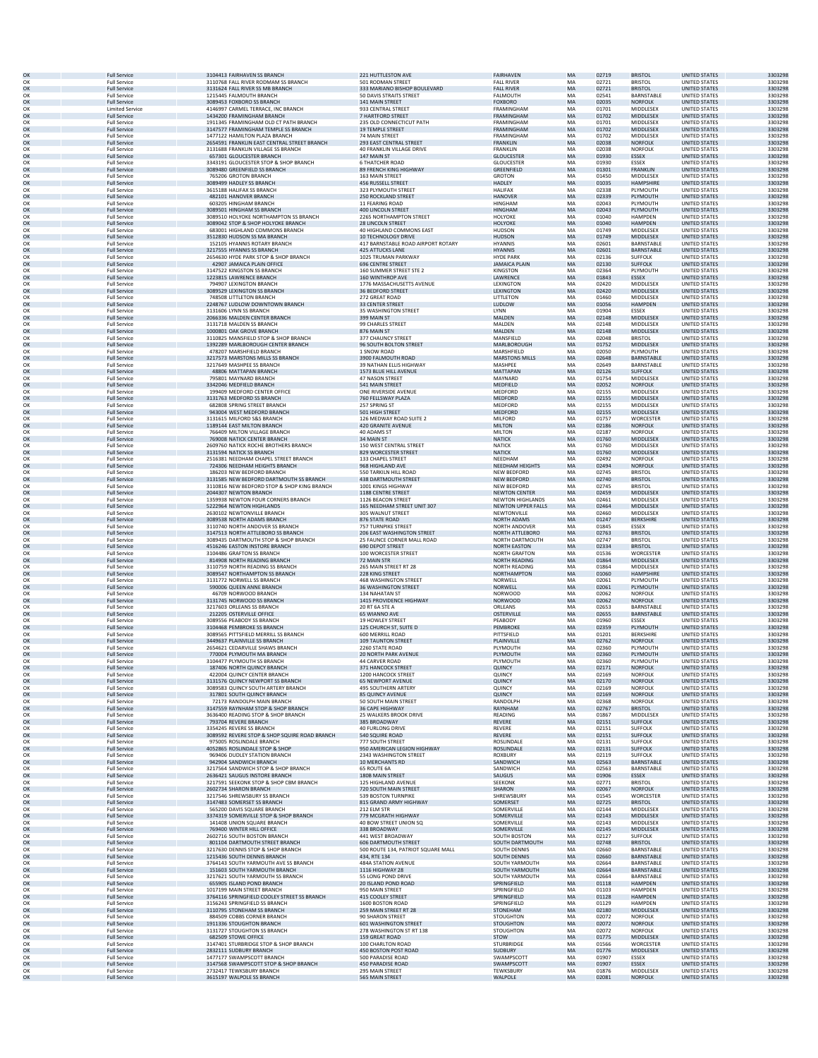| | | | | | | | | | |
|---|---|---|---|---|---|---|---|---|---|
| OK | Full Service | 3104413 FAIRHAVEN SS BRANCH | 221 HUTTLESTON AVE | FAIRHAVEN | MA | 02719 | BRISTOL | UNITED STATES | 3303298 |
| OK | Full Service | 3110768 FALL RIVER RODMAN SS BRANCH | 501 RODMAN STREET | FALL RIVER | MA | 02721 | BRISTOL | UNITED STATES | 3303298 |
| OK | Full Service | 3131624 FALL RIVER SS MB BRANCH | 333 MARIANO BISHOP BOULEVARD | FALL RIVER | MA | 02721 | BRISTOL | UNITED STATES | 3303298 |
| OK | Full Service | 1215445 FALMOUTH BRANCH | 50 DAVIS STRAITS STREET | FALMOUTH | MA | 02541 | BARNSTABLE | UNITED STATES | 3303298 |
| OK | Full Service | 3089453 FOXBORO SS BRANCH | 141 MAIN STREET | FOXBORO | MA | 02035 | NORFOLK | UNITED STATES | 3303298 |
| OK | Limited Service | 4146997 CARMEL TERRACE, INC BRANCH | 933 CENTRAL STREET | FRAMINGHAM | MA | 01701 | MIDDLESEX | UNITED STATES | 3303298 |
| OK | Full Service | 1434200 FRAMINGHAM BRANCH | 7 HARTFORD STREET | FRAMINGHAM | MA | 01702 | MIDDLESEX | UNITED STATES | 3303298 |
| OK | Full Service | 1911345 FRAMINGHAM OLD CT PATH BRANCH | 235 OLD CONNECTICUT PATH | FRAMINGHAM | MA | 01701 | MIDDLESEX | UNITED STATES | 3303298 |
| OK | Full Service | 3147577 FRAMINGHAM TEMPLE SS BRANCH | 19 TEMPLE STREET | FRAMINGHAM | MA | 01702 | MIDDLESEX | UNITED STATES | 3303298 |
| OK | Full Service | 1477122 HAMILTON PLAZA BRANCH | 74 MAIN STREET | FRAMINGHAM | MA | 01702 | MIDDLESEX | UNITED STATES | 3303298 |
| OK | Full Service | 2654591 FRANKLIN EAST CENTRAL STREET BRANCH | 293 EAST CENTRAL STREET | FRANKLIN | MA | 02038 | NORFOLK | UNITED STATES | 3303298 |
| OK | Full Service | 3131688 FRANKLIN VILLAGE SS BRANCH | 40 FRANKLIN VILLAGE DRIVE | FRANKLIN | MA | 02038 | NORFOLK | UNITED STATES | 3303298 |
| OK | Full Service | 657301 GLOUCESTER BRANCH | 147 MAIN ST | GLOUCESTER | MA | 01930 | ESSEX | UNITED STATES | 3303298 |
| OK | Full Service | 3343191 GLOUCESTER STOP & SHOP BRANCH | 6 THATCHER ROAD | GLOUCESTER | MA | 01930 | ESSEX | UNITED STATES | 3303298 |
| OK | Full Service | 3089480 GREENFIELD SS BRANCH | 89 FRENCH KING HIGHWAY | GREENFIELD | MA | 01301 | FRANKLIN | UNITED STATES | 3303298 |
| OK | Full Service | 765206 GROTON BRANCH | 163 MAIN STREET | GROTON | MA | 01450 | MIDDLESEX | UNITED STATES | 3303298 |
| OK | Full Service | 3089499 HADLEY SS BRANCH | 456 RUSSELL STREET | HADLEY | MA | 01035 | HAMPSHIRE | UNITED STATES | 3303298 |
| OK | Full Service | 3615188 HALIFAX SS BRANCH | 323 PLYMOUTH STREET | HALIFAX | MA | 02338 | PLYMOUTH | UNITED STATES | 3303298 |
| OK | Full Service | 482101 HANOVER BRANCH | 250 ROCKLAND STREET | HANOVER | MA | 02339 | PLYMOUTH | UNITED STATES | 3303298 |
| OK | Full Service | 603205 HINGHAM BRANCH | 11 FEARING ROAD | HINGHAM | MA | 02043 | PLYMOUTH | UNITED STATES | 3303298 |
| OK | Full Service | 3089501 HINGHAM SS BRANCH | 400 LINCOLN STREET | HINGHAM | MA | 02043 | PLYMOUTH | UNITED STATES | 3303298 |
| OK | Full Service | 3089510 HOLYOKE NORTHAMPTON SS BRANCH | 2265 NORTHAMPTON STREET | HOLYOKE | MA | 01040 | HAMPDEN | UNITED STATES | 3303298 |
| OK | Full Service | 3089042 STOP & SHOP HOLYOKE BRANCH | 28 LINCOLN STREET | HOLYOKE | MA | 01040 | HAMPDEN | UNITED STATES | 3303298 |
| OK | Full Service | 683001 HIGHLAND COMMONS BRANCH | 40 HIGHLAND COMMONS EAST | HUDSON | MA | 01749 | MIDDLESEX | UNITED STATES | 3303298 |
| OK | Full Service | 3512830 HUDSON SS MA BRANCH | 10 TECHNOLOGY DRIVE | HUDSON | MA | 01749 | MIDDLESEX | UNITED STATES | 3303298 |
| OK | Full Service | 152105 HYANNIS ROTARY BRANCH | 417 BARNSTABLE ROAD AIRPORT ROTARY | HYANNIS | MA | 02601 | BARNSTABLE | UNITED STATES | 3303298 |
| OK | Full Service | 3217555 HYANNIS SS BRANCH | 425 ATTUCKS LANE | HYANNIS | MA | 02601 | BARNSTABLE | UNITED STATES | 3303298 |
| OK | Full Service | 2654630 HYDE PARK STOP & SHOP BRANCH | 1025 TRUMAN PARKWAY | HYDE PARK | MA | 02136 | SUFFOLK | UNITED STATES | 3303298 |
| OK | Full Service | 42907 JAMAICA PLAIN OFFICE | 696 CENTRE STREET | JAMAICA PLAIN | MA | 02130 | SUFFOLK | UNITED STATES | 3303298 |
| OK | Full Service | 3147522 KINGSTON SS BRANCH | 160 SUMMER STREET STE 2 | KINGSTON | MA | 02364 | PLYMOUTH | UNITED STATES | 3303298 |
| OK | Full Service | 1223815 LAWRENCE BRANCH | 160 WINTHROP AVE | LAWRENCE | MA | 01843 | ESSEX | UNITED STATES | 3303298 |
| OK | Full Service | 794907 LEXINGTON BRANCH | 1776 MASSACHUSETTS AVENUE | LEXINGTON | MA | 02420 | MIDDLESEX | UNITED STATES | 3303298 |
| OK | Full Service | 3089529 LEXINGTON SS BRANCH | 36 BEDFORD STREET | LEXINGTON | MA | 02420 | MIDDLESEX | UNITED STATES | 3303298 |
| OK | Full Service | 748508 LITTLETON BRANCH | 272 GREAT ROAD | LITTLETON | MA | 01460 | MIDDLESEX | UNITED STATES | 3303298 |
| OK | Full Service | 2248767 LUDLOW DOWNTOWN BRANCH | 33 CENTER STREET | LUDLOW | MA | 01056 | HAMPDEN | UNITED STATES | 3303298 |
| OK | Full Service | 3131606 LYNN SS BRANCH | 35 WASHINGTON STREET | LYNN | MA | 01904 | ESSEX | UNITED STATES | 3303298 |
| OK | Full Service | 2066336 MALDEN CENTER BRANCH | 399 MAIN ST | MALDEN | MA | 02148 | MIDDLESEX | UNITED STATES | 3303298 |
| OK | Full Service | 3131718 MALDEN SS BRANCH | 99 CHARLES STREET | MALDEN | MA | 02148 | MIDDLESEX | UNITED STATES | 3303298 |
| OK | Full Service | 1000801 OAK GROVE BRANCH | 876 MAIN ST | MALDEN | MA | 02148 | MIDDLESEX | UNITED STATES | 3303298 |
| OK | Full Service | 3110825 MANSFIELD STOP & SHOP BRANCH | 377 CHAUNCY STREET | MANSFIELD | MA | 02048 | BRISTOL | UNITED STATES | 3303298 |
| OK | Full Service | 1392289 MARLBOROUGH CENTER BRANCH | 96 SOUTH BOLTON STREET | MARLBOROUGH | MA | 01752 | MIDDLESEX | UNITED STATES | 3303298 |
| OK | Full Service | 478207 MARSHFIELD BRANCH | 1 SNOW ROAD | MARSHFIELD | MA | 02050 | PLYMOUTH | UNITED STATES | 3303298 |
| OK | Full Service | 3217573 MARSTONS MILLS SS BRANCH | 3900 FALMOUTH ROAD | MARSTONS MILLS | MA | 02648 | BARNSTABLE | UNITED STATES | 3303298 |
| OK | Full Service | 3217649 MASHPEE SS BRANCH | 39 NATHAN ELLIS HIGHWAY | MASHPEE | MA | 02649 | BARNSTABLE | UNITED STATES | 3303298 |
| OK | Full Service | 48806 MATTAPAN BRANCH | 1573 BLUE HILL AVENUE | MATTAPAN | MA | 02126 | SUFFOLK | UNITED STATES | 3303298 |
| OK | Full Service | 795801 MAYNARD BRANCH | 47 NASON STREET | MAYNARD | MA | 01754 | MIDDLESEX | UNITED STATES | 3303298 |
| OK | Full Service | 3342046 MEDFIELD BRANCH | 541 MAIN STREET | MEDFIELD | MA | 02052 | NORFOLK | UNITED STATES | 3303298 |
| OK | Full Service | 199409 MEDFORD CENTER OFFICE | ONE RIVERSIDE AVENUE | MEDFORD | MA | 02155 | MIDDLESEX | UNITED STATES | 3303298 |
| OK | Full Service | 3131763 MEDFORD SS BRANCH | 760 FELLSWAY PLAZA | MEDFORD | MA | 02155 | MIDDLESEX | UNITED STATES | 3303298 |
| OK | Full Service | 682808 SPRING STREET BRANCH | 257 SPRING ST | MEDFORD | MA | 02155 | MIDDLESEX | UNITED STATES | 3303298 |
| OK | Full Service | 943004 WEST MEDFORD BRANCH | 501 HIGH STREET | MEDFORD | MA | 02155 | MIDDLESEX | UNITED STATES | 3303298 |
| OK | Full Service | 3131615 MILFORD S&S BRANCH | 126 MEDWAY ROAD SUITE 2 | MILFORD | MA | 01757 | WORCESTER | UNITED STATES | 3303298 |
| OK | Full Service | 1189144 EAST MILTON BRANCH | 420 GRANITE AVENUE | MILTON | MA | 02186 | NORFOLK | UNITED STATES | 3303298 |
| OK | Full Service | 766409 MILTON VILLAGE BRANCH | 40 ADAMS ST | MILTON | MA | 02187 | NORFOLK | UNITED STATES | 3303298 |
| OK | Full Service | 769008 NATICK CENTER BRANCH | 34 MAIN ST | NATICK | MA | 01760 | MIDDLESEX | UNITED STATES | 3303298 |
| OK | Full Service | 2609760 NATICK ROCHE BROTHERS BRANCH | 150 WEST CENTRAL STREET | NATICK | MA | 01760 | MIDDLESEX | UNITED STATES | 3303298 |
| OK | Full Service | 3131594 NATICK SS BRANCH | 829 WORCESTER STREET | NATICK | MA | 01760 | MIDDLESEX | UNITED STATES | 3303298 |
| OK | Full Service | 2516381 NEEDHAM CHAPEL STREET BRANCH | 133 CHAPEL STREET | NEEDHAM | MA | 02492 | NORFOLK | UNITED STATES | 3303298 |
| OK | Full Service | 724306 NEEDHAM HEIGHTS BRANCH | 968 HIGHLAND AVE | NEEDHAM HEIGHTS | MA | 02494 | NORFOLK | UNITED STATES | 3303298 |
| OK | Full Service | 186203 NEW BEDFORD BRANCH | 550 TARKILN HILL ROAD | NEW BEDFORD | MA | 02745 | BRISTOL | UNITED STATES | 3303298 |
| OK | Full Service | 3131585 NEW BEDFORD DARTMOUTH SS BRANCH | 438 DARTMOUTH STREET | NEW BEDFORD | MA | 02740 | BRISTOL | UNITED STATES | 3303298 |
| OK | Full Service | 3110816 NEW BEDFORD STOP & SHOP KING BRANCH | 1001 KINGS HIGHWAY | NEW BEDFORD | MA | 02745 | BRISTOL | UNITED STATES | 3303298 |
| OK | Full Service | 2044307 NEWTON BRANCH | 1188 CENTRE STREET | NEWTON CENTER | MA | 02459 | MIDDLESEX | UNITED STATES | 3303298 |
| OK | Full Service | 1359938 NEWTON FOUR CORNERS BRANCH | 1126 BEACON STREET | NEWTON HIGHLANDS | MA | 02461 | MIDDLESEX | UNITED STATES | 3303298 |
| OK | Full Service | 5222964 NEWTON HIGHLANDS | 165 NEEDHAM STREET UNIT 307 | NEWTON UPPER FALLS | MA | 02464 | MIDDLESEX | UNITED STATES | 3303298 |
| OK | Full Service | 2630102 NEWTONVILLE BRANCH | 305 WALNUT STREET | NEWTONVILLE | MA | 02460 | MIDDLESEX | UNITED STATES | 3303298 |
| OK | Full Service | 3089538 NORTH ADAMS BRANCH | 876 STATE ROAD | NORTH ADAMS | MA | 01247 | BERKSHIRE | UNITED STATES | 3303298 |
| OK | Full Service | 3110740 NORTH ANDOVER SS BRANCH | 757 TURNPIKE STREET | NORTH ANDOVER | MA | 01845 | ESSEX | UNITED STATES | 3303298 |
| OK | Full Service | 3147513 NORTH ATTLEBORO SS BRANCH | 206 EAST WASHINGTON STREET | NORTH ATTLEBORO | MA | 02763 | BRISTOL | UNITED STATES | 3303298 |
| OK | Full Service | 3089435 DARTMOUTH STOP & SHOP BRANCH | 25 FAUNCE CORNER MALL ROAD | NORTH DARTMOUTH | MA | 02747 | BRISTOL | UNITED STATES | 3303298 |
| OK | Full Service | 4516246 EASTON INSTORE BRANCH | 690 DEPOT STREET | NORTH EASTON | MA | 02334 | BRISTOL | UNITED STATES | 3303298 |
| OK | Full Service | 3104486 GRAFTON SS BRANCH | 100 WORCESTER STREET | NORTH GRAFTON | MA | 01536 | WORCESTER | UNITED STATES | 3303298 |
| OK | Full Service | 814908 NORTH READING BRANCH | 72 MAIN STR | NORTH READING | MA | 01864 | MIDDLESEX | UNITED STATES | 3303298 |
| OK | Full Service | 3110759 NORTH READING SS BRANCH | 265 MAIN STREET RT 28 | NORTH READING | MA | 01864 | MIDDLESEX | UNITED STATES | 3303298 |
| OK | Full Service | 3089547 NORTHAMPTON SS BRANCH | 228 KING STREET | NORTHAMPTON | MA | 01060 | HAMPSHIRE | UNITED STATES | 3303298 |
| OK | Full Service | 3131772 NORWELL SS BRANCH | 468 WASHINGTON STREET | NORWELL | MA | 02061 | PLYMOUTH | UNITED STATES | 3303298 |
| OK | Full Service | 590006 QUEEN ANNE BRANCH | 36 WASHINGTON STREET | NORWELL | MA | 02061 | PLYMOUTH | UNITED STATES | 3303298 |
| OK | Full Service | 46709 NORWOOD BRANCH | 134 NAHATAN ST | NORWOOD | MA | 02062 | NORFOLK | UNITED STATES | 3303298 |
| OK | Full Service | 3131745 NORWOOD SS BRANCH | 1415 PROVIDENCE HIGHWAY | NORWOOD | MA | 02062 | NORFOLK | UNITED STATES | 3303298 |
| OK | Full Service | 3217603 ORLEANS SS BRANCH | 20 RT 6A STE A | ORLEANS | MA | 02653 | BARNSTABLE | UNITED STATES | 3303298 |
| OK | Full Service | 212205 OSTERVILLE OFFICE | 65 WIANNO AVE | OSTERVILLE | MA | 02655 | BARNSTABLE | UNITED STATES | 3303298 |
| OK | Full Service | 3089556 PEABODY SS BRANCH | 19 HOWLEY STREET | PEABODY | MA | 01960 | ESSEX | UNITED STATES | 3303298 |
| OK | Full Service | 3104468 PEMBROKE SS BRANCH | 125 CHURCH ST, SUITE D | PEMBROKE | MA | 02359 | PLYMOUTH | UNITED STATES | 3303298 |
| OK | Full Service | 3089565 PITTSFIELD MERRILL SS BRANCH | 600 MERRILL ROAD | PITTSFIELD | MA | 01201 | BERKSHIRE | UNITED STATES | 3303298 |
| OK | Full Service | 3449637 PLAINVILLE SS BRANCH | 109 TAUNTON STREET | PLAINVILLE | MA | 02762 | NORFOLK | UNITED STATES | 3303298 |
| OK | Full Service | 2654621 CEDARVILLE SHAWS BRANCH | 2260 STATE ROAD | PLYMOUTH | MA | 02360 | PLYMOUTH | UNITED STATES | 3303298 |
| OK | Full Service | 770004 PLYMOUTH MA BRANCH | 20 NORTH PARK AVENUE | PLYMOUTH | MA | 02360 | PLYMOUTH | UNITED STATES | 3303298 |
| OK | Full Service | 3104477 PLYMOUTH SS BRANCH | 44 CARVER ROAD | PLYMOUTH | MA | 02360 | PLYMOUTH | UNITED STATES | 3303298 |
| OK | Full Service | 187406 NORTH QUINCY BRANCH | 371 HANCOCK STREET | QUINCY | MA | 02171 | NORFOLK | UNITED STATES | 3303298 |
| OK | Full Service | 422004 QUINCY CENTER BRANCH | 1200 HANCOCK STREET | QUINCY | MA | 02169 | NORFOLK | UNITED STATES | 3303298 |
| OK | Full Service | 3131576 QUINCY NEWPORT SS BRANCH | 65 NEWPORT AVENUE | QUINCY | MA | 02170 | NORFOLK | UNITED STATES | 3303298 |
| OK | Full Service | 3089583 QUINCY SOUTH ARTERY BRANCH | 495 SOUTHERN ARTERY | QUINCY | MA | 02169 | NORFOLK | UNITED STATES | 3303298 |
| OK | Full Service | 317801 SOUTH QUINCY BRANCH | 85 QUINCY AVENUE | QUINCY | MA | 02169 | NORFOLK | UNITED STATES | 3303298 |
| OK | Full Service | 72173 RANDOLPH MAIN BRANCH | 50 SOUTH MAIN STREET | RANDOLPH | MA | 02368 | NORFOLK | UNITED STATES | 3303298 |
| OK | Full Service | 3147559 RAYNHAM STOP & SHOP BRANCH | 36 CAPE HIGHWAY | RAYNHAM | MA | 02767 | BRISTOL | UNITED STATES | 3303298 |
| OK | Full Service | 3636400 READING STOP & SHOP BRANCH | 25 WALKERS BROOK DRIVE | READING | MA | 01867 | MIDDLESEX | UNITED STATES | 3303298 |
| OK | Full Service | 793704 REVERE BRANCH | 385 BROADWAY | REVERE | MA | 02151 | SUFFOLK | UNITED STATES | 3303298 |
| OK | Full Service | 3354245 REVERE SS BRANCH | 40 FURLONG DRIVE | REVERE | MA | 02151 | SUFFOLK | UNITED STATES | 3303298 |
| OK | Full Service | 3089592 REVERE STOP & SHOP SQUIRE ROAD BRANCH | 540 SQUIRE ROAD | REVERE | MA | 02151 | SUFFOLK | UNITED STATES | 3303298 |
| OK | Full Service | 975005 ROSLINDALE BRANCH | 777 SOUTH STREET | ROSLINDALE | MA | 02131 | SUFFOLK | UNITED STATES | 3303298 |
| OK | Full Service | 4052865 ROSLINDALE STOP & SHOP | 950 AMERICAN LEGION HIGHWAY | ROSLINDALE | MA | 02131 | SUFFOLK | UNITED STATES | 3303298 |
| OK | Full Service | 969406 DUDLEY STATION BRANCH | 2343 WASHINGTON STREET | ROXBURY | MA | 02119 | SUFFOLK | UNITED STATES | 3303298 |
| OK | Full Service | 942904 SANDWICH BRANCH | 10 MERCHANTS RD | SANDWICH | MA | 02563 | BARNSTABLE | UNITED STATES | 3303298 |
| OK | Full Service | 3217564 SANDWICH STOP & SHOP BRANCH | 65 ROUTE 6A | SANDWICH | MA | 02563 | BARNSTABLE | UNITED STATES | 3303298 |
| OK | Full Service | 2636421 SAUGUS INSTORE BRANCH | 180B MAIN STREET | SAUGUS | MA | 01906 | ESSEX | UNITED STATES | 3303298 |
| OK | Full Service | 3217591 SEEKONK STOP & SHOP CBM BRANCH | 125 HIGHLAND AVENUE | SEEKONK | MA | 02771 | BRISTOL | UNITED STATES | 3303298 |
| OK | Full Service | 2602734 SHARON BRANCH | 720 SOUTH MAIN STREET | SHARON | MA | 02067 | NORFOLK | UNITED STATES | 3303298 |
| OK | Full Service | 3217546 SHREWSBURY SS BRANCH | 539 BOSTON TURNPIKE | SHREWSBURY | MA | 01545 | WORCESTER | UNITED STATES | 3303298 |
| OK | Full Service | 3147483 SOMERSET SS BRANCH | 815 GRAND ARMY HIGHWAY | SOMERSET | MA | 02725 | BRISTOL | UNITED STATES | 3303298 |
| OK | Full Service | 565200 DAVIS SQUARE BRANCH | 212 ELM STR | SOMERVILLE | MA | 02144 | MIDDLESEX | UNITED STATES | 3303298 |
| OK | Full Service | 3374319 SOMERVILLE STOP & SHOP BRANCH | 779 MCGRATH HIGHWAY | SOMERVILLE | MA | 02143 | MIDDLESEX | UNITED STATES | 3303298 |
| OK | Full Service | 141408 UNION SQUARE BRANCH | 40 BOW STREET UNION SQ | SOMERVILLE | MA | 02143 | MIDDLESEX | UNITED STATES | 3303298 |
| OK | Full Service | 769400 WINTER HILL OFFICE | 338 BROADWAY | SOMERVILLE | MA | 02145 | MIDDLESEX | UNITED STATES | 3303298 |
| OK | Full Service | 2602716 SOUTH BOSTON BRANCH | 441 WEST BROADWAY | SOUTH BOSTON | MA | 02127 | SUFFOLK | UNITED STATES | 3303298 |
| OK | Full Service | 801104 DARTMOUTH STREET BRANCH | 606 DARTMOUTH STREET | SOUTH DARTMOUTH | MA | 02748 | BRISTOL | UNITED STATES | 3303298 |
| OK | Full Service | 3217630 DENNIS STOP & SHOP BRANCH | 500 ROUTE 134, PATRIOT SQUARE MALL | SOUTH DENNIS | MA | 02660 | BARNSTABLE | UNITED STATES | 3303298 |
| OK | Full Service | 1215436 SOUTH DENNIS BRANCH | 434, RTE 134 | SOUTH DENNIS | MA | 02660 | BARNSTABLE | UNITED STATES | 3303298 |
| OK | Full Service | 3764143 SOUTH YARMOUTH AVE SS BRANCH | 484A STATION AVENUE | SOUTH YARMOUTH | MA | 02664 | BARNSTABLE | UNITED STATES | 3303298 |
| OK | Full Service | 151603 SOUTH YARMOUTH BRANCH | 1116 HIGHWAY 28 | SOUTH YARMOUTH | MA | 02664 | BARNSTABLE | UNITED STATES | 3303298 |
| OK | Full Service | 3217621 SOUTH YARMOUTH SS BRANCH | 55 LONG POND DRIVE | SOUTH YARMOUTH | MA | 02664 | BARNSTABLE | UNITED STATES | 3303298 |
| OK | Full Service | 655905 ISLAND POND BRANCH | 20 ISLAND POND ROAD | SPRINGFIELD | MA | 01118 | HAMPDEN | UNITED STATES | 3303298 |
| OK | Full Service | 1017199 MAIN STREET BRANCH | 950 MAIN STREET | SPRINGFIELD | MA | 01103 | HAMPDEN | UNITED STATES | 3303298 |
| OK | Full Service | 3764116 SPRINGFIELD COOLEY STREET SS BRANCH | 415 COOLEY STREET | SPRINGFIELD | MA | 01128 | HAMPDEN | UNITED STATES | 3303298 |
| OK | Full Service | 3156243 SPRINGFIELD SS BRANCH | 1600 BOSTON ROAD | SPRINGFIELD | MA | 01129 | HAMPDEN | UNITED STATES | 3303298 |
| OK | Full Service | 3110795 STONEHAM SS BRANCH | 259 MAIN STREET RT 28 | STONEHAM | MA | 02180 | MIDDLESEX | UNITED STATES | 3303298 |
| OK | Full Service | 884509 COBBS CORNER BRANCH | 90 SHARON STREET | STOUGHTON | MA | 02072 | NORFOLK | UNITED STATES | 3303298 |
| OK | Full Service | 1911336 STOUGHTON BRANCH | 601 WASHINGTON STREET | STOUGHTON | MA | 02072 | NORFOLK | UNITED STATES | 3303298 |
| OK | Full Service | 3131727 STOUGHTON SS BRANCH | 278 WASHINGTON ST RT 138 | STOUGHTON | MA | 02072 | NORFOLK | UNITED STATES | 3303298 |
| OK | Full Service | 682509 STOWE OFFICE | 159 GREAT ROAD | STOW | MA | 01775 | MIDDLESEX | UNITED STATES | 3303298 |
| OK | Full Service | 3147401 STURBRIDGE STOP & SHOP BRANCH | 100 CHARLTON ROAD | STURBRIDGE | MA | 01566 | WORCESTER | UNITED STATES | 3303298 |
| OK | Full Service | 2832111 SUDBURY BRANCH | 450 BOSTON POST ROAD | SUDBURY | MA | 01776 | MIDDLESEX | UNITED STATES | 3303298 |
| OK | Full Service | 1477177 SWAMPSCOTT BRANCH | 500 PARADISE ROAD | SWAMPSCOTT | MA | 01907 | ESSEX | UNITED STATES | 3303298 |
| OK | Full Service | 3147568 SWAMPSCOTT STOP & SHOP BRANCH | 450 PARADISE ROAD | SWAMPSCOTT | MA | 01907 | ESSEX | UNITED STATES | 3303298 |
| OK | Full Service | 2732417 TEWKSBURY BRANCH | 295 MAIN STREET | TEWKSBURY | MA | 01876 | MIDDLESEX | UNITED STATES | 3303298 |
| OK | Full Service | 3615197 WALPOLE SS BRANCH | 565 MAIN STREET | WALPOLE | MA | 02081 | NORFOLK | UNITED STATES | 3303298 |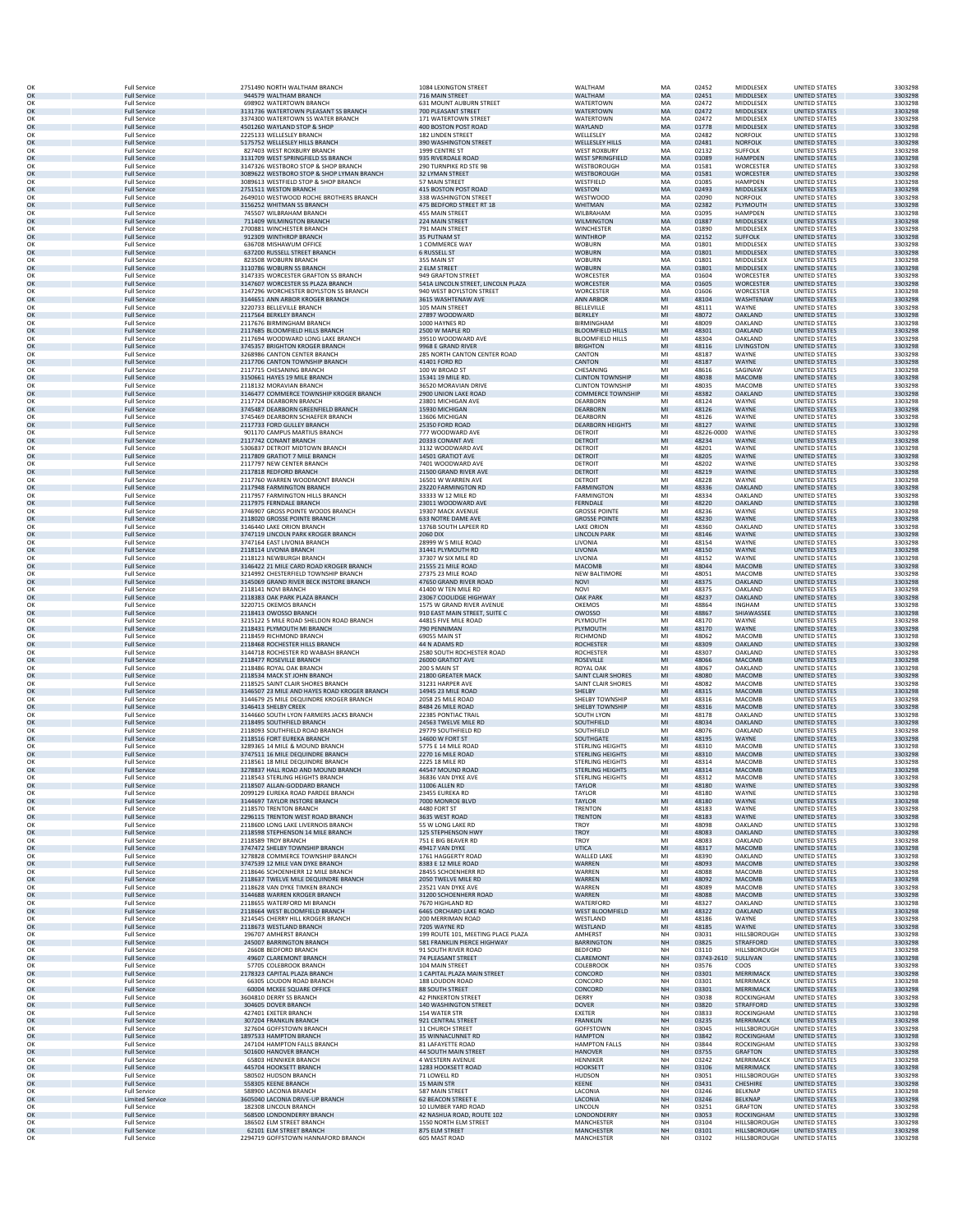| | | | | | | | | | |
|---|---|---|---|---|---|---|---|---|---|
| OK | Full Service | 2751490 NORTH WALTHAM BRANCH | 1084 LEXINGTON STREET | WALTHAM | MA | 02452 | MIDDLESEX | UNITED STATES | 3303298 |
| OK | Full Service | 944579 WALTHAM BRANCH | 716 MAIN STREET | WALTHAM | MA | 02451 | MIDDLESEX | UNITED STATES | 3303298 |
| OK | Full Service | 698902 WATERTOWN BRANCH | 631 MOUNT AUBURN STREET | WATERTOWN | MA | 02472 | MIDDLESEX | UNITED STATES | 3303298 |
| OK | Full Service | 3131736 WATERTOWN PLEASANT SS BRANCH | 700 PLEASANT STREET | WATERTOWN | MA | 02472 | MIDDLESEX | UNITED STATES | 3303298 |
| OK | Full Service | 3374300 WATERTOWN SS WATER BRANCH | 171 WATERTOWN STREET | WATERTOWN | MA | 02472 | MIDDLESEX | UNITED STATES | 3303298 |
| OK | Full Service | 4501260 WAYLAND STOP & SHOP | 400 BOSTON POST ROAD | WAYLAND | MA | 01778 | MIDDLESEX | UNITED STATES | 3303298 |
| OK | Full Service | 2225133 WELLESLEY BRANCH | 182 LINDEN STREET | WELLESLEY | MA | 02482 | NORFOLK | UNITED STATES | 3303298 |
| OK | Full Service | 5175752 WELLESLEY HILLS BRANCH | 390 WASHINGTON STREET | WELLESLEY HILLS | MA | 02481 | NORFOLK | UNITED STATES | 3303298 |
| OK | Full Service | 827403 WEST ROXBURY BRANCH | 1999 CENTRE ST | WEST ROXBURY | MA | 02132 | SUFFOLK | UNITED STATES | 3303298 |
| OK | Full Service | 3131709 WEST SPRINGFIELD SS BRANCH | 935 RIVERDALE ROAD | WEST SPRINGFIELD | MA | 01089 | HAMPDEN | UNITED STATES | 3303298 |
| OK | Full Service | 3147326 WESTBORO STOP & SHOP BRANCH | 290 TURNPIKE RD STE 9B | WESTBOROUGH | MA | 01581 | WORCESTER | UNITED STATES | 3303298 |
| OK | Full Service | 3089622 WESTBORO STOP & SHOP LYMAN BRANCH | 32 LYMAN STREET | WESTBOROUGH | MA | 01581 | WORCESTER | UNITED STATES | 3303298 |
| OK | Full Service | 3089613 WESTFIELD STOP & SHOP BRANCH | 57 MAIN STREET | WESTFIELD | MA | 01085 | HAMPDEN | UNITED STATES | 3303298 |
| OK | Full Service | 2751511 WESTON BRANCH | 415 BOSTON POST ROAD | WESTON | MA | 02493 | MIDDLESEX | UNITED STATES | 3303298 |
| OK | Full Service | 2649010 WESTWOOD ROCHE BROTHERS BRANCH | 338 WASHINGTON STREET | WESTWOOD | MA | 02090 | NORFOLK | UNITED STATES | 3303298 |
| OK | Full Service | 3156252 WHITMAN SS BRANCH | 475 BEDFORD STREET RT 18 | WHITMAN | MA | 02382 | PLYMOUTH | UNITED STATES | 3303298 |
| OK | Full Service | 745507 WILBRAHAM BRANCH | 455 MAIN STREET | WILBRAHAM | MA | 01095 | HAMPDEN | UNITED STATES | 3303298 |
| OK | Full Service | 711409 WILMINGTON BRANCH | 224 MAIN STREET | WILMINGTON | MA | 01887 | MIDDLESEX | UNITED STATES | 3303298 |
| OK | Full Service | 2700881 WINCHESTER BRANCH | 791 MAIN STREET | WINCHESTER | MA | 01890 | MIDDLESEX | UNITED STATES | 3303298 |
| OK | Full Service | 912309 WINTHROP BRANCH | 35 PUTNAM ST | WINTHROP | MA | 02152 | SUFFOLK | UNITED STATES | 3303298 |
| OK | Full Service | 636708 MISHAWUM OFFICE | 1 COMMERCE WAY | WOBURN | MA | 01801 | MIDDLESEX | UNITED STATES | 3303298 |
| OK | Full Service | 637200 RUSSELL STREET BRANCH | 6 RUSSELL ST | WOBURN | MA | 01801 | MIDDLESEX | UNITED STATES | 3303298 |
| OK | Full Service | 823508 WOBURN BRANCH | 355 MAIN ST | WOBURN | MA | 01801 | MIDDLESEX | UNITED STATES | 3303298 |
| OK | Full Service | 3110786 WOBURN SS BRANCH | 2 ELM STREET | WOBURN | MA | 01801 | MIDDLESEX | UNITED STATES | 3303298 |
| OK | Full Service | 3147335 WORCESTER GRAFTON SS BRANCH | 949 GRAFTON STREET | WORCESTER | MA | 01604 | WORCESTER | UNITED STATES | 3303298 |
| OK | Full Service | 3147607 WORCESTER SS PLAZA BRANCH | 541A LINCOLN STREET, LINCOLN PLAZA | WORCESTER | MA | 01605 | WORCESTER | UNITED STATES | 3303298 |
| OK | Full Service | 3147296 WORCHESTER BOYLSTON SS BRANCH | 940 WEST BOYLSTON STREET | WORCESTER | MA | 01606 | WORCESTER | UNITED STATES | 3303298 |
| OK | Full Service | 3144651 ANN ARBOR KROGER BRANCH | 3615 WASHTENAW AVE | ANN ARBOR | MI | 48104 | WASHTENAW | UNITED STATES | 3303298 |
| OK | Full Service | 3220733 BELLEVILLE BRANCH | 105 MAIN STREET | BELLEVILLE | MI | 48111 | WAYNE | UNITED STATES | 3303298 |
| OK | Full Service | 2117564 BERKLEY BRANCH | 27897 WOODWARD | BERKLEY | MI | 48072 | OAKLAND | UNITED STATES | 3303298 |
| OK | Full Service | 2117676 BIRMINGHAM BRANCH | 1000 HAYNES RD | BIRMINGHAM | MI | 48009 | OAKLAND | UNITED STATES | 3303298 |
| OK | Full Service | 2117685 BLOOMFIELD HILLS BRANCH | 2500 W MAPLE RD | BLOOMFIELD HILLS | MI | 48301 | OAKLAND | UNITED STATES | 3303298 |
| OK | Full Service | 2117694 WOODWARD LONG LAKE BRANCH | 39510 WOODWARD AVE | BLOOMFIELD HILLS | MI | 48304 | OAKLAND | UNITED STATES | 3303298 |
| OK | Full Service | 3745357 BRIGHTON KROGER BRANCH | 9968 E GRAND RIVER | BRIGHTON | MI | 48116 | LIVINGSTON | UNITED STATES | 3303298 |
| OK | Full Service | 3268986 CANTON CENTER BRANCH | 285 NORTH CANTON CENTER ROAD | CANTON | MI | 48187 | WAYNE | UNITED STATES | 3303298 |
| OK | Full Service | 2117706 CANTON TOWNSHIP BRANCH | 41401 FORD RD | CANTON | MI | 48187 | WAYNE | UNITED STATES | 3303298 |
| OK | Full Service | 2117715 CHESANING BRANCH | 100 W BROAD ST | CHESANING | MI | 48616 | SAGINAW | UNITED STATES | 3303298 |
| OK | Full Service | 3150661 HAYES 19 MILE BRANCH | 15341 19 MILE RD. | CLINTON TOWNSHIP | MI | 48038 | MACOMB | UNITED STATES | 3303298 |
| OK | Full Service | 2118132 MORAVIAN BRANCH | 36520 MORAVIAN DRIVE | CLINTON TOWNSHIP | MI | 48035 | MACOMB | UNITED STATES | 3303298 |
| OK | Full Service | 3146477 COMMERCE TOWNSHIP KROGER BRANCH | 2900 UNION LAKE ROAD | COMMERCE TOWNSHIP | MI | 48382 | OAKLAND | UNITED STATES | 3303298 |
| OK | Full Service | 2117724 DEARBORN BRANCH | 23801 MICHIGAN AVE | DEARBORN | MI | 48124 | WAYNE | UNITED STATES | 3303298 |
| OK | Full Service | 3745487 DEARBORN GREENFIELD BRANCH | 15930 MICHIGAN | DEARBORN | MI | 48126 | WAYNE | UNITED STATES | 3303298 |
| OK | Full Service | 3745469 DEARBORN SCHAEFER BRANCH | 13606 MICHIGAN | DEARBORN | MI | 48126 | WAYNE | UNITED STATES | 3303298 |
| OK | Full Service | 2117733 FORD GULLEY BRANCH | 25350 FORD ROAD | DEARBORN HEIGHTS | MI | 48127 | WAYNE | UNITED STATES | 3303298 |
| OK | Full Service | 901170 CAMPUS MARTIUS BRANCH | 777 WOODWARD AVE | DETROIT | MI | 48226-0000 | WAYNE | UNITED STATES | 3303298 |
| OK | Full Service | 2117742 CONANT BRANCH | 20333 CONANT AVE | DETROIT | MI | 48234 | WAYNE | UNITED STATES | 3303298 |
| OK | Full Service | 5306837 DETROIT MIDTOWN BRANCH | 3132 WOODWARD AVE | DETROIT | MI | 48201 | WAYNE | UNITED STATES | 3303298 |
| OK | Full Service | 2117809 GRATIOT 7 MILE BRANCH | 14501 GRATIOT AVE | DETROIT | MI | 48205 | WAYNE | UNITED STATES | 3303298 |
| OK | Full Service | 2117797 NEW CENTER BRANCH | 7401 WOODWARD AVE | DETROIT | MI | 48202 | WAYNE | UNITED STATES | 3303298 |
| OK | Full Service | 2117818 REDFORD BRANCH | 21500 GRAND RIVER AVE | DETROIT | MI | 48219 | WAYNE | UNITED STATES | 3303298 |
| OK | Full Service | 2117760 WARREN WOODMONT BRANCH | 16501 W WARREN AVE | DETROIT | MI | 48228 | WAYNE | UNITED STATES | 3303298 |
| OK | Full Service | 2117948 FARMINGTON BRANCH | 23220 FARMINGTON RD | FARMINGTON | MI | 48336 | OAKLAND | UNITED STATES | 3303298 |
| OK | Full Service | 2117957 FARMINGTON HILLS BRANCH | 33333 W 12 MILE RD | FARMINGTON | MI | 48334 | OAKLAND | UNITED STATES | 3303298 |
| OK | Full Service | 2117975 FERNDALE BRANCH | 23011 WOODWARD AVE | FERNDALE | MI | 48220 | OAKLAND | UNITED STATES | 3303298 |
| OK | Full Service | 3746907 GROSS POINTE WOODS BRANCH | 19307 MACK AVENUE | GROSSE POINTE | MI | 48236 | WAYNE | UNITED STATES | 3303298 |
| OK | Full Service | 2118020 GROSSE POINTE BRANCH | 633 NOTRE DAME AVE | GROSSE POINTE | MI | 48230 | WAYNE | UNITED STATES | 3303298 |
| OK | Full Service | 3146440 LAKE ORION BRANCH | 1376B SOUTH LAPEER RD | LAKE ORION | MI | 48360 | OAKLAND | UNITED STATES | 3303298 |
| OK | Full Service | 3747119 LINCOLN PARK KROGER BRANCH | 2060 DIX | LINCOLN PARK | MI | 48146 | WAYNE | UNITED STATES | 3303298 |
| OK | Full Service | 3747164 EAST LIVONIA BRANCH | 28999 W 5 MILE ROAD | LIVONIA | MI | 48154 | WAYNE | UNITED STATES | 3303298 |
| OK | Full Service | 2118114 LIVONIA BRANCH | 31441 PLYMOUTH RD | LIVONIA | MI | 48150 | WAYNE | UNITED STATES | 3303298 |
| OK | Full Service | 2118123 NEWBURGH BRANCH | 37307 W SIX MILE RD | LIVONIA | MI | 48152 | WAYNE | UNITED STATES | 3303298 |
| OK | Full Service | 3146422 21 MILE CARD ROAD KROGER BRANCH | 21555 21 MILE ROAD | MACOMB | MI | 48044 | MACOMB | UNITED STATES | 3303298 |
| OK | Full Service | 3214992 CHESTERFIELD TOWNSHIP BRANCH | 27375 23 MILE ROAD | NEW BALTIMORE | MI | 48051 | MACOMB | UNITED STATES | 3303298 |
| OK | Full Service | 3145069 GRAND RIVER BECK INSTORE BRANCH | 47650 GRAND RIVER ROAD | NOVI | MI | 48375 | OAKLAND | UNITED STATES | 3303298 |
| OK | Full Service | 2118141 NOVI BRANCH | 41400 W TEN MILE RD | NOVI | MI | 48375 | OAKLAND | UNITED STATES | 3303298 |
| OK | Full Service | 2118383 OAK PARK PLAZA BRANCH | 23067 COOLIDGE HIGHWAY | OAK PARK | MI | 48237 | OAKLAND | UNITED STATES | 3303298 |
| OK | Full Service | 3220715 OKEMOS BRANCH | 1575 W GRAND RIVER AVENUE | OKEMOS | MI | 48864 | INGHAM | UNITED STATES | 3303298 |
| OK | Full Service | 2118413 OWOSSO BRANCH | 910 EAST MAIN STREET, SUITE C | OWOSSO | MI | 48867 | SHIAWASSEE | UNITED STATES | 3303298 |
| OK | Full Service | 3215122 5 MILE ROAD SHELDON ROAD BRANCH | 44815 FIVE MILE ROAD | PLYMOUTH | MI | 48170 | WAYNE | UNITED STATES | 3303298 |
| OK | Full Service | 2118431 PLYMOUTH MI BRANCH | 790 PENNIMAN | PLYMOUTH | MI | 48170 | WAYNE | UNITED STATES | 3303298 |
| OK | Full Service | 2118459 RICHMOND BRANCH | 69055 MAIN ST | RICHMOND | MI | 48062 | MACOMB | UNITED STATES | 3303298 |
| OK | Full Service | 2118468 ROCHESTER HILLS BRANCH | 44 N ADAMS RD | ROCHESTER | MI | 48309 | OAKLAND | UNITED STATES | 3303298 |
| OK | Full Service | 3144718 ROCHESTER RD WABASH BRANCH | 2580 SOUTH ROCHESTER ROAD | ROCHESTER | MI | 48307 | OAKLAND | UNITED STATES | 3303298 |
| OK | Full Service | 2118477 ROSEVILLE BRANCH | 26000 GRATIOT AVE | ROSEVILLE | MI | 48066 | MACOMB | UNITED STATES | 3303298 |
| OK | Full Service | 2118486 ROYAL OAK BRANCH | 200 S MAIN ST | ROYAL OAK | MI | 48067 | OAKLAND | UNITED STATES | 3303298 |
| OK | Full Service | 2118534 MACK ST JOHN BRANCH | 21800 GREATER MACK | SAINT CLAIR SHORES | MI | 48080 | MACOMB | UNITED STATES | 3303298 |
| OK | Full Service | 2118525 SAINT CLAIR SHORES BRANCH | 31231 HARPER AVE | SAINT CLAIR SHORES | MI | 48082 | MACOMB | UNITED STATES | 3303298 |
| OK | Full Service | 3146507 23 MILE AND HAYES ROAD KROGER BRANCH | 14945 23 MILE ROAD | SHELBY | MI | 48315 | MACOMB | UNITED STATES | 3303298 |
| OK | Full Service | 3144679 25 MILE DEQUINDRE KROGER BRANCH | 2058 25 MILE ROAD | SHELBY TOWNSHIP | MI | 48316 | MACOMB | UNITED STATES | 3303298 |
| OK | Full Service | 3146413 SHELBY CREEK | 8484 26 MILE ROAD | SHELBY TOWNSHIP | MI | 48316 | MACOMB | UNITED STATES | 3303298 |
| OK | Full Service | 3144660 SOUTH LYON FARMERS JACKS BRANCH | 22385 PONTIAC TRAIL | SOUTH LYON | MI | 48178 | OAKLAND | UNITED STATES | 3303298 |
| OK | Full Service | 2118495 SOUTHFIELD BRANCH | 24563 TWELVE MILE RD | SOUTHFIELD | MI | 48034 | OAKLAND | UNITED STATES | 3303298 |
| OK | Full Service | 2118093 SOUTHFIELD ROAD BRANCH | 29779 SOUTHFIELD RD | SOUTHFIELD | MI | 48076 | OAKLAND | UNITED STATES | 3303298 |
| OK | Full Service | 2118516 FORT EUREKA BRANCH | 14600 W FORT ST | SOUTHGATE | MI | 48195 | WAYNE | UNITED STATES | 3303298 |
| OK | Full Service | 3289365 14 MILE & MOUND BRANCH | 5775 E 14 MILE ROAD | STERLING HEIGHTS | MI | 48310 | MACOMB | UNITED STATES | 3303298 |
| OK | Full Service | 3747511 16 MILE DEQUINDRE BRANCH | 2270 16 MILE ROAD | STERLING HEIGHTS | MI | 48310 | MACOMB | UNITED STATES | 3303298 |
| OK | Full Service | 2118561 18 MILE DEQUINDRE BRANCH | 2225 18 MILE RD | STERLING HEIGHTS | MI | 48314 | MACOMB | UNITED STATES | 3303298 |
| OK | Full Service | 3278837 HALL ROAD AND MOUND BRANCH | 44547 MOUND ROAD | STERLING HEIGHTS | MI | 48314 | MACOMB | UNITED STATES | 3303298 |
| OK | Full Service | 2118543 STERLING HEIGHTS BRANCH | 36836 VAN DYKE AVE | STERLING HEIGHTS | MI | 48312 | MACOMB | UNITED STATES | 3303298 |
| OK | Full Service | 2118507 ALLAN-GODDARD BRANCH | 11006 ALLEN RD | TAYLOR | MI | 48180 | WAYNE | UNITED STATES | 3303298 |
| OK | Full Service | 2099129 EUREKA ROAD PARDEE BRANCH | 23455 EUREKA RD | TAYLOR | MI | 48180 | WAYNE | UNITED STATES | 3303298 |
| OK | Full Service | 3144697 TAYLOR INSTORE BRANCH | 7000 MONROE BLVD | TAYLOR | MI | 48180 | WAYNE | UNITED STATES | 3303298 |
| OK | Full Service | 2118570 TRENTON BRANCH | 4480 FORT ST | TRENTON | MI | 48183 | WAYNE | UNITED STATES | 3303298 |
| OK | Full Service | 2296115 TRENTON WEST ROAD BRANCH | 3635 WEST ROAD | TRENTON | MI | 48183 | WAYNE | UNITED STATES | 3303298 |
| OK | Full Service | 2118600 LONG LAKE LIVERNOIS BRANCH | 55 W LONG LAKE RD | TROY | MI | 48098 | OAKLAND | UNITED STATES | 3303298 |
| OK | Full Service | 2118598 STEPHENSON 14 MILE BRANCH | 125 STEPHENSON HWY | TROY | MI | 48083 | OAKLAND | UNITED STATES | 3303298 |
| OK | Full Service | 2118589 TROY BRANCH | 751 E BIG BEAVER RD | TROY | MI | 48083 | OAKLAND | UNITED STATES | 3303298 |
| OK | Full Service | 3747472 SHELBY TOWNSHIP BRANCH | 49417 VAN DYKE | UTICA | MI | 48317 | MACOMB | UNITED STATES | 3303298 |
| OK | Full Service | 3278828 COMMERCE TOWNSHIP BRANCH | 1761 HAGGERTY ROAD | WALLED LAKE | MI | 48390 | OAKLAND | UNITED STATES | 3303298 |
| OK | Full Service | 3747539 12 MILE VAN DYKE BRANCH | 8383 E 12 MILE ROAD | WARREN | MI | 48093 | MACOMB | UNITED STATES | 3303298 |
| OK | Full Service | 2118646 SCHOENHERR 12 MILE BRANCH | 28455 SCHOENHERR RD | WARREN | MI | 48088 | MACOMB | UNITED STATES | 3303298 |
| OK | Full Service | 2118637 TWELVE MILE DEQUINDRE BRANCH | 2050 TWELVE MILE RD | WARREN | MI | 48092 | MACOMB | UNITED STATES | 3303298 |
| OK | Full Service | 2118628 VAN DYKE TIMKEN BRANCH | 23521 VAN DYKE AVE | WARREN | MI | 48089 | MACOMB | UNITED STATES | 3303298 |
| OK | Full Service | 3144688 WARREN KROGER BRANCH | 31200 SCHOENHERR ROAD | WARREN | MI | 48088 | MACOMB | UNITED STATES | 3303298 |
| OK | Full Service | 2118655 WATERFORD MI BRANCH | 7670 HIGHLAND RD | WATERFORD | MI | 48327 | OAKLAND | UNITED STATES | 3303298 |
| OK | Full Service | 2118664 WEST BLOOMFIELD BRANCH | 6465 ORCHARD LAKE ROAD | WEST BLOOMFIELD | MI | 48322 | OAKLAND | UNITED STATES | 3303298 |
| OK | Full Service | 3214545 CHERRY HILL KROGER BRANCH | 200 MERRIMAN ROAD | WESTLAND | MI | 48186 | WAYNE | UNITED STATES | 3303298 |
| OK | Full Service | 2118673 WESTLAND BRANCH | 7205 WAYNE RD | WESTLAND | MI | 48185 | WAYNE | UNITED STATES | 3303298 |
| OK | Full Service | 396707 AMHERST BRANCH | 199 ROUTE 101, MEETING PLACE PLAZA | AMHERST | NH | 03031 | HILLSBOROUGH | UNITED STATES | 3303298 |
| OK | Full Service | 245007 BARRINGTON BRANCH | 581 FRANKLIN PIERCE HIGHWAY | BARRINGTON | NH | 03825 | STRAFFORD | UNITED STATES | 3303298 |
| OK | Full Service | 26608 BEDFORD BRANCH | 91 SOUTH RIVER ROAD | BEDFORD | NH | 03110 | HILLSBOROUGH | UNITED STATES | 3303298 |
| OK | Full Service | 49607 CLAREMONT BRANCH | 74 PLEASANT STREET | CLAREMONT | NH | 03743-2610 | SULLIVAN | UNITED STATES | 3303298 |
| OK | Full Service | 57705 COLEBROOK BRANCH | 104 MAIN STREET | COLEBROOK | NH | 03576 | COOS | UNITED STATES | 3303298 |
| OK | Full Service | 2178323 CAPITAL PLAZA BRANCH | 1 CAPITAL PLAZA MAIN STREET | CONCORD | NH | 03301 | MERRIMACK | UNITED STATES | 3303298 |
| OK | Full Service | 66305 LOUDON ROAD BRANCH | 188 LOUDON ROAD | CONCORD | NH | 03301 | MERRIMACK | UNITED STATES | 3303298 |
| OK | Full Service | 60004 MCKEE SQUARE OFFICE | 88 SOUTH STREET | CONCORD | NH | 03301 | MERRIMACK | UNITED STATES | 3303298 |
| OK | Full Service | 3604810 DERRY SS BRANCH | 42 PINKERTON STREET | DERRY | NH | 03038 | ROCKINGHAM | UNITED STATES | 3303298 |
| OK | Full Service | 304605 DOVER BRANCH | 140 WASHINGTON STREET | DOVER | NH | 03820 | STRAFFORD | UNITED STATES | 3303298 |
| OK | Full Service | 427401 EXETER BRANCH | 154 WATER STR | EXETER | NH | 03833 | ROCKINGHAM | UNITED STATES | 3303298 |
| OK | Full Service | 307204 FRANKLIN BRANCH | 921 CENTRAL STREET | FRANKLIN | NH | 03235 | MERRIMACK | UNITED STATES | 3303298 |
| OK | Full Service | 327604 GOFFSTOWN BRANCH | 11 CHURCH STREET | GOFFSTOWN | NH | 03045 | HILLSBOROUGH | UNITED STATES | 3303298 |
| OK | Full Service | 1897533 HAMPTON BRANCH | 35 WINNACUNNET RD | HAMPTON | NH | 03842 | ROCKINGHAM | UNITED STATES | 3303298 |
| OK | Full Service | 247104 HAMPTON FALLS BRANCH | 81 LAFAYETTE ROAD | HAMPTON FALLS | NH | 03844 | ROCKINGHAM | UNITED STATES | 3303298 |
| OK | Full Service | 501600 HANOVER BRANCH | 44 SOUTH MAIN STREET | HANOVER | NH | 03755 | GRAFTON | UNITED STATES | 3303298 |
| OK | Full Service | 65803 HENNIKER BRANCH | 4 WESTERN AVENUE | HENNIKER | NH | 03242 | MERRIMACK | UNITED STATES | 3303298 |
| OK | Full Service | 445704 HOOKSETT BRANCH | 1283 HOOKSETT ROAD | HOOKSETT | NH | 03106 | MERRIMACK | UNITED STATES | 3303298 |
| OK | Full Service | 580502 HUDSON BRANCH | 71 LOWELL RD | HUDSON | NH | 03051 | HILLSBOROUGH | UNITED STATES | 3303298 |
| OK | Full Service | 558305 KEENE BRANCH | 15 MAIN STR | KEENE | NH | 03431 | CHESHIRE | UNITED STATES | 3303298 |
| OK | Full Service | 588900 LACONIA BRANCH | 587 MAIN STREET | LACONIA | NH | 03246 | BELKNAP | UNITED STATES | 3303298 |
| OK | Limited Service | 3605040 LACONIA DRIVE-UP BRANCH | 62 BEACON STREET E | LACONIA | NH | 03246 | BELKNAP | UNITED STATES | 3303298 |
| OK | Full Service | 182308 LINCOLN BRANCH | 10 LUMBER YARD ROAD | LINCOLN | NH | 03251 | GRAFTON | UNITED STATES | 3303298 |
| OK | Full Service | 568500 LONDONDERRY BRANCH | 42 NASHUA ROAD, ROUTE 102 | LONDONDERRY | NH | 03053 | ROCKINGHAM | UNITED STATES | 3303298 |
| OK | Full Service | 186502 ELM STREET BRANCH | 1550 NORTH ELM STREET | MANCHESTER | NH | 03104 | HILLSBOROUGH | UNITED STATES | 3303298 |
| OK | Full Service | 62101 ELM STREET BRANCH | 875 ELM STREET | MANCHESTER | NH | 03101 | HILLSBOROUGH | UNITED STATES | 3303298 |
| OK | Full Service | 2294719 GOFFSTOWN HANNAFORD BRANCH | 605 MAST ROAD | MANCHESTER | NH | 03102 | HILLSBOROUGH | UNITED STATES | 3303298 |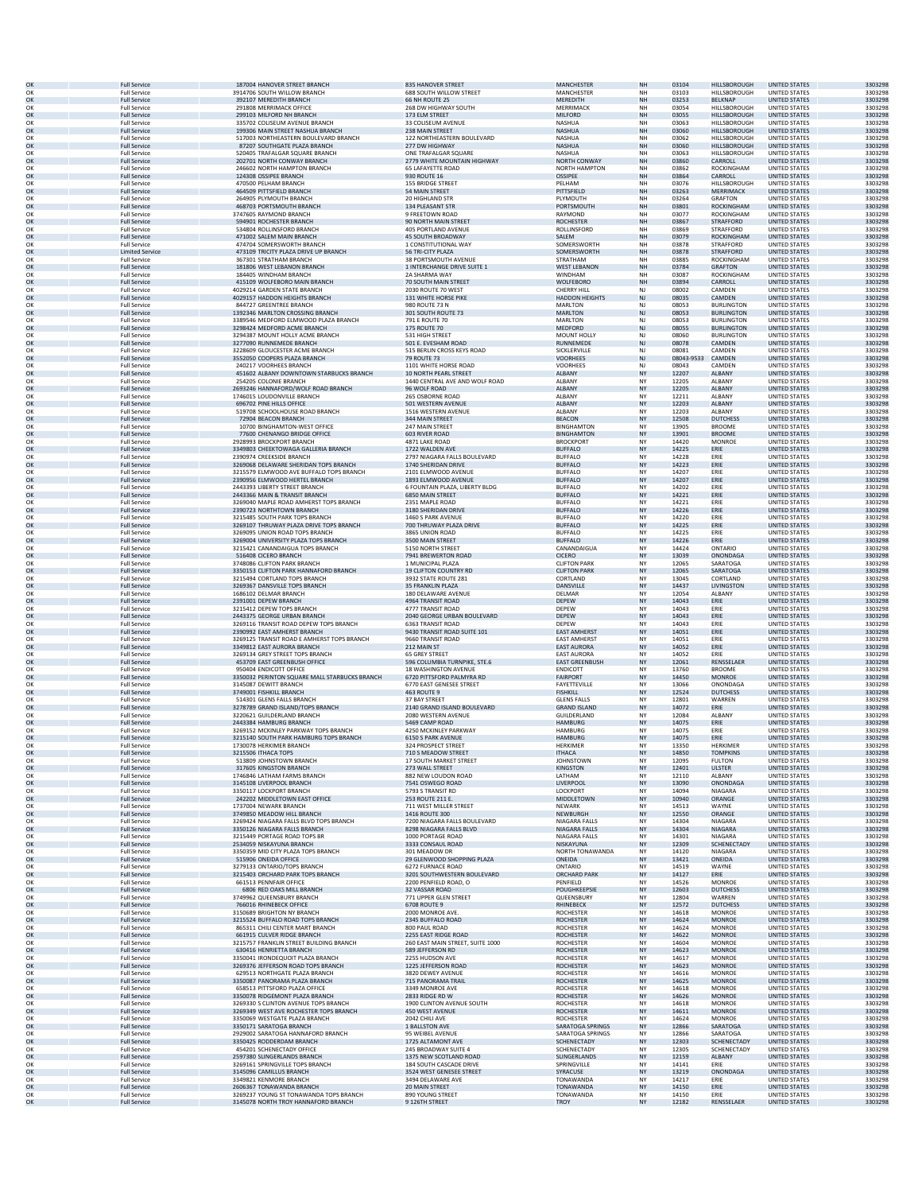| | | | | | | | | | |
|---|---|---|---|---|---|---|---|---|---|
| OK | Full Service | 187004 HANOVER STREET BRANCH | 835 HANOVER STREET | MANCHESTER | NH | 03104 | HILLSBOROUGH | UNITED STATES | 3303298 |
| OK | Full Service | 3914706 SOUTH WILLOW BRANCH | 688 SOUTH WILLOW STREET | MANCHESTER | NH | 03103 | HILLSBOROUGH | UNITED STATES | 3303298 |
| OK | Full Service | 392107 MEREDITH BRANCH | 66 NH ROUTE 25 | MEREDITH | NH | 03253 | BELKNAP | UNITED STATES | 3303298 |
| OK | Full Service | 291808 MERRIMACK OFFICE | 268 DW HIGHWAY SOUTH | MERRIMACK | NH | 03054 | HILLSBOROUGH | UNITED STATES | 3303298 |
| OK | Full Service | 299103 MILFORD NH BRANCH | 173 ELM STREET | MILFORD | NH | 03055 | HILLSBOROUGH | UNITED STATES | 3303298 |
| OK | Full Service | 335702 COLISEUM AVENUE BRANCH | 33 COLISEUM AVENUE | NASHUA | NH | 03063 | HILLSBOROUGH | UNITED STATES | 3303298 |
| OK | Full Service | 199306 MAIN STREET NASHUA BRANCH | 238 MAIN STREET | NASHUA | NH | 03060 | HILLSBOROUGH | UNITED STATES | 3303298 |
| OK | Full Service | 517003 NORTHEASTERN BOULEVARD BRANCH | 122 NORTHEASTERN BOULEVARD | NASHUA | NH | 03062 | HILLSBOROUGH | UNITED STATES | 3303298 |
| OK | Full Service | 87207 SOUTHGATE PLAZA BRANCH | 277 DW HIGHWAY | NASHUA | NH | 03060 | HILLSBOROUGH | UNITED STATES | 3303298 |
| OK | Full Service | 520405 TRAFALGAR SQUARE BRANCH | ONE TRAFALGAR SQUARE | NASHUA | NH | 03063 | HILLSBOROUGH | UNITED STATES | 3303298 |
| OK | Full Service | 202701 NORTH CONWAY BRANCH | 2779 WHITE MOUNTAIN HIGHWAY | NORTH CONWAY | NH | 03860 | CARROLL | UNITED STATES | 3303298 |
| OK | Full Service | 246602 NORTH HAMPTON BRANCH | 65 LAFAYETTE ROAD | NORTH HAMPTON | NH | 03862 | ROCKINGHAM | UNITED STATES | 3303298 |
| OK | Full Service | 124308 OSSIPEE BRANCH | 930 ROUTE 16 | OSSIPEE | NH | 03864 | CARROLL | UNITED STATES | 3303298 |
| OK | Full Service | 470500 PELHAM BRANCH | 155 BRIDGE STREET | PELHAM | NH | 03076 | HILLSBOROUGH | UNITED STATES | 3303298 |
| OK | Full Service | 464509 PITTSFIELD BRANCH | 54 MAIN STREET | PITTSFIELD | NH | 03263 | MERRIMACK | UNITED STATES | 3303298 |
| OK | Full Service | 264905 PLYMOUTH BRANCH | 20 HIGHLAND STR | PLYMOUTH | NH | 03264 | GRAFTON | UNITED STATES | 3303298 |
| OK | Full Service | 468703 PORTSMOUTH BRANCH | 134 PLEASANT STR | PORTSMOUTH | NH | 03801 | ROCKINGHAM | UNITED STATES | 3303298 |
| OK | Full Service | 3747605 RAYMOND BRANCH | 9 FREETOWN ROAD | RAYMOND | NH | 03077 | ROCKINGHAM | UNITED STATES | 3303298 |
| OK | Full Service | 594901 ROCHESTER BRANCH | 90 NORTH MAIN STREET | ROCHESTER | NH | 03867 | STRAFFORD | UNITED STATES | 3303298 |
| OK | Full Service | 534804 ROLLINSFORD BRANCH | 405 PORTLAND AVENUE | ROLLINSFORD | NH | 03869 | STRAFFORD | UNITED STATES | 3303298 |
| OK | Full Service | 471002 SALEM MAIN BRANCH | 45 SOUTH BROADWAY | SALEM | NH | 03079 | ROCKINGHAM | UNITED STATES | 3303298 |
| OK | Full Service | 474704 SOMERSWORTH BRANCH | 1 CONSTITUTIONAL WAY | SOMERSWORTH | NH | 03878 | STRAFFORD | UNITED STATES | 3303298 |
| OK | Limited Service | 473109 TRICITY PLAZA DRIVE UP BRANCH | 56 TRI-CITY PLAZA | SOMERSWORTH | NH | 03878 | STRAFFORD | UNITED STATES | 3303298 |
| OK | Full Service | 367301 STRATHAM BRANCH | 38 PORTSMOUTH AVENUE | STRATHAM | NH | 03885 | ROCKINGHAM | UNITED STATES | 3303298 |
| OK | Full Service | 181806 WEST LEBANON BRANCH | 1 INTERCHANGE DRIVE SUITE 1 | WEST LEBANON | NH | 03784 | GRAFTON | UNITED STATES | 3303298 |
| OK | Full Service | 184405 WINDHAM BRANCH | 2A SHARMA WAY | WINDHAM | NH | 03087 | ROCKINGHAM | UNITED STATES | 3303298 |
| OK | Full Service | 415109 WOLFEBORO MAIN BRANCH | 70 SOUTH MAIN STREET | WOLFEBORO | NH | 03894 | CARROLL | UNITED STATES | 3303298 |
| OK | Full Service | 4029214 GARDEN STATE BRANCH | 2030 ROUTE 70 WEST | CHERRY HILL | NJ | 08002 | CAMDEN | UNITED STATES | 3303298 |
| OK | Full Service | 4029157 HADDON HEIGHTS BRANCH | 131 WHITE HORSE PIKE | HADDON HEIGHTS | NJ | 08035 | CAMDEN | UNITED STATES | 3303298 |
| OK | Full Service | 844727 GREENTREE BRANCH | 980 ROUTE 73 N | MARLTON | NJ | 08053 | BURLINGTON | UNITED STATES | 3303298 |
| OK | Full Service | 1392346 MARLTON CROSSING BRANCH | 301 SOUTH ROUTE 73 | MARLTON | NJ | 08053 | BURLINGTON | UNITED STATES | 3303298 |
| OK | Full Service | 3389546 MEDFORD ELMWOOD PLAZA BRANCH | 791 E ROUTE 70 | MARLTON | NJ | 08053 | BURLINGTON | UNITED STATES | 3303298 |
| OK | Full Service | 3298424 MEDFORD ACME BRANCH | 175 ROUTE 70 | MEDFORD | NJ | 08055 | BURLINGTON | UNITED STATES | 3303298 |
| OK | Full Service | 3294387 MOUNT HOLLY ACME BRANCH | 531 HIGH STREET | MOUNT HOLLY | NJ | 08060 | BURLINGTON | UNITED STATES | 3303298 |
| OK | Full Service | 3277090 RUNNEMEDE BRANCH | 501 E. EVESHAM ROAD | RUNNEMEDE | NJ | 08078 | CAMDEN | UNITED STATES | 3303298 |
| OK | Full Service | 3228609 GLOUCESTER ACME BRANCH | 515 BERLIN CROSS KEYS ROAD | SICKLERVILLE | NJ | 08081 | CAMDEN | UNITED STATES | 3303298 |
| OK | Full Service | 3552050 COOPERS PLAZA BRANCH | 79 ROUTE 73 | VOORHEES | NJ | 08043-9533 | CAMDEN | UNITED STATES | 3303298 |
| OK | Full Service | 240217 VOORHEES BRANCH | 1101 WHITE HORSE ROAD | VOORHEES | NJ | 08043 | CAMDEN | UNITED STATES | 3303298 |
| OK | Full Service | 451602 ALBANY DOWNTOWN STARBUCKS BRANCH | 10 NORTH PEARL STREET | ALBANY | NY | 12207 | ALBANY | UNITED STATES | 3303298 |
| OK | Full Service | 254205 COLONIE BRANCH | 1440 CENTRAL AVE AND WOLF ROAD | ALBANY | NY | 12205 | ALBANY | UNITED STATES | 3303298 |
| OK | Full Service | 2693246 HANNAFORD/WOLF ROAD BRANCH | 96 WOLF ROAD | ALBANY | NY | 12205 | ALBANY | UNITED STATES | 3303298 |
| OK | Full Service | 1746015 LOUDONVILLE BRANCH | 265 OSBORNE ROAD | ALBANY | NY | 12211 | ALBANY | UNITED STATES | 3303298 |
| OK | Full Service | 696702 PINE HILLS OFFICE | 501 WESTERN AVENUE | ALBANY | NY | 12203 | ALBANY | UNITED STATES | 3303298 |
| OK | Full Service | 519708 SCHOOLHOUSE ROAD BRANCH | 1516 WESTERN AVENUE | ALBANY | NY | 12203 | ALBANY | UNITED STATES | 3303298 |
| OK | Full Service | 72904 BEACON BRANCH | 344 MAIN STREET | BEACON | NY | 12508 | DUTCHESS | UNITED STATES | 3303298 |
| OK | Full Service | 10700 BINGHAMTON-WEST OFFICE | 247 MAIN STREET | BINGHAMTON | NY | 13905 | BROOME | UNITED STATES | 3303298 |
| OK | Full Service | 77600 CHENANGO BRIDGE OFFICE | 603 RIVER ROAD | BINGHAMTON | NY | 13901 | BROOME | UNITED STATES | 3303298 |
| OK | Full Service | 2928993 BROCKPORT BRANCH | 4871 LAKE ROAD | BROCKPORT | NY | 14420 | MONROE | UNITED STATES | 3303298 |
| OK | Full Service | 3349803 CHEEKTOWAGA GALLERIA BRANCH | 1722 WALDEN AVE | BUFFALO | NY | 14225 | ERIE | UNITED STATES | 3303298 |
| OK | Full Service | 2390974 CREEKSIDE BRANCH | 2797 NIAGARA FALLS BOULEVARD | BUFFALO | NY | 14228 | ERIE | UNITED STATES | 3303298 |
| OK | Full Service | 3269068 DELAWARE SHERIDAN TOPS BRANCH | 1740 SHERIDAN DRIVE | BUFFALO | NY | 14223 | ERIE | UNITED STATES | 3303298 |
| OK | Full Service | 3215579 ELMWOOD AVE BUFFALO TOPS BRANCH | 2101 ELMWOOD AVENUE | BUFFALO | NY | 14207 | ERIE | UNITED STATES | 3303298 |
| OK | Full Service | 2390956 ELMWOOD HERTEL BRANCH | 1893 ELMWOOD AVENUE | BUFFALO | NY | 14207 | ERIE | UNITED STATES | 3303298 |
| OK | Full Service | 2443393 LIBERTY STREET BRANCH | 6 FOUNTAIN PLAZA, LIBERTY BLDG | BUFFALO | NY | 14202 | ERIE | UNITED STATES | 3303298 |
| OK | Full Service | 2443366 MAIN & TRANSIT BRANCH | 6850 MAIN STREET | BUFFALO | NY | 14221 | ERIE | UNITED STATES | 3303298 |
| OK | Full Service | 3269040 MAPLE ROAD AMHERST TOPS BRANCH | 2351 MAPLE ROAD | BUFFALO | NY | 14221 | ERIE | UNITED STATES | 3303298 |
| OK | Full Service | 2390723 NORTHTOWN BRANCH | 3180 SHERIDAN DRIVE | BUFFALO | NY | 14226 | ERIE | UNITED STATES | 3303298 |
| OK | Full Service | 3215485 SOUTH PARK TOPS BRANCH | 1460 S PARK AVENUE | BUFFALO | NY | 14220 | ERIE | UNITED STATES | 3303298 |
| OK | Full Service | 3269107 THRUWAY PLAZA DRIVE TOPS BRANCH | 700 THRUWAY PLAZA DRIVE | BUFFALO | NY | 14225 | ERIE | UNITED STATES | 3303298 |
| OK | Full Service | 3269095 UNION ROAD TOPS BRANCH | 3865 UNION ROAD | BUFFALO | NY | 14225 | ERIE | UNITED STATES | 3303298 |
| OK | Full Service | 3269004 UNIVERSITY PLAZA TOPS BRANCH | 3500 MAIN STREET | BUFFALO | NY | 14226 | ERIE | UNITED STATES | 3303298 |
| OK | Full Service | 3215421 CANANDAIGUA TOPS BRANCH | 5150 NORTH STREET | CANANDAIGUA | NY | 14424 | ONTARIO | UNITED STATES | 3303298 |
| OK | Full Service | 516408 CICERO BRANCH | 7941 BREWERTON ROAD | CICERO | NY | 13039 | ONONDAGA | UNITED STATES | 3303298 |
| OK | Full Service | 3748086 CLIFTON PARK BRANCH | 1 MUNICIPAL PLAZA | CLIFTON PARK | NY | 12065 | SARATOGA | UNITED STATES | 3303298 |
| OK | Full Service | 3350153 CLIFTON PARK HANNAFORD BRANCH | 19 CLIFTON COUNTRY RD | CLIFTON PARK | NY | 12065 | SARATOGA | UNITED STATES | 3303298 |
| OK | Full Service | 3215494 CORTLAND TOPS BRANCH | 3932 STATE ROUTE 281 | CORTLAND | NY | 13045 | CORTLAND | UNITED STATES | 3303298 |
| OK | Full Service | 3269367 DANSVILLE TOPS BRANCH | 35 FRANKLIN PLAZA | DANSVILLE | NY | 14437 | LIVINGSTON | UNITED STATES | 3303298 |
| OK | Full Service | 1686102 DELMAR BRANCH | 180 DELAWARE AVENUE | DELMAR | NY | 12054 | ALBANY | UNITED STATES | 3303298 |
| OK | Full Service | 2391001 DEPEW BRANCH | 4964 TRANSIT ROAD | DEPEW | NY | 14043 | ERIE | UNITED STATES | 3303298 |
| OK | Full Service | 3215412 DEPEW TOPS BRANCH | 4777 TRANSIT ROAD | DEPEW | NY | 14043 | ERIE | UNITED STATES | 3303298 |
| OK | Full Service | 2443375 GEORGE URBAN BRANCH | 2040 GEORGE URBAN BOULEVARD | DEPEW | NY | 14043 | ERIE | UNITED STATES | 3303298 |
| OK | Full Service | 3269116 TRANSIT ROAD DEPEW TOPS BRANCH | 6363 TRANSIT ROAD | DEPEW | NY | 14043 | ERIE | UNITED STATES | 3303298 |
| OK | Full Service | 2390992 EAST AMHERST BRANCH | 9430 TRANSIT ROAD SUITE 101 | EAST AMHERST | NY | 14051 | ERIE | UNITED STATES | 3303298 |
| OK | Full Service | 3269125 TRANSIT ROAD E AMHERST TOPS BRANCH | 9660 TRANSIT ROAD | EAST AMHERST | NY | 14051 | ERIE | UNITED STATES | 3303298 |
| OK | Full Service | 3349812 EAST AURORA BRANCH | 212 MAIN ST | EAST AURORA | NY | 14052 | ERIE | UNITED STATES | 3303298 |
| OK | Full Service | 3269134 GREY STREET TOPS BRANCH | 65 GREY STREET | EAST AURORA | NY | 14052 | ERIE | UNITED STATES | 3303298 |
| OK | Full Service | 453709 EAST GREENBUSH OFFICE | 596 COLUMBIA TURNPIKE, STE.6 | EAST GREENBUSH | NY | 12061 | RENSSELAER | UNITED STATES | 3303298 |
| OK | Full Service | 950404 ENDICOTT OFFICE | 18 WASHINGTON AVENUE | ENDICOTT | NY | 13760 | BROOME | UNITED STATES | 3303298 |
| OK | Full Service | 3350032 PERINTON SQUARE MALL STARBUCKS BRANCH | 6720 PITTSFORD PALMYRA RD | FAIRPORT | NY | 14450 | MONROE | UNITED STATES | 3303298 |
| OK | Full Service | 3145087 DEWITT BRANCH | 6770 EAST GENESEE STREET | FAYETTEVILLE | NY | 13066 | ONONDAGA | UNITED STATES | 3303298 |
| OK | Full Service | 3749001 FISHKILL BRANCH | 463 ROUTE 9 | FISHKILL | NY | 12524 | DUTCHESS | UNITED STATES | 3303298 |
| OK | Full Service | 514301 GLENS FALLS BRANCH | 37 BAY STREET | GLENS FALLS | NY | 12801 | WARREN | UNITED STATES | 3303298 |
| OK | Full Service | 3278789 GRAND ISLAND/TOPS BRANCH | 2140 GRAND ISLAND BOULEVARD | GRAND ISLAND | NY | 14072 | ERIE | UNITED STATES | 3303298 |
| OK | Full Service | 3220621 GUILDERLAND BRANCH | 2080 WESTERN AVENUE | GUILDERLAND | NY | 12084 | ALBANY | UNITED STATES | 3303298 |
| OK | Full Service | 2443384 HAMBURG BRANCH | 5469 CAMP ROAD | HAMBURG | NY | 14075 | ERIE | UNITED STATES | 3303298 |
| OK | Full Service | 3269152 MCKINLEY PARKWAY TOPS BRANCH | 4250 MCKINLEY PARKWAY | HAMBURG | NY | 14075 | ERIE | UNITED STATES | 3303298 |
| OK | Full Service | 3215140 SOUTH PARK HAMBURG TOPS BRANCH | 6150 S PARK AVENUE | HAMBURG | NY | 14075 | ERIE | UNITED STATES | 3303298 |
| OK | Full Service | 1730078 HERKIMER BRANCH | 324 PROSPECT STREET | HERKIMER | NY | 13350 | HERKIMER | UNITED STATES | 3303298 |
| OK | Full Service | 3215506 ITHACA TOPS | 710 S MEADOW STREET | ITHACA | NY | 14850 | TOMPKINS | UNITED STATES | 3303298 |
| OK | Full Service | 513809 JOHNSTOWN BRANCH | 17 SOUTH MARKET STREET | JOHNSTOWN | NY | 12095 | FULTON | UNITED STATES | 3303298 |
| OK | Full Service | 317605 KINGSTON BRANCH | 273 WALL STREET | KINGSTON | NY | 12401 | ULSTER | UNITED STATES | 3303298 |
| OK | Full Service | 1746846 LATHAM FARMS BRANCH | 882 NEW LOUDON ROAD | LATHAM | NY | 12110 | ALBANY | UNITED STATES | 3303298 |
| OK | Full Service | 3145108 LIVERPOOL BRANCH | 7541 OSWEGO ROAD | LIVERPOOL | NY | 13090 | ONONDAGA | UNITED STATES | 3303298 |
| OK | Full Service | 3350117 LOCKPORT BRANCH | 5793 S TRANSIT RD | LOCKPORT | NY | 14094 | NIAGARA | UNITED STATES | 3303298 |
| OK | Full Service | 242202 MIDDLETOWN EAST OFFICE | 253 ROUTE 211 E. | MIDDLETOWN | NY | 10940 | ORANGE | UNITED STATES | 3303298 |
| OK | Full Service | 1737004 NEWARK BRANCH | 711 WEST MILLER STREET | NEWARK | NY | 14513 | WAYNE | UNITED STATES | 3303298 |
| OK | Full Service | 3749850 MEADOW HILL BRANCH | 1416 ROUTE 300 | NEWBURGH | NY | 12550 | ORANGE | UNITED STATES | 3303298 |
| OK | Full Service | 3269424 NIAGARA FALLS BLVD TOPS BRANCH | 7200 NIAGARA FALLS BOULEVARD | NIAGARA FALLS | NY | 14304 | NIAGARA | UNITED STATES | 3303298 |
| OK | Full Service | 3350126 NIAGARA FALLS BRANCH | 8298 NIAGARA FALLS BLVD | NIAGARA FALLS | NY | 14304 | NIAGARA | UNITED STATES | 3303298 |
| OK | Full Service | 3215449 PORTAGE ROAD TOPS BR | 1000 PORTAGE ROAD | NIAGARA FALLS | NY | 14301 | NIAGARA | UNITED STATES | 3303298 |
| OK | Full Service | 2534059 NISKAYUNA BRANCH | 3333 CONSAUL ROAD | NISKAYUNA | NY | 12309 | SCHENECTADY | UNITED STATES | 3303298 |
| OK | Full Service | 3350359 MID CITY PLAZA TOPS BRANCH | 301 MEADOW DR | NORTH TONAWANDA | NY | 14120 | NIAGARA | UNITED STATES | 3303298 |
| OK | Full Service | 515906 ONEIDA OFFICE | 29 GLENWOOD SHOPPING PLAZA | ONEIDA | NY | 13421 | ONEIDA | UNITED STATES | 3303298 |
| OK | Full Service | 3279133 ONTARIO/TOPS BRANCH | 6272 FURNACE ROAD | ONTARIO | NY | 14519 | WAYNE | UNITED STATES | 3303298 |
| OK | Full Service | 3215403 ORCHARD PARK TOPS BRANCH | 3201 SOUTHWESTERN BOULEVARD | ORCHARD PARK | NY | 14127 | ERIE | UNITED STATES | 3303298 |
| OK | Full Service | 661513 PENNFAIR OFFICE | 2200 PENFIELD ROAD, O | PENFIELD | NY | 14526 | MONROE | UNITED STATES | 3303298 |
| OK | Full Service | 6806 RED OAKS MILL BRANCH | 32 VASSAR ROAD | POUGHKEEPSIE | NY | 12603 | DUTCHESS | UNITED STATES | 3303298 |
| OK | Full Service | 3749962 QUEENSBURY BRANCH | 771 UPPER GLEN STREET | QUEENSBURY | NY | 12804 | WARREN | UNITED STATES | 3303298 |
| OK | Full Service | 766016 RHINEBECK OFFICE | 6708 ROUTE 9 | RHINEBECK | NY | 12572 | DUTCHESS | UNITED STATES | 3303298 |
| OK | Full Service | 3150689 BRIGHTON NY BRANCH | 2000 MONROE AVE. | ROCHESTER | NY | 14618 | MONROE | UNITED STATES | 3303298 |
| OK | Full Service | 3215524 BUFFALO ROAD TOPS BRANCH | 2345 BUFFALO ROAD | ROCHESTER | NY | 14624 | MONROE | UNITED STATES | 3303298 |
| OK | Full Service | 865311 CHILI CENTER MART BRANCH | 800 PAUL ROAD | ROCHESTER | NY | 14624 | MONROE | UNITED STATES | 3303298 |
| OK | Full Service | 661915 CULVER RIDGE BRANCH | 2255 EAST RIDGE ROAD | ROCHESTER | NY | 14622 | MONROE | UNITED STATES | 3303298 |
| OK | Full Service | 3215757 FRANKLIN STREET BUILDING BRANCH | 260 EAST MAIN STREET, SUITE 1000 | ROCHESTER | NY | 14604 | MONROE | UNITED STATES | 3303298 |
| OK | Full Service | 630416 HENRIETTA BRANCH | 589 JEFFERSON RD | ROCHESTER | NY | 14623 | MONROE | UNITED STATES | 3303298 |
| OK | Full Service | 3350041 IRONDEQUOIT PLAZA BRANCH | 2255 HUDSON AVE | ROCHESTER | NY | 14617 | MONROE | UNITED STATES | 3303298 |
| OK | Full Service | 3269376 JEFFERSON ROAD TOPS BRANCH | 1225 JEFFERSON ROAD | ROCHESTER | NY | 14623 | MONROE | UNITED STATES | 3303298 |
| OK | Full Service | 629513 NORTHGATE PLAZA BRANCH | 3820 DEWEY AVENUE | ROCHESTER | NY | 14616 | MONROE | UNITED STATES | 3303298 |
| OK | Full Service | 3350087 PANORAMA PLAZA BRANCH | 715 PANORAMA TRAIL | ROCHESTER | NY | 14625 | MONROE | UNITED STATES | 3303298 |
| OK | Full Service | 658513 PITTSFORD PLAZA OFFICE | 3349 MONROE AVE | ROCHESTER | NY | 14618 | MONROE | UNITED STATES | 3303298 |
| OK | Full Service | 3350078 RIDGEMONT PLAZA BRANCH | 2833 RIDGE RD W | ROCHESTER | NY | 14626 | MONROE | UNITED STATES | 3303298 |
| OK | Full Service | 3269330 S CLINTON AVENUE TOPS BRANCH | 1900 CLINTON AVENUE SOUTH | ROCHESTER | NY | 14618 | MONROE | UNITED STATES | 3303298 |
| OK | Full Service | 3269349 WEST AVE ROCHESTER TOPS BRANCH | 450 WEST AVENUE | ROCHESTER | NY | 14611 | MONROE | UNITED STATES | 3303298 |
| OK | Full Service | 3350069 WESTGATE PLAZA BRANCH | 2042 CHILI AVE | ROCHESTER | NY | 14624 | MONROE | UNITED STATES | 3303298 |
| OK | Full Service | 3350171 SARATOGA BRANCH | 1 BALLSTON AVE | SARATOGA SPRINGS | NY | 12866 | SARATOGA | UNITED STATES | 3303298 |
| OK | Full Service | 2929002 SARATOGA HANNAFORD BRANCH | 95 WEIBEL AVENUE | SARATOGA SPRINGS | NY | 12866 | SARATOGA | UNITED STATES | 3303298 |
| OK | Full Service | 3350425 RODDERDAM BRANCH | 1725 ALTAMONT AVE | SCHENECTADY | NY | 12303 | SCHENECTADY | UNITED STATES | 3303298 |
| OK | Full Service | 454201 SCHENECTADY OFFICE | 245 BROADWAY SUITE 4 | SCHENECTADY | NY | 12305 | SCHENECTADY | UNITED STATES | 3303298 |
| OK | Full Service | 2597380 SLINGERLANDS BRANCH | 1375 NEW SCOTLAND ROAD | SLINGERLANDS | NY | 12159 | ALBANY | UNITED STATES | 3303298 |
| OK | Full Service | 3269161 SPRINGVILLE TOPS BRANCH | 184 SOUTH CASCADE DRIVE | SPRINGVILLE | NY | 14141 | ERIE | UNITED STATES | 3303298 |
| OK | Full Service | 3145096 CAMILLUS BRANCH | 3524 WEST GENESEE STREET | SYRACUSE | NY | 13219 | ONONDAGA | UNITED STATES | 3303298 |
| OK | Full Service | 3349821 KENMORE BRANCH | 3494 DELAWARE AVE | TONAWANDA | NY | 14217 | ERIE | UNITED STATES | 3303298 |
| OK | Full Service | 2606367 TONAWANDA BRANCH | 20 MAIN STREET | TONAWANDA | NY | 14150 | ERIE | UNITED STATES | 3303298 |
| OK | Full Service | 3269237 YOUNG ST TONAWANDA TOPS BRANCH | 890 YOUNG STREET | TONAWANDA | NY | 14150 | ERIE | UNITED STATES | 3303298 |
| OK | Full Service | 3145078 NORTH TROY HANNAFORD BRANCH | 9 126TH STREET | TROY | NY | 12182 | RENSSELAER | UNITED STATES | 3303298 |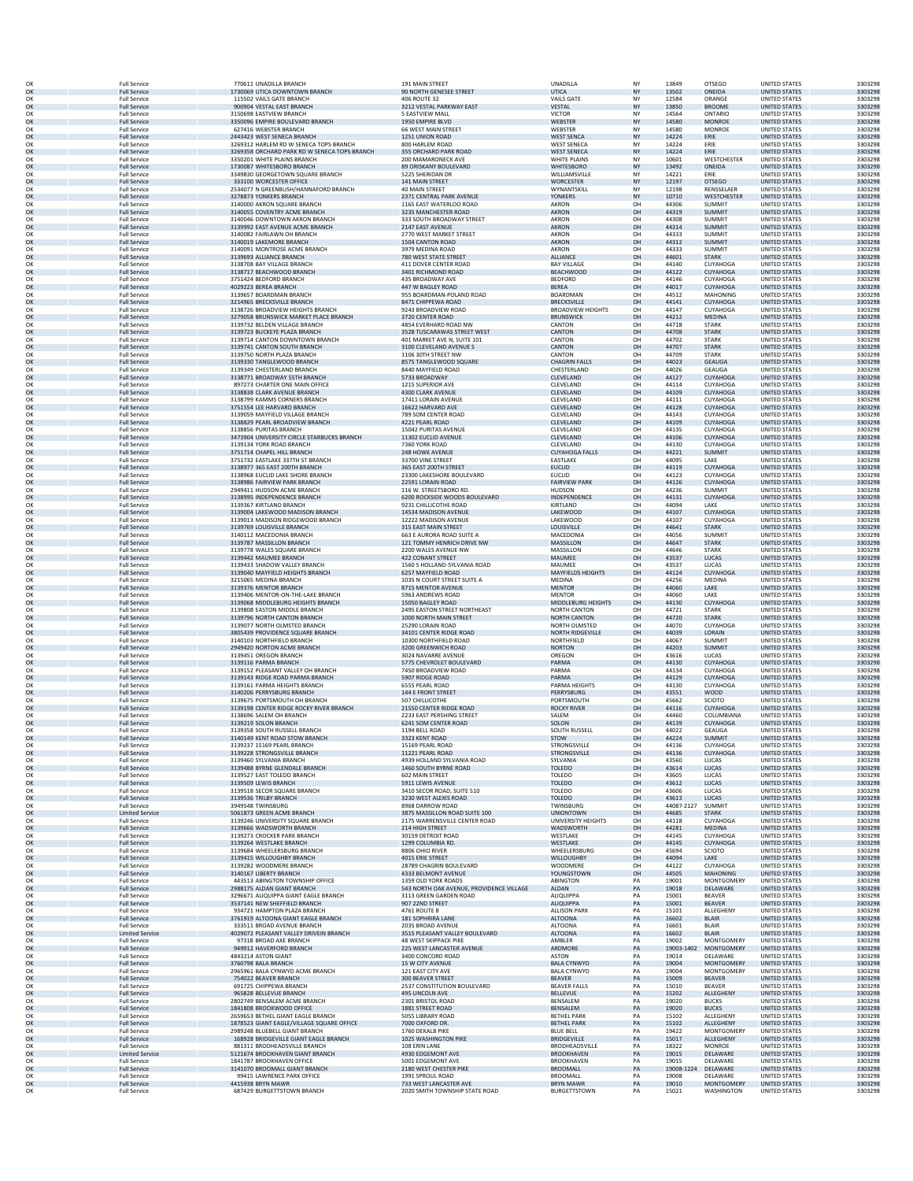| | | | | | | | | | |
|---|---|---|---|---|---|---|---|---|---|
| OK | Full Service | 770611 UNADILLA BRANCH | 191 MAIN STREET | UNADILLA | NY | 13849 | OTSEGO | UNITED STATES | 3303298 |
| OK | Full Service | 1730069 UTICA DOWNTOWN BRANCH | 90 NORTH GENESEE STREET | UTICA | NY | 13502 | ONEIDA | UNITED STATES | 3303298 |
| OK | Full Service | 115502 VAILS GATE BRANCH | 406 ROUTE 32 | VAILS GATE | NY | 12584 | ORANGE | UNITED STATES | 3303298 |
| OK | Full Service | 900904 VESTAL EAST BRANCH | 3212 VESTAL PARKWAY EAST | VESTAL | NY | 13850 | BROOME | UNITED STATES | 3303298 |
| OK | Full Service | 3150698 EASTVIEW BRANCH | 5 EASTVIEW MALL | VICTOR | NY | 14564 | ONTARIO | UNITED STATES | 3303298 |
| OK | Full Service | 3350096 EMPIRE BOULEVARD BRANCH | 1950 EMPIRE BLVD | WEBSTER | NY | 14580 | MONROE | UNITED STATES | 3303298 |
| OK | Full Service | 627416 WEBSTER BRANCH | 66 WEST MAIN STREET | WEBSTER | NY | 14580 | MONROE | UNITED STATES | 3303298 |
| OK | Full Service | 2443423 WEST SENECA BRANCH | 1251 UNION ROAD | WEST SENCA | NY | 14224 | ERIE | UNITED STATES | 3303298 |
| OK | Full Service | 3269312 HARLEM RD W SENECA TOPS BRANCH | 800 HARLEM ROAD | WEST SENECA | NY | 14224 | ERIE | UNITED STATES | 3303298 |
| OK | Full Service | 3269358 ORCHARD PARK RD W SENECA TOPS BRANCH | 355 ORCHARD PARK ROAD | WEST SENECA | NY | 14224 | ERIE | UNITED STATES | 3303298 |
| OK | Full Service | 3350201 WHITE PLAINS BRANCH | 200 MAMARONECK AVE | WHITE PLAINS | NY | 10601 | WESTCHESTER | UNITED STATES | 3303298 |
| OK | Full Service | 1730087 WHITESBORO BRANCH | 89 ORISKANY BOULEVARD | WHITESBORO | NY | 13492 | ONEIDA | UNITED STATES | 3303298 |
| OK | Full Service | 3349830 GEORGETOWN SQUARE BRANCH | 5225 SHERIDAN DR | WILLIAMSVILLE | NY | 14221 | ERIE | UNITED STATES | 3303298 |
| OK | Full Service | 333100 WORCESTER OFFICE | 141 MAIN STREET | WORCESTER | NY | 12197 | OTSEGO | UNITED STATES | 3303298 |
| OK | Full Service | 2534077 N GREENBUSH/HANNAFORD BRANCH | 40 MAIN STREET | WYNANTSKILL | NY | 12198 | RENSSELAER | UNITED STATES | 3303298 |
| OK | Full Service | 3278873 YONKERS BRANCH | 2371 CENTRAL PARK AVENUE | YONKERS | NY | 10710 | WESTCHESTER | UNITED STATES | 3303298 |
| OK | Full Service | 3140000 AKRON SQUARE BRANCH | 1165 EAST WATERLOO ROAD | AKRON | OH | 44306 | SUMMIT | UNITED STATES | 3303298 |
| OK | Full Service | 3140055 COVENTRY ACME BRANCH | 3235 MANCHESTER ROAD | AKRON | OH | 44319 | SUMMIT | UNITED STATES | 3303298 |
| OK | Full Service | 3140046 DOWNTOWN AKRON BRANCH | 333 SOUTH BROADWAY STREET | AKRON | OH | 44308 | SUMMIT | UNITED STATES | 3303298 |
| OK | Full Service | 3139992 EAST AVENUE ACME BRANCH | 2147 EAST AVENUE | AKRON | OH | 44314 | SUMMIT | UNITED STATES | 3303298 |
| OK | Full Service | 3140082 FAIRLAWN OH BRANCH | 2770 WEST MARKET STREET | AKRON | OH | 44333 | SUMMIT | UNITED STATES | 3303298 |
| OK | Full Service | 3140019 LAKEMORE BRANCH | 1504 CANTON ROAD | AKRON | OH | 44312 | SUMMIT | UNITED STATES | 3303298 |
| OK | Full Service | 3140091 MONTROSE ACME BRANCH | 3979 MEDINA ROAD | AKRON | OH | 44333 | SUMMIT | UNITED STATES | 3303298 |
| OK | Full Service | 3139693 ALLIANCE BRANCH | 780 WEST STATE STREET | ALLIANCE | OH | 44601 | STARK | UNITED STATES | 3303298 |
| OK | Full Service | 3138708 BAY VILLAGE BRANCH | 411 DOVER CENTER ROAD | BAY VILLAGE | OH | 44140 | CUYAHOGA | UNITED STATES | 3303298 |
| OK | Full Service | 3138717 BEACHWOOD BRANCH | 3401 RICHMOND ROAD | BEACHWOOD | OH | 44122 | CUYAHOGA | UNITED STATES | 3303298 |
| OK | Full Service | 3751424 BEDFORD BRANCH | 435 BROADWAY AVE | BEDFORD | OH | 44146 | CUYAHOGA | UNITED STATES | 3303298 |
| OK | Full Service | 4029223 BEREA BRANCH | 447 W BAGLEY ROAD | BEREA | OH | 44017 | CUYAHOGA | UNITED STATES | 3303298 |
| OK | Full Service | 3139657 BOARDMAN BRANCH | 955 BOARDMAN-POLAND ROAD | BOARDMAN | OH | 44512 | MAHONING | UNITED STATES | 3303298 |
| OK | Full Service | 3214965 BRECKSVILLE BRANCH | 8471 CHIPPEWA ROAD | BRECKSVILLE | OH | 44141 | CUYAHOGA | UNITED STATES | 3303298 |
| OK | Full Service | 3138726 BROADVIEW HEIGHTS BRANCH | 9243 BROADVIEW ROAD | BROADVIEW HEIGHTS | OH | 44147 | CUYAHOGA | UNITED STATES | 3303298 |
| OK | Full Service | 3279058 BRUNSWICK MARKET PLACE BRANCH | 3720 CENTER ROAD | BRUNSWICK | OH | 44212 | MEDINA | UNITED STATES | 3303298 |
| OK | Full Service | 3139732 BELDEN VILLAGE BRANCH | 4854 EVERHARD ROAD NW | CANTON | OH | 44718 | STARK | UNITED STATES | 3303298 |
| OK | Full Service | 3139723 BUCKEYE PLAZA BRANCH | 3528 TUSCARAWAS STREET WEST | CANTON | OH | 44708 | STARK | UNITED STATES | 3303298 |
| OK | Full Service | 3139714 CANTON DOWNTOWN BRANCH | 401 MARKET AVE N, SUITE 101 | CANTON | OH | 44702 | STARK | UNITED STATES | 3303298 |
| OK | Full Service | 3139741 CANTON SOUTH BRANCH | 3100 CLEVELAND AVENUE S | CANTON | OH | 44707 | STARK | UNITED STATES | 3303298 |
| OK | Full Service | 3139750 NORTH PLAZA BRANCH | 1106 30TH STREET NW | CANTON | OH | 44709 | STARK | UNITED STATES | 3303298 |
| OK | Full Service | 3139330 TANGLEWOOD BRANCH | 8575 TANGLEWOOD SQUARE | CHAGRIN FALLS | OH | 44023 | GEAUGA | UNITED STATES | 3303298 |
| OK | Full Service | 3139349 CHESTERLAND BRANCH | 8440 MAYFIELD ROAD | CHESTERLAND | OH | 44026 | GEAUGA | UNITED STATES | 3303298 |
| OK | Full Service | 3138771 BROADWAY 55TH BRANCH | 5733 BROADWAY | CLEVELAND | OH | 44127 | CUYAHOGA | UNITED STATES | 3303298 |
| OK | Full Service | 897273 CHARTER ONE MAIN OFFICE | 1215 SUPERIOR AVE | CLEVELAND | OH | 44114 | CUYAHOGA | UNITED STATES | 3303298 |
| OK | Full Service | 3138838 CLARK AVENUE BRANCH | 4300 CLARK AVENUE | CLEVELAND | OH | 44109 | CUYAHOGA | UNITED STATES | 3303298 |
| OK | Full Service | 3138799 KAMMS CORNERS BRANCH | 17411 LORAIN AVENUE | CLEVELAND | OH | 44111 | CUYAHOGA | UNITED STATES | 3303298 |
| OK | Full Service | 3751554 LEE HARVARD BRANCH | 16622 HARVARD AVE | CLEVELAND | OH | 44128 | CUYAHOGA | UNITED STATES | 3303298 |
| OK | Full Service | 3139059 MAYFIELD VILLAGE BRANCH | 789 SOM CENTER ROAD | CLEVELAND | OH | 44143 | CUYAHOGA | UNITED STATES | 3303298 |
| OK | Full Service | 3138829 PEARL BROADVIEW BRANCH | 4221 PEARL ROAD | CLEVELAND | OH | 44109 | CUYAHOGA | UNITED STATES | 3303298 |
| OK | Full Service | 3138856 PURITAS BRANCH | 15042 PURITAS AVENUE | CLEVELAND | OH | 44135 | CUYAHOGA | UNITED STATES | 3303298 |
| OK | Full Service | 3473904 UNIVERSITY CIRCLE STARBUCKS BRANCH | 11302 EUCLID AVENUE | CLEVELAND | OH | 44106 | CUYAHOGA | UNITED STATES | 3303298 |
| OK | Full Service | 3139134 YORK ROAD BRANCH | 7360 YORK ROAD | CLEVELAND | OH | 44130 | CUYAHOGA | UNITED STATES | 3303298 |
| OK | Full Service | 3751714 CHAPEL HILL BRANCH | 248 HOWE AVENUE | CUYAHOGA FALLS | OH | 44221 | SUMMIT | UNITED STATES | 3303298 |
| OK | Full Service | 3751732 EASTLAKE 337TH ST BRANCH | 33700 VINE STREET | EASTLAKE | OH | 44095 | LAKE | UNITED STATES | 3303298 |
| OK | Full Service | 3138977 365 EAST 200TH BRANCH | 365 EAST 200TH STREET | EUCLID | OH | 44119 | CUYAHOGA | UNITED STATES | 3303298 |
| OK | Full Service | 3138968 EUCLID LAKE SHORE BRANCH | 23300 LAKESHORE BOULEVARD | EUCLID | OH | 44123 | CUYAHOGA | UNITED STATES | 3303298 |
| OK | Full Service | 3138986 FAIRVIEW PARK BRANCH | 22591 LORAIN ROAD | FAIRVIEW PARK | OH | 44126 | CUYAHOGA | UNITED STATES | 3303298 |
| OK | Full Service | 2949411 HUDSON ACME BRANCH | 116 W. STREETSBORO RD. | HUDSON | OH | 44236 | SUMMIT | UNITED STATES | 3303298 |
| OK | Full Service | 3138995 INDEPENDENCE BRANCH | 6200 ROCKSIDE WOODS BOULEVARD | INDEPENDENCE | OH | 44131 | CUYAHOGA | UNITED STATES | 3303298 |
| OK | Full Service | 3139367 KIRTLAND BRANCH | 9231 CHILLICOTHE ROAD | KIRTLAND | OH | 44094 | LAKE | UNITED STATES | 3303298 |
| OK | Full Service | 3139004 LAKEWOOD MADISON BRANCH | 14534 MADISON AVENUE | LAKEWOOD | OH | 44107 | CUYAHOGA | UNITED STATES | 3303298 |
| OK | Full Service | 3139013 MADISON RIDGEWOOD BRANCH | 12222 MADISON AVENUE | LAKEWOOD | OH | 44107 | CUYAHOGA | UNITED STATES | 3303298 |
| OK | Full Service | 3139769 LOUISVILLE BRANCH | 315 EAST MAIN STREET | LOUISVILLE | OH | 44641 | STARK | UNITED STATES | 3303298 |
| OK | Full Service | 3140112 MACEDONIA BRANCH | 663 E AURORA ROAD SUITE A | MACEDONIA | OH | 44056 | SUMMIT | UNITED STATES | 3303298 |
| OK | Full Service | 3139787 MASSILLON BRANCH | 121 TOMMY HENRICH DRIVE NW | MASSILLON | OH | 44647 | STARK | UNITED STATES | 3303298 |
| OK | Full Service | 3139778 WALES SQUARE BRANCH | 2200 WALES AVENUE NW | MASSILLON | OH | 44646 | STARK | UNITED STATES | 3303298 |
| OK | Full Service | 3139442 MAUMEE BRANCH | 422 CONANT STREET | MAUMEE | OH | 43537 | LUCAS | UNITED STATES | 3303298 |
| OK | Full Service | 3139433 SHADOW VALLEY BRANCH | 1560 S HOLLAND-SYLVANIA ROAD | MAUMEE | OH | 43537 | LUCAS | UNITED STATES | 3303298 |
| OK | Full Service | 3139040 MAYFIELD HEIGHTS BRANCH | 6257 MAYFIELD ROAD | MAYFIELDS HEIGHTS | OH | 44124 | CUYAHOGA | UNITED STATES | 3303298 |
| OK | Full Service | 3215065 MEDINA BRANCH | 1035 N COURT STREET SUITE A | MEDINA | OH | 44256 | MEDINA | UNITED STATES | 3303298 |
| OK | Full Service | 3139376 MENTOR BRANCH | 8715 MENTOR AVENUE | MENTOR | OH | 44060 | LAKE | UNITED STATES | 3303298 |
| OK | Full Service | 3139406 MENTOR-ON-THE-LAKE BRANCH | 5963 ANDREWS ROAD | MENTOR | OH | 44060 | LAKE | UNITED STATES | 3303298 |
| OK | Full Service | 3139068 MIDDLEBURG HEIGHTS BRANCH | 15050 BAGLEY ROAD | MIDDLEBURG HEIGHTS | OH | 44130 | CUYAHOGA | UNITED STATES | 3303298 |
| OK | Full Service | 3139808 EASTON MIDDLE BRANCH | 2495 EASTON STREET NORTHEAST | NORTH CANTON | OH | 44721 | STARK | UNITED STATES | 3303298 |
| OK | Full Service | 3139796 NORTH CANTON BRANCH | 1000 NORTH MAIN STREET | NORTH CANTON | OH | 44720 | STARK | UNITED STATES | 3303298 |
| OK | Full Service | 3139077 NORTH OLMSTED BRANCH | 25290 LORAIN ROAD | NORTH OLMSTED | OH | 44070 | CUYAHOGA | UNITED STATES | 3303298 |
| OK | Full Service | 3805439 PROVIDENCE SQUARE BRANCH | 34101 CENTER RIDGE ROAD | NORTH RIDGEVILLE | OH | 44039 | LORAIN | UNITED STATES | 3303298 |
| OK | Full Service | 3140103 NORTHFIELD BRANCH | 10300 NORTHFIELD ROAD | NORTHFIELD | OH | 44067 | SUMMIT | UNITED STATES | 3303298 |
| OK | Full Service | 2949420 NORTON ACME BRANCH | 3200 GREENWICH ROAD | NORTON | OH | 44203 | SUMMIT | UNITED STATES | 3303298 |
| OK | Full Service | 3139451 OREGON BRANCH | 3024 NAVARRE AVENUE | OREGON | OH | 43616 | LUCAS | UNITED STATES | 3303298 |
| OK | Full Service | 3139116 PARMA BRANCH | 5775 CHEVROLET BOULEVARD | PARMA | OH | 44130 | CUYAHOGA | UNITED STATES | 3303298 |
| OK | Full Service | 3139152 PLEASANT VALLEY OH BRANCH | 7450 BROADVIEW ROAD | PARMA | OH | 44134 | CUYAHOGA | UNITED STATES | 3303298 |
| OK | Full Service | 3139143 RIDGE ROAD PARMA BRANCH | 5907 RIDGE ROAD | PARMA | OH | 44129 | CUYAHOGA | UNITED STATES | 3303298 |
| OK | Full Service | 3139161 PARMA HEIGHTS BRANCH | 6555 PEARL ROAD | PARMA HEIGHTS | OH | 44130 | CUYAHOGA | UNITED STATES | 3303298 |
| OK | Full Service | 3140206 PERRYSBURG BRANCH | 144 E FRONT STREET | PERRYSBURG | OH | 43551 | WOOD | UNITED STATES | 3303298 |
| OK | Full Service | 3139675 PORTSMOUTH OH BRANCH | 507 CHILLICOTHE | PORTSMOUTH | OH | 45662 | SCIOTO | UNITED STATES | 3303298 |
| OK | Full Service | 3139198 CENTER RIDGE ROCKY RIVER BRANCH | 21550 CENTER RIDGE ROAD | ROCKY RIVER | OH | 44116 | CUYAHOGA | UNITED STATES | 3303298 |
| OK | Full Service | 3138696 SALEM OH BRANCH | 2233 EAST PERSHING STREET | SALEM | OH | 44460 | COLUMBIANA | UNITED STATES | 3303298 |
| OK | Full Service | 3139219 SOLON BRANCH | 6241 SOM CENTER ROAD | SOLON | OH | 44139 | CUYAHOGA | UNITED STATES | 3303298 |
| OK | Full Service | 3139358 SOUTH RUSSELL BRANCH | 1194 BELL ROAD | SOUTH RUSSELL | OH | 44022 | GEAUGA | UNITED STATES | 3303298 |
| OK | Full Service | 3140149 KENT ROAD STOW BRANCH | 3323 KENT ROAD | STOW | OH | 44224 | SUMMIT | UNITED STATES | 3303298 |
| OK | Full Service | 3139237 15169 PEARL BRANCH | 15169 PEARL ROAD | STRONGSVILLE | OH | 44136 | CUYAHOGA | UNITED STATES | 3303298 |
| OK | Full Service | 3139228 STRONGSVILLE BRANCH | 11221 PEARL ROAD | STRONGSVILLE | OH | 44136 | CUYAHOGA | UNITED STATES | 3303298 |
| OK | Full Service | 3139460 SYLVANIA BRANCH | 4939 HOLLAND SYLVANIA ROAD | SYLVANIA | OH | 43560 | LUCAS | UNITED STATES | 3303298 |
| OK | Full Service | 3139488 BYRNE GLENDALE BRANCH | 1460 SOUTH BYRNE ROAD | TOLEDO | OH | 43614 | LUCAS | UNITED STATES | 3303298 |
| OK | Full Service | 3139527 EAST TOLEDO BRANCH | 602 MAIN STREET | TOLEDO | OH | 43605 | LUCAS | UNITED STATES | 3303298 |
| OK | Full Service | 3139509 LEWIS BRANCH | 5911 LEWIS AVENUE | TOLEDO | OH | 43612 | LUCAS | UNITED STATES | 3303298 |
| OK | Full Service | 3139518 SECOR SQUARE BRANCH | 3410 SECOR ROAD, SUITE 510 | TOLEDO | OH | 43606 | LUCAS | UNITED STATES | 3303298 |
| OK | Full Service | 3139536 TRILBY BRANCH | 3230 WEST ALEXIS ROAD | TOLEDO | OH | 43613 | LUCAS | UNITED STATES | 3303298 |
| OK | Full Service | 3949548 TWINSBURG | 8968 DARROW ROAD | TWINSBURG | OH | 44087-2127 | SUMMIT | UNITED STATES | 3303298 |
| OK | Limited Service | 5061873 GREEN ACME BRANCH | 3875 MASSILLON ROAD SUITE 100 | UNIONTOWN | OH | 44685 | STARK | UNITED STATES | 3303298 |
| OK | Full Service | 3139246 UNIVERSITY SQUARE BRANCH | 2175 WARRENSVILLE CENTER ROAD | UNIVERSITY HEIGHTS | OH | 44118 | CUYAHOGA | UNITED STATES | 3303298 |
| OK | Full Service | 3139666 WADSWORTH BRANCH | 214 HIGH STREET | WADSWORTH | OH | 44281 | MEDINA | UNITED STATES | 3303298 |
| OK | Full Service | 3139273 CROCKER PARK BRANCH | 30159 DETROIT ROAD | WESTLAKE | OH | 44145 | CUYAHOGA | UNITED STATES | 3303298 |
| OK | Full Service | 3139264 WESTLAKE BRANCH | 1299 COLUMBIA RD. | WESTLAKE | OH | 44145 | CUYAHOGA | UNITED STATES | 3303298 |
| OK | Full Service | 3139684 WHEELERSBURG BRANCH | 8806 OHIO RIVER | WHEELERSBURG | OH | 45694 | SCIOTO | UNITED STATES | 3303298 |
| OK | Full Service | 3139415 WILLOUGHBY BRANCH | 4015 ERIE STREET | WILLOUGHBY | OH | 44094 | LAKE | UNITED STATES | 3303298 |
| OK | Full Service | 3139282 WOODMERE BRANCH | 28789 CHAGRIN BOULEVARD | WOODMERE | OH | 44122 | CUYAHOGA | UNITED STATES | 3303298 |
| OK | Full Service | 3140167 LIBERTY BRANCH | 4333 BELMONT AVENUE | YOUNGSTOWN | OH | 44505 | MAHONING | UNITED STATES | 3303298 |
| OK | Full Service | 443513 ABINGTON TOWNSHIP OFFICE | 1359 OLD YORK ROADS | ABINGTON | PA | 19001 | MONTGOMERY | UNITED STATES | 3303298 |
| OK | Full Service | 2988175 ALDAN GIANT BRANCH | 543 NORTH OAK AVENUE, PROVIDENCE VILLAGE | ALDAN | PA | 19018 | DELAWARE | UNITED STATES | 3303298 |
| OK | Full Service | 3296671 ALIQUIPPA GIANT EAGLE BRANCH | 3113 GREEN GARDEN ROAD | ALIQUIPPA | PA | 15001 | BEAVER | UNITED STATES | 3303298 |
| OK | Full Service | 3537141 NEW SHEFFIELD BRANCH | 907 22ND STREET | ALIQUIPPA | PA | 15001 | BEAVER | UNITED STATES | 3303298 |
| OK | Full Service | 934721 HAMPTON PLAZA BRANCH | 4761 ROUTE 8 | ALLISON PARK | PA | 15101 | ALLEGHENY | UNITED STATES | 3303298 |
| OK | Full Service | 3761919 ALTOONA GIANT EAGLE BRANCH | 181 SOPHRIRA LANE | ALTOONA | PA | 16602 | BLAIR | UNITED STATES | 3303298 |
| OK | Full Service | 333511 BROAD AVENUE BRANCH | 2035 BROAD AVENUE | ALTOONA | PA | 16601 | BLAIR | UNITED STATES | 3303298 |
| OK | Limited Service | 4029072 PLEASANT VALLEY DRIVEIN BRANCH | 3515 PLEASANT VALLEY BOULEVARD | ALTOONA | PA | 16602 | BLAIR | UNITED STATES | 3303298 |
| OK | Full Service | 97318 BROAD AXE BRANCH | 48 WEST SKIPPACK PIKE | AMBLER | PA | 19002 | MONTGOMERY | UNITED STATES | 3303298 |
| OK | Full Service | 949912 HAVERFORD BRANCH | 225 WEST LANCASTER AVENUE | ARDMORE | PA | 19003-1402 | MONTGOMERY | UNITED STATES | 3303298 |
| OK | Full Service | 4843214 ASTON GIANT | 3400 CONCORD ROAD | ASTON | PA | 19014 | DELAWARE | UNITED STATES | 3303298 |
| OK | Full Service | 3760798 BALA BRANCH | 15 W CITY AVENUE | BALA CYNWYD | PA | 19004 | MONTGOMERY | UNITED STATES | 3303298 |
| OK | Full Service | 2965961 BALA CYNWYD ACME BRANCH | 121 EAST CITY AVE | BALA CYNWYD | PA | 19004 | MONTGOMERY | UNITED STATES | 3303298 |
| OK | Full Service | 754022 BEAVER BRANCH | 300 BEAVER STREET | BEAVER | PA | 15009 | BEAVER | UNITED STATES | 3303298 |
| OK | Full Service | 691725 CHIPPEWA BRANCH | 2537 CONSTITUTION BOULEVARD | BEAVER FALLS | PA | 15010 | BEAVER | UNITED STATES | 3303298 |
| OK | Full Service | 965828 BELLEVUE BRANCH | 495 LINCOLN AVE | BELLEVUE | PA | 15202 | ALLEGHENY | UNITED STATES | 3303298 |
| OK | Full Service | 2802749 BENSALEM ACME BRANCH | 2301 BRISTOL ROAD | BENSALEM | PA | 19020 | BUCKS | UNITED STATES | 3303298 |
| OK | Full Service | 1841808 BROOKWOOD OFFICE | 1881 STREET ROAD | BENSALEM | PA | 19020 | BUCKS | UNITED STATES | 3303298 |
| OK | Full Service | 2659653 BETHEL GIANT EAGLE BRANCH | 5055 LIBRARY ROAD | BETHEL PARK | PA | 15102 | ALLEGHENY | UNITED STATES | 3303298 |
| OK | Full Service | 1878523 GIANT EAGLE/VILLAGE SQUARE OFFICE | 7000 OXFORD DR. | BETHEL PARK | PA | 15102 | ALLEGHENY | UNITED STATES | 3303298 |
| OK | Full Service | 2989248 BLUEBELL GIANT BRANCH | 1760 DEKALB PIKE | BLUE BELL | PA | 19422 | MONTGOMERY | UNITED STATES | 3303298 |
| OK | Full Service | 168928 BRIDGEVILLE GIANT EAGLE BRANCH | 1025 WASHINGTON PIKE | BRIDGEVILLE | PA | 15017 | ALLEGHENY | UNITED STATES | 3303298 |
| OK | Full Service | 881311 BRODHEADSVILLE BRANCH | 108 ERIN LANE | BRODHEADSVILLE | PA | 18322 | MONROE | UNITED STATES | 3303298 |
| OK | Limited Service | 5121674 BROOKHAVEN GIANT BRANCH | 4930 EDGEMONT AVE | BROOKHAVEN | PA | 19015 | DELAWARE | UNITED STATES | 3303298 |
| OK | Full Service | 1841787 BROOKHAVEN OFFICE | 5001 EDGEMONT AVE | BROOKHAVEN | PA | 19015 | DELAWARE | UNITED STATES | 3303298 |
| OK | Full Service | 3141070 BROOMALL GIANT BRANCH | 2180 WEST CHESTER PIKE | BROOMALL | PA | 19008-1224 | DELAWARE | UNITED STATES | 3303298 |
| OK | Full Service | 99415 LAWRENCE PARK OFFICE | 1991 SPROUL ROAD | BROOMALL | PA | 19008 | DELAWARE | UNITED STATES | 3303298 |
| OK | Full Service | 4415938 BRYN MAWR | 733 WEST LANCASTER AVE | BRYN MAWR | PA | 19010 | MONTGOMERY | UNITED STATES | 3303298 |
| OK | Full Service | 687429 BURGETTSTOWN BRANCH | 2020 SMITH TOWNSHIP STATE ROAD | BURGETTSTOWN | PA | 15021 | WASHINGTON | UNITED STATES | 3303298 |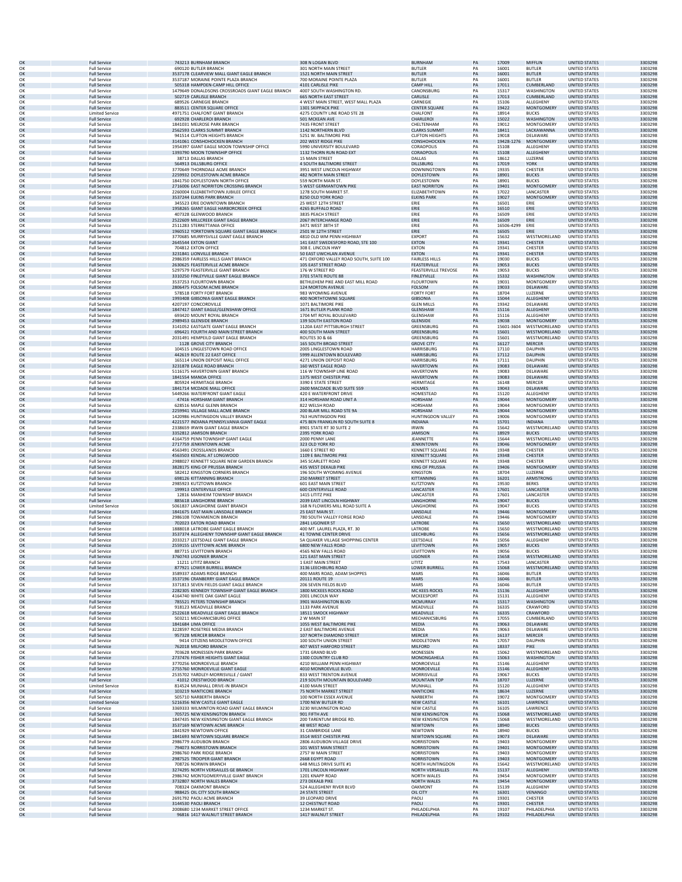| | | | | | | | | | |
|---|---|---|---|---|---|---|---|---|---|
| OK | Full Service | 743213 BURNHAM BRANCH | 308 N LOGAN BLVD | BURNHAM | PA | 17009 | MIFFLIN | UNITED STATES | 3303298 |
| OK | Full Service | 690120 BUTLER BRANCH | 301 NORTH MAIN STREET | BUTLER | PA | 16001 | BUTLER | UNITED STATES | 3303298 |
| OK | Full Service | 3537178 CLEARVIEW MALL GIANT EAGLE BRANCH | 1521 NORTH MAIN STREET | BUTLER | PA | 16001 | BUTLER | UNITED STATES | 3303298 |
| OK | Full Service | 3537187 MORAINE POINTE PLAZA BRANCH | 700 MORAINE POINTE PLAZA | BUTLER | PA | 16001 | BUTLER | UNITED STATES | 3303298 |
| OK | Full Service | 505318 HAMPDEN-CAMP HILL OFFICE | 4101 CARLISLE PIKE | CAMP HILL | PA | 17011 | CUMBERLAND | UNITED STATES | 3303298 |
| OK | Full Service | 1479649 DONALDSONS CROSSROADS GIANT EAGLE BRANCH | 4007 SOUTH WASHINGTON RD. | CANONSBURG | PA | 15317 | WASHINGTON | UNITED STATES | 3303298 |
| OK | Full Service | 502719 CARLISLE BRANCH | 665 NORTH EAST STREET | CARLISLE | PA | 17013 | CUMBERLAND | UNITED STATES | 3303298 |
| OK | Full Service | 689526 CARNEGIE BRANCH | 4 WEST MAIN STREET, WEST MALL PLAZA | CARNEGIE | PA | 15106 | ALLEGHENY | UNITED STATES | 3303298 |
| OK | Full Service | 883511 CENTER SQUARE OFFICE | 1301 SKIPPACK PIKE | CENTER SQUARE | PA | 19422 | MONTGOMERY | UNITED STATES | 3303298 |
| OK | Limited Service | 4971751 CHALFONT GIANT BRANCH | 4275 COUNTY LINE ROAD STE 28 | CHALFONT | PA | 18914 | BUCKS | UNITED STATES | 3303298 |
| OK | Full Service | 692928 CHARLEROI BRANCH | 501 MCKEAN AVE | CHARLEROI | PA | 15022 | WASHINGTON | UNITED STATES | 3303298 |
| OK | Full Service | 1841031 MELROSE PARK BRANCH | 7435 FRONT STREET | CHELTENHAM | PA | 19012 | MONTGOMERY | UNITED STATES | 3303298 |
| OK | Full Service | 2562593 CLARKS SUMMIT BRANCH | 1142 NORTHERN BLVD | CLARKS SUMMIT | PA | 18411 | LACKAWANNA | UNITED STATES | 3303298 |
| OK | Full Service | 941514 CLIFTON HEIGHTS BRANCH | 5251 W. BALTIMORE PIKE | CLIFTON HEIGHTS | PA | 19018 | DELAWARE | UNITED STATES | 3303298 |
| OK | Full Service | 3141061 CONSHOHOCKEN BRANCH | 202 WEST RIDGE PIKE | CONSHOHOCKEN | PA | 19428-1276 | MONTGOMERY | UNITED STATES | 3303298 |
| OK | Full Service | 1954397 GIANT EAGLE MOON TOWNSHIP OFFICE | 5990 UNIVERSITY BOULEVARD | CORAOPOLIS | PA | 15108 | ALLEGHENY | UNITED STATES | 3303298 |
| OK | Full Service | 1393790 MOON TOWNSHIP OFFICE | 1132 THORN RUN ROAD EXT | CORAOPOLIS | PA | 15108 | ALLEGHENY | UNITED STATES | 3303298 |
| OK | Full Service | 38713 DALLAS BRANCH | 15 MAIN STREET | DALLAS | PA | 18612 | LUZERNE | UNITED STATES | 3303298 |
| OK | Full Service | 564913 DILLSBURG OFFICE | 4 SOUTH BALTIMORE STREET | DILLSBURG | PA | 17019 | YORK | UNITED STATES | 3303298 |
| OK | Full Service | 3770649 THORNDALE ACME BRANCH | 3951 WEST LINCOLN HIGHWAY | DOWNINGTOWN | PA | 19335 | CHESTER | UNITED STATES | 3303298 |
| OK | Full Service | 2259932 DOYLESTOWN ACME BRANCH | 482 NORTH MAIN STREET | DOYLESTOWN | PA | 18901 | BUCKS | UNITED STATES | 3303298 |
| OK | Full Service | 1841750 DOYLESTOWN NORTH OFFICE | 559 NORTH MAIN ST. | DOYLESTOWN | PA | 18901 | BUCKS | UNITED STATES | 3303298 |
| OK | Full Service | 2716006 EAST NORRITON CROSSING BRANCH | 5 WEST GERMANTOWN PIKE | EAST NORRITON | PA | 19401 | MONTGOMERY | UNITED STATES | 3303298 |
| OK | Full Service | 2260004 ELIZABETHTOWN JUBILEE OFFICE | 1278 SOUTH MARKET ST. | ELIZABETHTOWN | PA | 17022 | LANCASTER | UNITED STATES | 3303298 |
| OK | Full Service | 3537244 ELKINS PARK BRANCH | 8250 OLD YORK ROAD | ELKINS PARK | PA | 19027 | MONTGOMERY | UNITED STATES | 3303298 |
| OK | Full Service | 345523 ERIE DOWNTOWN BRANCH | 25 WEST 12TH STREET | ERIE | PA | 16501 | ERIE | UNITED STATES | 3303298 |
| OK | Full Service | 1958265 GIANT EAGLE HARBORCREEK OFFICE | 4265 BUFFALO ROAD | ERIE | PA | 16510 | ERIE | UNITED STATES | 3303298 |
| OK | Full Service | 407328 GLENWOOD BRANCH | 3835 PEACH STREET | ERIE | PA | 16509 | ERIE | UNITED STATES | 3303298 |
| OK | Full Service | 2522609 MILLCREEK GIANT EAGLE BRANCH | 2067 INTERCHANGE ROAD | ERIE | PA | 16509 | ERIE | UNITED STATES | 3303298 |
| OK | Full Service | 2511283 STERRETTANIA OFFICE | 3471 WEST 38TH ST | ERIE | PA | 16506-4299 | ERIE | UNITED STATES | 3303298 |
| OK | Full Service | 1960512 YORKTOWN SQUARE GIANT EAGLE BRANCH | 2501 W 12TH STREET | ERIE | PA | 16505 | ERIE | UNITED STATES | 3303298 |
| OK | Full Service | 3770685 MURRYSVILLE GIANT EAGLE BRANCH | 4810 OLD WM PENN HIGHWAY | EXPORT | PA | 15632 | WESTMORELAND | UNITED STATES | 3303298 |
| OK | Full Service | 2645544 EXTON GIANT | 141 EAST SWEDESFORD ROAD, STE 100 | EXTON | PA | 19341 | CHESTER | UNITED STATES | 3303298 |
| OK | Full Service | 704812 EXTON OFFICE | 308 E. LINCOLN HWY | EXTON | PA | 19341 | CHESTER | UNITED STATES | 3303298 |
| OK | Full Service | 3231841 LIONVILLE BRANCH | 50 EAST UWCHLAN AVENUE | EXTON | PA | 19341 | CHESTER | UNITED STATES | 3303298 |
| OK | Full Service | 2986359 FAIRLESS HILLS GIANT BRANCH | 471 OXFORD VALLEY ROAD SOUTH, SUITE 100 | FAIRLESS HILLS | PA | 19030 | BUCKS | UNITED STATES | 3303298 |
| OK | Full Service | 2630625 FEASTERVILLE ACME BRANCH | 105 EAST STREET ROAD | FEASTERVILLE | PA | 19053 | BUCKS | UNITED STATES | 3303298 |
| OK | Full Service | 5297579 FEASTERVILLE GIANT BRANCH | 176 W STREET RD | FEASTERVILLE TREVOSE | PA | 19053 | BUCKS | UNITED STATES | 3303298 |
| OK | Full Service | 3310250 FINLEYVILLE GIANT EAGLE BRANCH | 3701 STATE ROUTE 88 | FINLEYVILLE | PA | 15332 | WASHINGTON | UNITED STATES | 3303298 |
| OK | Full Service | 3537253 FLOURTOWN BRANCH | BETHLEHEM PIKE AND EAST MILL ROAD | FLOURTOWN | PA | 19031 | MONTGOMERY | UNITED STATES | 3303298 |
| OK | Full Service | 2806475 FOLSOM ACME BRANCH | 124 MORTON AVENUE | FOLSOM | PA | 19033 | DELAWARE | UNITED STATES | 3303298 |
| OK | Full Service | 578518 FORTY FORT BRANCH | 983 WYOMING AVENUE | FORTY FORT | PA | 18704 | LUZERNE | UNITED STATES | 3303298 |
| OK | Full Service | 1993408 GIBSONIA GIANT EAGLE BRANCH | 400 NORTHTOWNE SQUARE | GIBSONIA | PA | 15044 | ALLEGHENY | UNITED STATES | 3303298 |
| OK | Full Service | 4207197 CONCORDVILLE | 1071 BALTIMORE PIKE | GLEN MILLS | PA | 19342 | DELAWARE | UNITED STATES | 3303298 |
| OK | Full Service | 1847417 GIANT EAGLE/GLENSHAW OFFICE | 1671 BUTLER PLANK ROAD | GLENSHAW | PA | 15116 | ALLEGHENY | UNITED STATES | 3303298 |
| OK | Full Service | 693420 MOUNT ROYAL BRANCH | 1704 MT ROYAL BOULEVARD | GLENSHAW | PA | 15116 | ALLEGHENY | UNITED STATES | 3303298 |
| OK | Full Service | 2989453 GLENSIDE BRANCH | 139 SOUTH EASTON ROAD | GLENSIDE | PA | 19038 | MONTGOMERY | UNITED STATES | 3303298 |
| OK | Full Service | 3141052 EASTGATE GIANT EAGLE BRANCH | 1120A EAST PITTSBURGH STREET | GREENSBURG | PA | 15601-3604 | WESTMORELAND | UNITED STATES | 3303298 |
| OK | Full Service | 696421 FOURTH AND MAIN STREET BRANCH | 400 SOUTH MAIN STREET | GREENSBURG | PA | 15601 | WESTMORELAND | UNITED STATES | 3303298 |
| OK | Full Service | 2031491 HEMPEILD GIANT EAGLE BRANCH | ROUTES 30 & 66 | GREENSBURG | PA | 15601 | WESTMORELAND | UNITED STATES | 3303298 |
| OK | Full Service | 1128 GROVE CITY BRANCH | 165 SOUTH BROAD STREET | GROVE CITY | PA | 16127 | MERCER | UNITED STATES | 3303298 |
| OK | Full Service | 104515 LINGLESTOWN ROAD OFFICE | 2005 LINGLESTOWN ROAD | HARRISBURG | PA | 17110 | DAUPHIN | UNITED STATES | 3303298 |
| OK | Full Service | 442619 ROUTE 22 EAST OFFICE | 5999 ALLENTOWN BOULEVARD | HARRISBURG | PA | 17112 | DAUPHIN | UNITED STATES | 3303298 |
| OK | Full Service | 165114 UNION DEPOSIT MALL OFFICE | 4271 UNION DEPOSIT ROAD | HARRISBURG | PA | 17111 | DAUPHIN | UNITED STATES | 3303298 |
| OK | Full Service | 3231878 EAGLE ROAD BRANCH | 160 WEST EAGLE ROAD | HAVERTOWN | PA | 19083 | DELAWARE | UNITED STATES | 3303298 |
| OK | Full Service | 5116175 HAVERTOWN GIANT BRANCH | 116 W TOWNSHIP LINE ROAD | HAVERTOWN | PA | 19083 | DELAWARE | UNITED STATES | 3303298 |
| OK | Full Service | 1841554 MANOA OFFICE | 1375 WEST CHESTER PIKE | HAVERTOWN | PA | 19083 | DELAWARE | UNITED STATES | 3303298 |
| OK | Full Service | 805924 HERMITAGE BRANCH | 3390 E STATE STREET | HERMITAGE | PA | 16148 | MERCER | UNITED STATES | 3303298 |
| OK | Full Service | 1841714 MCDADE MALL OFFICE | 2600 MACDADE BLVD SUITE 559 | HOLMES | PA | 19043 | DELAWARE | UNITED STATES | 3303298 |
| OK | Full Service | 5449266 WATERFRONT GIANT EAGLE | 420 E WATERFRONT DRIVE | HOMESTEAD | PA | 15120 | ALLEGHENY | UNITED STATES | 3303298 |
| OK | Full Service | 47416 HORSHAM GIANT BRANCH | 314 HORSHAM ROAD UNIT A | HORSHAM | PA | 19044 | MONTGOMERY | UNITED STATES | 3303298 |
| OK | Full Service | 628516 MAPLE GLENN BRANCH | 822 WELSH ROAD | HORSHAM | PA | 19044 | MONTGOMERY | UNITED STATES | 3303298 |
| OK | Full Service | 2259941 VILLAGE MALL ACME BRANCH | 200 BLAIR MILL ROAD STE 9A | HORSHAM | PA | 19044 | MONTGOMERY | UNITED STATES | 3303298 |
| OK | Full Service | 1420986 HUNTINGDON VALLEY BRANCH | 763 HUNTINGDON PIKE | HUNTINGDON VALLEY | PA | 19006 | MONTGOMERY | UNITED STATES | 3303298 |
| OK | Full Service | 4221577 INDIANA PENNSYLVANIA GIANT EAGLE | 475 BEN FRANKLIN RD SOUTH SUITE 8 | INDIANA | PA | 15701 | INDIANA | UNITED STATES | 3303298 |
| OK | Full Service | 2338659 IRWIN GIANT EAGLE BRANCH | 8901 STATE RT 30 SUITE 2 | IRWIN | PA | 15642 | WESTMORELAND | UNITED STATES | 3303298 |
| OK | Full Service | 3352812 JAMISON BRANCH | 2395 YORK ROAD | JAMISON | PA | 18929 | BUCKS | UNITED STATES | 3303298 |
| OK | Full Service | 4164759 PENN TOWNSHIP GIANT EAGLE | 2000 PENNY LANE | JEANNETTE | PA | 15644 | WESTMORELAND | UNITED STATES | 3303298 |
| OK | Full Service | 2717759 JENKINTOWN ACME | 323 OLD YORK RD | JENKINTOWN | PA | 19046 | MONTGOMERY | UNITED STATES | 3303298 |
| OK | Full Service | 4563491 CROSSLANDS BRANCH | 1660 E STREET RD | KENNETT SQUARE | PA | 19348 | CHESTER | UNITED STATES | 3303298 |
| OK | Full Service | 4563503 KENDAL AT LONGWOOD | 1109 E BALTIMORE PIKE | KENNETT SQUARE | PA | 19348 | CHESTER | UNITED STATES | 3303298 |
| OK | Full Service | 2988027 KENNETT SQUARE NEW GARDEN BRANCH | 345 SCARLETT ROAD | KENNETT SQUARE | PA | 19348 | CHESTER | UNITED STATES | 3303298 |
| OK | Full Service | 3828175 KING OF PRUSSIA BRANCH | 435 WEST DEKALB PIKE | KING OF PRUSSIA | PA | 19406 | MONTGOMERY | UNITED STATES | 3303298 |
| OK | Full Service | 582412 KINGSTON CORNERS BRANCH | 196 SOUTH WYOMING AVENUE | KINGSTON | PA | 18704 | LUZERNE | UNITED STATES | 3303298 |
| OK | Full Service | 698126 KITTANNING BRANCH | 250 MARKET STREET | KITTANNING | PA | 16201 | ARMSTRONG | UNITED STATES | 3303298 |
| OK | Full Service | 2985923 KUTZTOWN BRANCH | 601 EAST MAIN STREET | KUTZTOWN | PA | 19530 | BERKS | UNITED STATES | 3303298 |
| OK | Full Service | 199913 CENTERVILLE OFFICE | 600 CENTERVILLE ROAD | LANCASTER | PA | 17601 | LANCASTER | UNITED STATES | 3303298 |
| OK | Full Service | 12816 MANHEIM TOWNSHIP BRANCH | 1415 LITITZ PIKE | LANCASTER | PA | 17601 | LANCASTER | UNITED STATES | 3303298 |
| OK | Full Service | 865618 LANGHORNE BRANCH | 2039 EAST LINCOLN HIGHWAY | LANGHORNE | PA | 19047 | BUCKS | UNITED STATES | 3303298 |
| OK | Limited Service | 5061837 LANGHORNE GIANT BRANCH | 168 N FLOWERS MILL ROAD SUITE A | LANGHORNE | PA | 19047 | BUCKS | UNITED STATES | 3303298 |
| OK | Full Service | 1841675 EAST MAIN LANSDALE BRANCH | 25 EAST MAIN ST. | LANSDALE | PA | 19446 | MONTGOMERY | UNITED STATES | 3303298 |
| OK | Full Service | 2986108 TOWAMENCIN BRANCH | 780 SOUTH VALLEY FORGE ROAD | LANSDALE | PA | 19446 | MONTGOMERY | UNITED STATES | 3303298 |
| OK | Full Service | 702023 EATON ROAD BRANCH | 2841 LIGONIER ST | LATROBE | PA | 15650 | WESTMORELAND | UNITED STATES | 3303298 |
| OK | Full Service | 1888018 LATROBE GIANT EAGLE BRANCH | 400 MT. LAUREL PLAZA, RT. 30 | LATROBE | PA | 15650 | WESTMORELAND | UNITED STATES | 3303298 |
| OK | Full Service | 3537374 ALLEGHENY TOWNSHIP GIANT EAGLE BRANCH | 41 TOWNE CENTER DRIVE | LEECHBURG | PA | 15656 | WESTMORELAND | UNITED STATES | 3303298 |
| OK | Full Service | 2033217 LEETSDALE GIANT EAGLE BRANCH | 5A QUAKER VILLAGE SHOPPING CENTER | LEETSDALE | PA | 15056 | ALLEGHENY | UNITED STATES | 3303298 |
| OK | Full Service | 2559155 LEVITTOWN ACME BRANCH | 6800 NEW FALLS ROAD | LEVITTOWN | PA | 19057 | BUCKS | UNITED STATES | 3303298 |
| OK | Full Service | 887715 LEVITTOWN BRANCH | 4565 NEW FALLS ROAD | LEVITTOWN | PA | 19056 | BUCKS | UNITED STATES | 3303298 |
| OK | Full Service | 3760743 LIGONIER BRANCH | 121 EAST MAIN STREET | LIGONIER | PA | 15658 | WESTMORELAND | UNITED STATES | 3303298 |
| OK | Full Service | 11211 LITITZ BRANCH | 1 EAST MAIN STREET | LITITZ | PA | 17543 | LANCASTER | UNITED STATES | 3303298 |
| OK | Full Service | 877921 LOWER BURRELL BRANCH | 3136 LEECHBURG ROAD | LOWER BURRELL | PA | 15068 | WESTMORELAND | UNITED STATES | 3303298 |
| OK | Full Service | 3589337 ADAMS RIDGE BRANCH | 400 MARS ROAD, ADAM SHOPPES | MARS | PA | 16046 | BUTLER | UNITED STATES | 3303298 |
| OK | Full Service | 3537196 CRANBERRY GIANT EAGLE BRANCH | 20111 ROUTE 19 | MARS | PA | 16046 | BUTLER | UNITED STATES | 3303298 |
| OK | Full Service | 3371813 SEVEN FIELDS GIANT EAGLE BRANCH | 206 SEVEN FIELDS BLVD | MARS | PA | 16046 | BUTLER | UNITED STATES | 3303298 |
| OK | Full Service | 2282305 KENNEDY TOWNSHIP GIANT EAGLE BRANCH | 1800 MCKEES ROCKS ROAD | MC KEES ROCKS | PA | 15136 | ALLEGHENY | UNITED STATES | 3303298 |
| OK | Full Service | 4164740 WHITE OAK GIANT EAGLE | 2001 LINCOLN WAY | MCKEESPORT | PA | 15131 | ALLEGHENY | UNITED STATES | 3303298 |
| OK | Full Service | 785521 PETERS TOWNSHIP BRANCH | 3901 WASHINGTON BLVD | MCMURRAY | PA | 15317 | WASHINGTON | UNITED STATES | 3303298 |
| OK | Full Service | 918123 MEADVILLE BRANCH | 1133 PARK AVENUE | MEADVILLE | PA | 16335 | CRAWFORD | UNITED STATES | 3303298 |
| OK | Full Service | 2522618 MEADVILLE GIANT EAGLE BRANCH | 18511 SMOCK HIGHWAY | MEADVILLE | PA | 16335 | CRAWFORD | UNITED STATES | 3303298 |
| OK | Full Service | 503211 MECHANICSBURG OFFICE | 2 W MAIN ST | MECHANICSBURG | PA | 17055 | CUMBERLAND | UNITED STATES | 3303298 |
| OK | Full Service | 1841684 LIMA OFFICE | 1055 WEST BALTIMORE PIKE | MEDIA | PA | 19063 | DELAWARE | UNITED STATES | 3303298 |
| OK | Full Service | 3228597 ROSETREE MEDIA BRANCH | 2 EAST BALTIMORE AVENUE | MEDIA | PA | 19063 | DELAWARE | UNITED STATES | 3303298 |
| OK | Full Service | 957328 MERCER BRANCH | 107 NORTH DIAMOND STREET | MERCER | PA | 16137 | MERCER | UNITED STATES | 3303298 |
| OK | Full Service | 9414 CITIZENS MIDDLETOWN OFFICE | 100 SOUTH UNION STREET | MIDDLETOWN | PA | 17057 | DAUPHIN | UNITED STATES | 3303298 |
| OK | Full Service | 762018 MILFORD BRANCH | 407 WEST HARFORD STREET | MILFORD | PA | 18337 | PIKE | UNITED STATES | 3303298 |
| OK | Full Service | 703628 MONESSEN PARK BRANCH | 1731 GRAND BLVD | MONESSEN | PA | 15062 | WESTMORELAND | UNITED STATES | 3303298 |
| OK | Full Service | 2737476 FISHER HEIGHTS GIANT EAGLE | 1300 COUNTRY CLUB RD | MONONGAHELA | PA | 15063 | WASHINGTON | UNITED STATES | 3303298 |
| OK | Full Service | 3770256 MONROEVILLE BRANCH | 4210 WILLIAM PENN HIGHWAY | MONROEVILLE | PA | 15146 | ALLEGHENY | UNITED STATES | 3303298 |
| OK | Full Service | 2755760 MONROEVILLE GIANT EAGLE | 4010 MONROEVILLE BLVD. | MONROEVILLE | PA | 15146 | ALLEGHENY | UNITED STATES | 3303298 |
| OK | Full Service | 2535702 YARDLEY-MORRISVILLE / GIANT | 833 WEST TRENTON AVENUE | MORRISVILLE | PA | 19067 | BUCKS | UNITED STATES | 3303298 |
| OK | Full Service | 41012 CRESTWOOD BRANCH | 219 SOUTH MOUNTAIN BOULEVARD | MOUNTAIN TOP | PA | 18707 | LUZERNE | UNITED STATES | 3303298 |
| OK | Limited Service | 814524 MUNHALL DRIVE-IN BRANCH | 4100 MAIN STREET | MUNHALL | PA | 15120 | ALLEGHENY | UNITED STATES | 3303298 |
| OK | Full Service | 103219 NANTICOKE BRANCH | 75 NORTH MARKET STREET | NANTICOKE | PA | 18634 | LUZERNE | UNITED STATES | 3303298 |
| OK | Full Service | 505710 NARBERTH BRANCH | 100 NORTH ESSEX AVENUE | NARBERTH | PA | 19072 | MONTGOMERY | UNITED STATES | 3303298 |
| OK | Limited Service | 5216356 NEW CASTLE GIANT EAGLE | 1700 NEW BUTLER RD | NEW CASTLE | PA | 16101 | LAWRENCE | UNITED STATES | 3303298 |
| OK | Full Service | 3369333 WILMINTON ROAD GIANT EAGLE BRANCH | 3230 WILMINGTON ROAD | NEW CASTLE | PA | 16105 | LAWRENCE | UNITED STATES | 3303298 |
| OK | Full Service | 705725 NEW KENSINGTON BRANCH | 901 FIFTH AVE | NEW KENSINGTON | PA | 15068 | WESTMORELAND | UNITED STATES | 3303298 |
| OK | Full Service | 1847435 NEW KENSINGTON GIANT EAGLE BRANCH | 200 TARENTUM BRIDGE RD. | NEW KENSINGTON | PA | 15068 | WESTMORELAND | UNITED STATES | 3303298 |
| OK | Full Service | 3537169 NEWTOWN ACME BRANCH | 48 WEST ROAD | NEWTOWN | PA | 18940 | BUCKS | UNITED STATES | 3303298 |
| OK | Full Service | 1841929 NEWTOWN OFFICE | 31 CAMBRIDGE LANE | NEWTOWN | PA | 18940 | BUCKS | UNITED STATES | 3303298 |
| OK | Full Service | 1841693 NEWTOWN SQUARE BRANCH | 3514 WEST CHESTER PIKE | NEWTOWN SQUARE | PA | 19073 | DELAWARE | UNITED STATES | 3303298 |
| OK | Full Service | 2986779 AUDUBON BRANCH | 2806 AUDUBON VILLAGE DRIVE | NORRISTOWN | PA | 19403 | MONTGOMERY | UNITED STATES | 3303298 |
| OK | Full Service | 794073 NORRISTOWN BRANCH | 101 WEST MAIN STREET | NORRISTOWN | PA | 19401 | MONTGOMERY | UNITED STATES | 3303298 |
| OK | Full Service | 2986760 PARK RIDGE BRANCH | 2757 W MAIN STREET | NORRISTOWN | PA | 19403 | MONTGOMERY | UNITED STATES | 3303298 |
| OK | Full Service | 2987525 TROOPER GIANT BRANCH | 2668 EGYPT ROAD | NORRISTOWN | PA | 19403 | MONTGOMERY | UNITED STATES | 3303298 |
| OK | Full Service | 708726 NORWIN BRANCH | 648 MILLS DRIVE SUITE #1 | NORTH HUNTINGDON | PA | 15642 | WESTMORELAND | UNITED STATES | 3303298 |
| OK | Full Service | 3274295 NORTH VERSAILLES GE BRANCH | 1701 LINCOLN HIGHWAY | NORTH VERSAILLES | PA | 15137 | ALLEGHENY | UNITED STATES | 3303298 |
| OK | Full Service | 2986742 MONTGOMERYVILLE GIANT BRANCH | 1201 KNAPP ROAD | NORTH WALES | PA | 19454 | MONTGOMERY | UNITED STATES | 3303298 |
| OK | Full Service | 3732807 NORTH WALES BRANCH | 273 DEKALB PIKE | NORTH WALES | PA | 19454 | MONTGOMERY | UNITED STATES | 3303298 |
| OK | Full Service | 708324 OAKMONT BRANCH | 524 ALLEGHENY RIVER BLVD | OAKMONT | PA | 15139 | ALLEGHENY | UNITED STATES | 3303298 |
| OK | Full Service | 988425 OIL CITY SOUTH BRANCH | 24 STATE STREET | OIL CITY | PA | 16301 | VENANGO | UNITED STATES | 3303298 |
| OK | Full Service | 2691792 PAOLI ACME BRANCH | 39 LEOPARD DRIVE | PAOLI | PA | 19301 | CHESTER | UNITED STATES | 3303298 |
| OK | Full Service | 3144530 PAOLI BRANCH | 12 CHESTNUT ROAD | PAOLI | PA | 19301 | CHESTER | UNITED STATES | 3303298 |
| OK | Full Service | 2008680 1234 MARKET STREET OFFICE | 1234 MARKET ST. | PHILADELPHIA | PA | 19107 | PHILADELPHIA | UNITED STATES | 3303298 |
| OK | Full Service | 96816 1417 WALNUT STREET BRANCH | 1417 WALNUT STREET | PHILADELPHIA | PA | 19102 | PHILADELPHIA | UNITED STATES | 3303298 |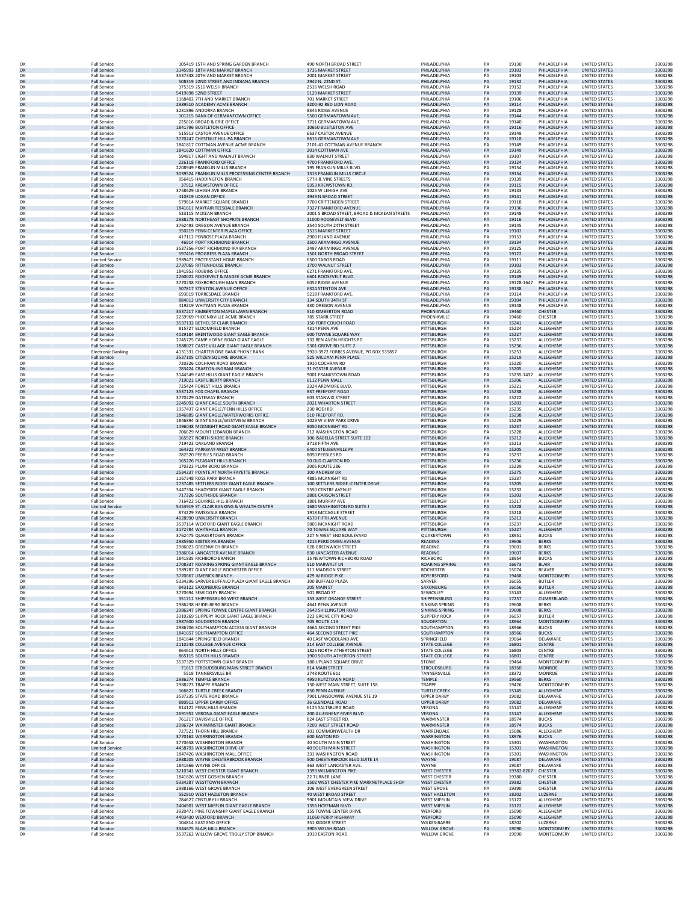| | | | | | | | | | |
|---|---|---|---|---|---|---|---|---|---|
| OK | Full Service | 105419 15TH AND SPRING GARDEN BRANCH | 490 NORTH BROAD STREET | PHILADELPHIA | PA | 19130 | PHILADELPHIA | UNITED STATES | 3303298 |
| OK | Full Service | 3145993 18TH AND MARKET BRANCH | 1735 MARKET STREET | PHILADELPHIA | PA | 19103 | PHILADELPHIA | UNITED STATES | 3303298 |
| OK | Full Service | 3537338 20TH AND MARKET BRANCH | 2001 MARKET STREET | PHILADELPHIA | PA | 19103 | PHILADELPHIA | UNITED STATES | 3303298 |
| OK | Full Service | 508319 22ND STREET AND INDIANA BRANCH | 2942 N. 22ND ST. | PHILADELPHIA | PA | 19132 | PHILADELPHIA | UNITED STATES | 3303298 |
| OK | Full Service | 175319 2516 WELSH BRANCH | 2516 WELSH ROAD | PHILADELPHIA | PA | 19152 | PHILADELPHIA | UNITED STATES | 3303298 |
| OK | Full Service | 5419698 52ND STREET | 5129 MARKET STREET | PHILADELPHIA | PA | 19139 | PHILADELPHIA | UNITED STATES | 3303298 |
| OK | Full Service | 1168402 7TH AND MARKET BRANCH | 701 MARKET STREET | PHILADELPHIA | PA | 19106 | PHILADELPHIA | UNITED STATES | 3303298 |
| OK | Full Service | 2989510 ACADEMY ACME BRANCH | 3200-92 RED LION ROAD | PHILADELPHIA | PA | 19114 | PHILADELPHIA | UNITED STATES | 3303298 |
| OK | Full Service | 3231896 ANDORRA BRANCH | 8345 RIDGE AVENUE | PHILADELPHIA | PA | 19128 | PHILADELPHIA | UNITED STATES | 3303298 |
| OK | Full Service | 101215 BANK OF GERMANTOWN OFFICE | 5500 GERMANTOWN AVE. | PHILADELPHIA | PA | 19144 | PHILADELPHIA | UNITED STATES | 3303298 |
| OK | Full Service | 225616 BROAD & ERIE OFFICE | 3711 GERMANTOWN AVE. | PHILADELPHIA | PA | 19140 | PHILADELPHIA | UNITED STATES | 3303298 |
| OK | Full Service | 1841796 BUSTLETON OFFICE | 10650 BUSTLETON AVE | PHILADELPHIA | PA | 19116 | PHILADELPHIA | UNITED STATES | 3303298 |
| OK | Full Service | 515513 CASTOR AVENUE OFFICE | 6537 CASTOR AVENUE | PHILADELPHIA | PA | 19149 | PHILADELPHIA | UNITED STATES | 3303298 |
| OK | Full Service | 3770247 CHESTNUT HILL PA BRANCH | 8616 GERMANTOWN AVE | PHILADELPHIA | PA | 19118 | PHILADELPHIA | UNITED STATES | 3303298 |
| OK | Full Service | 1841817 COTTMAN AVENUE ACME BRANCH | 2101-41 COTTMAN AVENUE BRANCH | PHILADELPHIA | PA | 19149 | PHILADELPHIA | UNITED STATES | 3303298 |
| OK | Full Service | 1841620 COTTMAN OFFICE | 2014 COTTMAN AVE | PHILADELPHIA | PA | 19149 | PHILADELPHIA | UNITED STATES | 3303298 |
| OK | Full Service | 594817 EIGHT AND WALNUT BRANCH | 830 WALNUT STREET | PHILADELPHIA | PA | 19107 | PHILADELPHIA | UNITED STATES | 3303298 |
| OK | Full Service | 226118 FRANKFORD OFFICE | 4700 FRANKFORD AVE. | PHILADELPHIA | PA | 19124 | PHILADELPHIA | UNITED STATES | 3303298 |
| OK | Full Service | 2208949 FRANKLIN MILLS BRANCH | 195 FRANKLIN MILLS BLVD. | PHILADELPHIA | PA | 19154 | PHILADELPHIA | UNITED STATES | 3303298 |
| OK | Full Service | 3039524 FRANKLIN MILLS PROCESSING CENTER BRANCH | 1313 FRANKLIN MILLS CIRCLE | PHILADELPHIA | PA | 19154 | PHILADELPHIA | UNITED STATES | 3303298 |
| OK | Full Service | 956415 HADDINGTON BRANCH | 57TH & VINE STREETS | PHILADELPHIA | PA | 19139 | PHILADELPHIA | UNITED STATES | 3303298 |
| OK | Full Service | 37912 KREWSTOWN OFFICE | 9353 KREWSTOWN RD. | PHILADELPHIA | PA | 19115 | PHILADELPHIA | UNITED STATES | 3303298 |
| OK | Full Service | 3758629 LEHIGH AVE BRANCH | 1025 W LEHIGH AVE | PHILADELPHIA | PA | 19133 | PHILADELPHIA | UNITED STATES | 3303298 |
| OK | Full Service | 410319 LOGAN OFFICE | 4949 N BROAD STREET | PHILADELPHIA | PA | 19141 | PHILADELPHIA | UNITED STATES | 3303298 |
| OK | Full Service | 579814 MARKET SQUARE BRANCH | 7700 CRITTENDEN STREET | PHILADELPHIA | PA | 19118 | PHILADELPHIA | UNITED STATES | 3303298 |
| OK | Full Service | 1841611 MAYFAIR TEESDALE BRANCH | 7327 FRANKFORD AVENUE | PHILADELPHIA | PA | 19136 | PHILADELPHIA | UNITED STATES | 3303298 |
| OK | Full Service | 533115 MCKEAN BRANCH | 2001 S BROAD STREET, BROAD & MCKEAN STREETS | PHILADELPHIA | PA | 19148 | PHILADELPHIA | UNITED STATES | 3303298 |
| OK | Full Service | 2988278 NORTHEAST SHOPRITE BRANCH | 11000 ROOSEVELT BLVD | PHILADELPHIA | PA | 19116 | PHILADELPHIA | UNITED STATES | 3303298 |
| OK | Full Service | 3762493 OREGON AVENUE BRANCH | 2540 SOUTH 24TH STREET | PHILADELPHIA | PA | 19145 | PHILADELPHIA | UNITED STATES | 3303298 |
| OK | Full Service | 350219 PENN CENTER PLAZA OFFICE | 1515 MARKET STREET | PHILADELPHIA | PA | 19102 | PHILADELPHIA | UNITED STATES | 3303298 |
| OK | Full Service | 417112 PENROSE PLAZA BRANCH | 2900 ISLAND AVENUE | PHILADELPHIA | PA | 19153 | PHILADELPHIA | UNITED STATES | 3303298 |
| OK | Full Service | 46914 PORT RICHMOND BRANCH | 3500 ARAMINGO AVENUE | PHILADELPHIA | PA | 19134 | PHILADELPHIA | UNITED STATES | 3303298 |
| OK | Full Service | 3537356 PORT RICHMOND IPA BRANCH | 2497 ARAMINGO AVENUE | PHILADELPHIA | PA | 19125 | PHILADELPHIA | UNITED STATES | 3303298 |
| OK | Full Service | 597416 PROGRESS PLAZA BRANCH | 1501 NORTH BROAD STREET | PHILADELPHIA | PA | 19122 | PHILADELPHIA | UNITED STATES | 3303298 |
| OK | Limited Service | 2989471 PROTESTANT HOME BRANCH | 6500 TABOR ROAD | PHILADELPHIA | PA | 19111 | PHILADELPHIA | UNITED STATES | 3303298 |
| OK | Full Service | 2737065 RITTENHOUSE BRANCH | 1700 WALNUT STREET | PHILADELPHIA | PA | 19103 | PHILADELPHIA | UNITED STATES | 3303298 |
| OK | Full Service | 1841853 ROBBINS OFFICE | 6271 FRANKFORD AVE. | PHILADELPHIA | PA | 19135 | PHILADELPHIA | UNITED STATES | 3303298 |
| OK | Full Service | 2260022 ROOSEVELT & MAGEE ACME BRANCH | 6601 ROOSEVELT BLVD. | PHILADELPHIA | PA | 19149 | PHILADELPHIA | UNITED STATES | 3303298 |
| OK | Full Service | 3770238 ROXBOROUGH MAIN BRANCH | 6052 RIDGE AVENUE | PHILADELPHIA | PA | 19128-1647 | PHILADELPHIA | UNITED STATES | 3303298 |
| OK | Full Service | 507817 STENTON AVENUE OFFICE | 6324 STENTON AVE. | PHILADELPHIA | PA | 19138 | PHILADELPHIA | UNITED STATES | 3303298 |
| OK | Full Service | 693019 TORRESDALE BRANCH | 9218 FRANKFORD AVE. | PHILADELPHIA | PA | 19114 | PHILADELPHIA | UNITED STATES | 3303298 |
| OK | Full Service | 884013 UNIVERSITY CITY BRANCH | 134 SOUTH 34TH ST | PHILADELPHIA | PA | 19104 | PHILADELPHIA | UNITED STATES | 3303298 |
| OK | Full Service | 419219 WHITMAN PLAZA BRANCH | 330 OREGON AVENUE | PHILADELPHIA | PA | 19148 | PHILADELPHIA | UNITED STATES | 3303298 |
| OK | Full Service | 3537217 KIMBERTON MAPLE LAWN BRANCH | 510 KIMBERTON ROAD | PHOENIXVILLE | PA | 19460 | CHESTER | UNITED STATES | 3303298 |
| OK | Full Service | 2259969 PHOENIXVILLE ACME BRANCH | 785 STARR STREET | PHOENIXVILLE | PA | 19460 | CHESTER | UNITED STATES | 3303298 |
| OK | Full Service | 3537132 BETHEL ST CLAIR BRANCH | 150 FORT COUCH ROAD | PITTSBURGH | PA | 15241 | ALLEGHENY | UNITED STATES | 3303298 |
| OK | Full Service | 815727 BLOOMFIELD BRANCH | 4314 PENN AVE | PITTSBURGH | PA | 15224 | ALLEGHENY | UNITED STATES | 3303298 |
| OK | Full Service | 4029184 BRENTWOOD GIANT EAGLE BRANCH | 600 TOWNE SQUARE WAY | PITTSBURGH | PA | 15227 | ALLEGHENY | UNITED STATES | 3303298 |
| OK | Full Service | 2745725 CAMP HORNE ROAD GIANT EAGLE | 132 BEN AVON HEIGHTS RD | PITTSBURGH | PA | 15237 | ALLEGHENY | UNITED STATES | 3303298 |
| OK | Full Service | 1888027 CASTLE VILLAGE GIANT EAGLE BRANCH | 5301 GROVE RD SUITE 2 | PITTSBURGH | PA | 15236 | ALLEGHENY | UNITED STATES | 3303298 |
| OK | Electronic Banking | 4131331 CHARTER ONE BANK PHONE BANK | 3920-3972 FORBES AVENUE, PO BOX 535857 | PITTSBURGH | PA | 15253 | ALLEGHENY | UNITED STATES | 3303298 |
| OK | Full Service | 3537105 CITIZEN SQUARE BRANCH | 525 WILLIAM PENN PLACE | PITTSBURGH | PA | 15219 | ALLEGHENY | UNITED STATES | 3303298 |
| OK | Full Service | 720326 COCHRAN ROAD BRANCH | 1910 COCHRAN RD | PITTSBURGH | PA | 15220 | ALLEGHENY | UNITED STATES | 3303298 |
| OK | Full Service | 783424 CRAFTON-INGRAM BRANCH | 31 FOSTER AVENUE | PITTSBURGH | PA | 15205 | ALLEGHENY | UNITED STATES | 3303298 |
| OK | Full Service | 3144549 EAST HILLS GIANT EAGLE BRANCH | 9001 FRANKSTOWN ROAD | PITTSBURGH | PA | 15235-1432 | ALLEGHENY | UNITED STATES | 3303298 |
| OK | Full Service | 719021 EAST LIBERTY BRANCH | 6112 PENN MALL | PITTSBURGH | PA | 15206 | ALLEGHENY | UNITED STATES | 3303298 |
| OK | Full Service | 725424 FOREST HILLS BRANCH | 2324 ARDMORE BLVD. | PITTSBURGH | PA | 15221 | ALLEGHENY | UNITED STATES | 3303298 |
| OK | Full Service | 3537123 FOX CHAPEL BRANCH | 837 FREEPORT ROAD | PITTSBURGH | PA | 15238 | ALLEGHENY | UNITED STATES | 3303298 |
| OK | Full Service | 3770229 GATEWAY BRANCH | 603 STANWIX STREET | PITTSBURGH | PA | 15222 | ALLEGHENY | UNITED STATES | 3303298 |
| OK | Full Service | 2245092 GIANT EAGLE SOUTH BRANCH | 2021 WHARTON STREET | PITTSBURGH | PA | 15203 | ALLEGHENY | UNITED STATES | 3303298 |
| OK | Full Service | 1957437 GIANT EAGLE/PENN HILLS OFFICE | 230 RODI RD. | PITTSBURGH | PA | 15235 | ALLEGHENY | UNITED STATES | 3303298 |
| OK | Full Service | 1846885 GIANT EAGLE/WATERWORKS OFFICE | 910 FREEPORT RD. | PITTSBURGH | PA | 15238 | ALLEGHENY | UNITED STATES | 3303298 |
| OK | Full Service | 1846894 GIANT EAGLE/WESTVIEW BRANCH | 1029 W VIEW PARK DRIVE | PITTSBURGH | PA | 15229 | ALLEGHENY | UNITED STATES | 3303298 |
| OK | Full Service | 1496048 MCKNIGHT ROAD GIANT EAGLE BRANCH | 8050 MCKNIGHT RD. | PITTSBURGH | PA | 15237 | ALLEGHENY | UNITED STATES | 3303298 |
| OK | Full Service | 706629 MOUNT LEBANON BRANCH | 712 WASHINGTON ROAD | PITTSBURGH | PA | 15228 | ALLEGHENY | UNITED STATES | 3303298 |
| OK | Full Service | 165927 NORTH SHORE BRANCH | 106 ISABELLA STREET SUITE 102 | PITTSBURGH | PA | 15212 | ALLEGHENY | UNITED STATES | 3303298 |
| OK | Full Service | 719423 OAKLAND BRANCH | 3718 FIFTH AVE | PITTSBURGH | PA | 15213 | ALLEGHENY | UNITED STATES | 3303298 |
| OK | Full Service | 164322 PARKWAY-WEST BRANCH | 6400 STEUBENVILLE PK | PITTSBURGH | PA | 15205 | ALLEGHENY | UNITED STATES | 3303298 |
| OK | Full Service | 782520 PEEBLES ROAD BRANCH | 8050 PEEBLES RD | PITTSBURGH | PA | 15237 | ALLEGHENY | UNITED STATES | 3303298 |
| OK | Full Service | 165226 PLEASANT HILLS BRANCH | 50 OLD CLAIRTON RD | PITTSBURGH | PA | 15236 | ALLEGHENY | UNITED STATES | 3303298 |
| OK | Full Service | 170323 PLUM BORO BRANCH | 2005 ROUTE 286 | PITTSBURGH | PA | 15239 | ALLEGHENY | UNITED STATES | 3303298 |
| OK | Full Service | 2534237 POINTE AT NORTH FAYETTE BRANCH | 100 ANDREW DR | PITTSBURGH | PA | 15275 | ALLEGHENY | UNITED STATES | 3303298 |
| OK | Full Service | 1167348 ROSS PARK BRANCH | 4885 MCKNIGHT RD | PITTSBURGH | PA | 15237 | ALLEGHENY | UNITED STATES | 3303298 |
| OK | Full Service | 2737485 SETTLERS RIDGE GIANT EAGLE BRANCH | 100 SETTLERS RIDGE JCENTER DRIVE | PITTSBURGH | PA | 15205 | ALLEGHENY | UNITED STATES | 3303298 |
| OK | Full Service | 3447334 SHADYSIDE GIANT EAGLE BRANCH | 5550 CENTRE AVENUE | PITTSBURGH | PA | 15232 | ALLEGHENY | UNITED STATES | 3303298 |
| OK | Full Service | 717326 SOUTHSIDE BRANCH | 2801 CARSON STREET | PITTSBURGH | PA | 15203 | ALLEGHENY | UNITED STATES | 3303298 |
| OK | Full Service | 716422 SQUIRREL HILL BRANCH | 1801 MURRAY AVE | PITTSBURGH | PA | 15217 | ALLEGHENY | UNITED STATES | 3303298 |
| OK | Limited Service | 5453919 ST. CLAIR BANKING & WEALTH CENTER | 1680 WASHINGTON RD SUITE J | PITTSBURGH | PA | 15228 | ALLEGHENY | UNITED STATES | 3303298 |
| OK | Full Service | 874229 SWISSVALE BRANCH | 1918 MCCAGUE STREET | PITTSBURGH | PA | 15218 | ALLEGHENY | UNITED STATES | 3303298 |
| OK | Full Service | 4028990 UNIVERSITY BRANCH | 4570 FIFTH AVENUE | PITTSBURGH | PA | 15213 | ALLEGHENY | UNITED STATES | 3303298 |
| OK | Full Service | 3537114 WEXFORD GIANT EAGLE BRANCH | 9805 MCKNIGHT ROAD | PITTSBURGH | PA | 15237 | ALLEGHENY | UNITED STATES | 3303298 |
| OK | Full Service | 3172784 WHITEHALL BRANCH | 70 TOWNE SQUARE WAY | PITTSBURGH | PA | 15227 | ALLEGHENY | UNITED STATES | 3303298 |
| OK | Full Service | 3762475 QUAKERTOWN BRANCH | 227 N WEST END BOULEVARD | QUAKERTOWN | PA | 18951 | BUCKS | UNITED STATES | 3303298 |
| OK | Full Service | 2985950 EXETER PA BRANCH | 4215 PERKIOMEN AVENUE | READING | PA | 19606 | BERKS | UNITED STATES | 3303298 |
| OK | Full Service | 2986023 GREENWICH BRANCH | 628 GREENWICH STREET | READING | PA | 19601 | BERKS | UNITED STATES | 3303298 |
| OK | Full Service | 2986014 LANCASTER AVENUE BRANCH | 830 LANCASTER AVENUE | READING | PA | 19607 | BERKS | UNITED STATES | 3303298 |
| OK | Full Service | 1841835 RICHBORO BRANCH | 15 NEWTOWN-RICHBORO ROAD | RICHBORO | PA | 18954 | BUCKS | UNITED STATES | 3303298 |
| OK | Full Service | 2708337 ROARING SPRING GIANT EAGLE BRANCH | 510 MARWALT LN | ROARING SPRING | PA | 16673 | BLAIR | UNITED STATES | 3303298 |
| OK | Full Service | 1989287 GIANT EAGLE ROCHESTER OFFICE | 111 MADISON STREET | ROCHESTER | PA | 15074 | BEAVER | UNITED STATES | 3303298 |
| OK | Full Service | 3770667 LIMERICK BRANCH | 429 W RIDGE PIKE | ROYERSFORD | PA | 19468 | MONTGOMERY | UNITED STATES | 3303298 |
| OK | Full Service | 5334296 SARVER BUFFALO PLAZA GIANT EAGLE BRANCH | 100 BUFFALO PLAZA | SARVER | PA | 16055 | BUTLER | UNITED STATES | 3303298 |
| OK | Full Service | 843122 SAXONBURG BRANCH | 205 MAIN ST | SAXONBURG | PA | 16056 | BUTLER | UNITED STATES | 3303298 |
| OK | Full Service | 3770694 SEWICKLEY BRANCH | 501 BROAD ST | SEWICKLEY | PA | 15143 | ALLEGHENY | UNITED STATES | 3303298 |
| OK | Full Service | 351711 SHIPPENSBURG WEST BRANCH | 153 WEST ORANGE STREET | SHIPPENSBURG | PA | 17257 | CUMBERLAND | UNITED STATES | 3303298 |
| OK | Full Service | 2986238 HEIDELBERG BRANCH | 4641 PENN AVENUE | SINKING SPRING | PA | 19608 | BERKS | UNITED STATES | 3303298 |
| OK | Full Service | 2986247 SPRING TOWNE CENTRE GIANT BRANCH | 2643 SHILLINGTON ROAD | SINKING SPRING | PA | 19608 | BERKS | UNITED STATES | 3303298 |
| OK | Full Service | 3310269 SLIPPERY ROCK GIANT EAGLE BRANCH | 223 GROVE CITY ROAD | SLIPPERY ROCK | PA | 16057 | BUTLER | UNITED STATES | 3303298 |
| OK | Full Service | 2987600 SOUDERTON BRANCH | 705 ROUTE 113 | SOUDERTON | PA | 18964 | MONTGOMERY | UNITED STATES | 3303298 |
| OK | Full Service | 2986706 SOUTHAMPTON ACCESS GIANT BRANCH | 466A SECOND STREET PIKE | SOUTHAMPTON | PA | 18966 | BUCKS | UNITED STATES | 3303298 |
| OK | Full Service | 1841657 SOUTHAMPTON OFFICE | 464 SECOND STREET PIKE | SOUTHAMPTON | PA | 18966 | BUCKS | UNITED STATES | 3303298 |
| OK | Full Service | 1841844 SPRINGFIELD BRANCH | 40 EAST WOODLAND AVE. | SPRINGFIELD | PA | 19064 | DELAWARE | UNITED STATES | 3303298 |
| OK | Full Service | 2110248 COLLEGE AVENUE OFFICE | 214 EAST COLLEGE AVENUE | STATE COLLEGE | PA | 16801 | CENTRE | UNITED STATES | 3303298 |
| OK | Full Service | 864613 NORTH HILLS OFFICE | 1826 NORTH ATHERTON STREET | STATE COLLEGE | PA | 16803 | CENTRE | UNITED STATES | 3303298 |
| OK | Full Service | 865115 SOUTH HILLS BRANCH | 1900 SOUTH ATHERTON STREET | STATE COLLEGE | PA | 16801 | CENTRE | UNITED STATES | 3303298 |
| OK | Full Service | 3537329 POTTSTOWN GIANT BRANCH | 180 UPLAND SQUARE DRIVE | STOWE | PA | 19464 | MONTGOMERY | UNITED STATES | 3303298 |
| OK | Full Service | 71617 STROUDSBURG MAIN STREET BRANCH | 814 MAIN STREET | STROUDSBURG | PA | 18360 | MONROE | UNITED STATES | 3303298 |
| OK | Full Service | 5519 TANNERSVILLE BR | 2748 ROUTE 611 | TANNERSVILLE | PA | 18372 | MONROE | UNITED STATES | 3303298 |
| OK | Full Service | 2986274 TEMPLE BRANCH | 4950 KUTZTOWN ROAD | TEMPLE | PA | 19560 | BERKS | UNITED STATES | 3303298 |
| OK | Full Service | 2988223 TRAPPE BRANCH | 130 WEST MAIN STREET, SUITE 158 | TRAPPE | PA | 19426 | MONTGOMERY | UNITED STATES | 3303298 |
| OK | Full Service | 166821 TURTLE CREEK BRANCH | 850 PENN AVENUE | TURTLE CREEK | PA | 15145 | ALLEGHENY | UNITED STATES | 3303298 |
| OK | Full Service | 3537235 STATE ROAD BRANCH | 7901 LANSDOWNE AVENUE STE 19 | UPPER DARBY | PA | 19082 | DELAWARE | UNITED STATES | 3303298 |
| OK | Full Service | 880912 UPPER DARBY OFFICE | 36 GLENDALE ROAD | UPPER DARBY | PA | 19082 | DELAWARE | UNITED STATES | 3303298 |
| OK | Full Service | 814122 PENN HILLS BRANCH | 6125 SALTSBURG ROAD | VERONA | PA | 15147 | ALLEGHENY | UNITED STATES | 3303298 |
| OK | Full Service | 2691952 VERONA GIANT EAGLE BRANCH | 200 ALLEGHENY RIVER BLVD | VERONA | PA | 15147 | ALLEGHENY | UNITED STATES | 3303298 |
| OK | Full Service | 761217 DAVISVILLE OFFICE | 824 EAST STREET RD. | WARMINSTER | PA | 18974 | BUCKS | UNITED STATES | 3303298 |
| OK | Full Service | 2986724 WARMINSTER GIANT BRANCH | 720D WEST STREET ROAD | WARMINSTER | PA | 18974 | BUCKS | UNITED STATES | 3303298 |
| OK | Full Service | 727521 THORN HILL BRANCH | 101 COMMONWEALTH DR | WARRENDALE | PA | 15086 | ALLEGHENY | UNITED STATES | 3303298 |
| OK | Full Service | 3770162 WARRINGTON BRANCH | 600 EASTON RD | WARRINGTON | PA | 18976 | BUCKS | UNITED STATES | 3303298 |
| OK | Full Service | 3770658 WASHINGTON BRANCH | 40 SOUTH MAIN STREET | WASHINGTON | PA | 15301 | WASHINGTON | UNITED STATES | 3303298 |
| OK | Limited Service | 4458793 WASHINGTON DRIVE-UP | 40 SOUTH MAIN STREET | WASHINGTON | PA | 15301 | WASHINGTON | UNITED STATES | 3303298 |
| OK | Full Service | 1847426 WASHINGTON MALL OFFICE | 331 WASHINGTON ROAD | WASHINGTON | PA | 15301 | WASHINGTON | UNITED STATES | 3303298 |
| OK | Full Service | 2988205 WAYNE CHESTERBROOK BRANCH | 500 CHESTERBROOK BLVD SUITE 14 | WAYNE | PA | 19087 | DELAWARE | UNITED STATES | 3303298 |
| OK | Full Service | 1841666 WAYNE OFFICE | 363 WEST LANCASTER AVE. | WAYNE | PA | 19087 | DELAWARE | UNITED STATES | 3303298 |
| OK | Full Service | 3210341 WEST CHESTER GIANT BRANCH | 1393 WILMINGTON PIKE | WEST CHESTER | PA | 19382-8267 | CHESTER | UNITED STATES | 3303298 |
| OK | Full Service | 1841826 WEST GOSHEN BRANCH | 22 TURNER LANE | WEST CHESTER | PA | 19380 | CHESTER | UNITED STATES | 3303298 |
| OK | Full Service | 5334287 WESTTOWN BRANCH | 1502 WEST CHESTER PIKE MARKNETPLACE SHOP | WEST CHESTER | PA | 19382 | CHESTER | UNITED STATES | 3303298 |
| OK | Full Service | 2988166 WEST GROVE BRANCH | 106 WEST EVERGREEN STREET | WEST GROVE | PA | 19390 | CHESTER | UNITED STATES | 3303298 |
| OK | Full Service | 552910 WEST HAZLETON BRANCH | 40 WEST BROAD STREET | WEST HAZLETON | PA | 18202 | LUZERNE | UNITED STATES | 3303298 |
| OK | Full Service | 784627 CENTURY III BRANCH | 9901 MOUNTAIN VIEW DRIVE | WEST MIFFLIN | PA | 15122 | ALLEGHENY | UNITED STATES | 3303298 |
| OK | Full Service | 2404901 WEST MIFFLIN GIANT EAGLE BRANCH | 1356 HOFFMAN BLVD. | WEST MIFFLIN | PA | 15122 | ALLEGHENY | UNITED STATES | 3303298 |
| OK | Full Service | 3920471 PINE TOWNSHIP GIANT EAGLE BRANCH | 155 TOWNE CENTER DRIVE | WEXFORD | PA | 15090 | ALLEGHENY | UNITED STATES | 3303298 |
| OK | Full Service | 4403430 WEXFORD BRANCH | 11060 PERRY HIGHWAY | WEXFORD | PA | 15090 | ALLEGHENY | UNITED STATES | 3303298 |
| OK | Full Service | 104814 EAST END OFFICE | 351 KIDDER STREET | WILKES-BARRE | PA | 18702 | LUZERNE | UNITED STATES | 3303298 |
| OK | Full Service | 3344675 BLAIR MILL BRANCH | 3905 WELSH ROAD | WILLOW GROVE | PA | 19090 | MONTGOMERY | UNITED STATES | 3303298 |
| OK | Full Service | 3537262 WILLOW GROVE TROLLY STOP BRANCH | 1919 EASTON ROAD | WILLOW GROVE | PA | 19090 | MONTGOMERY | UNITED STATES | 3303298 |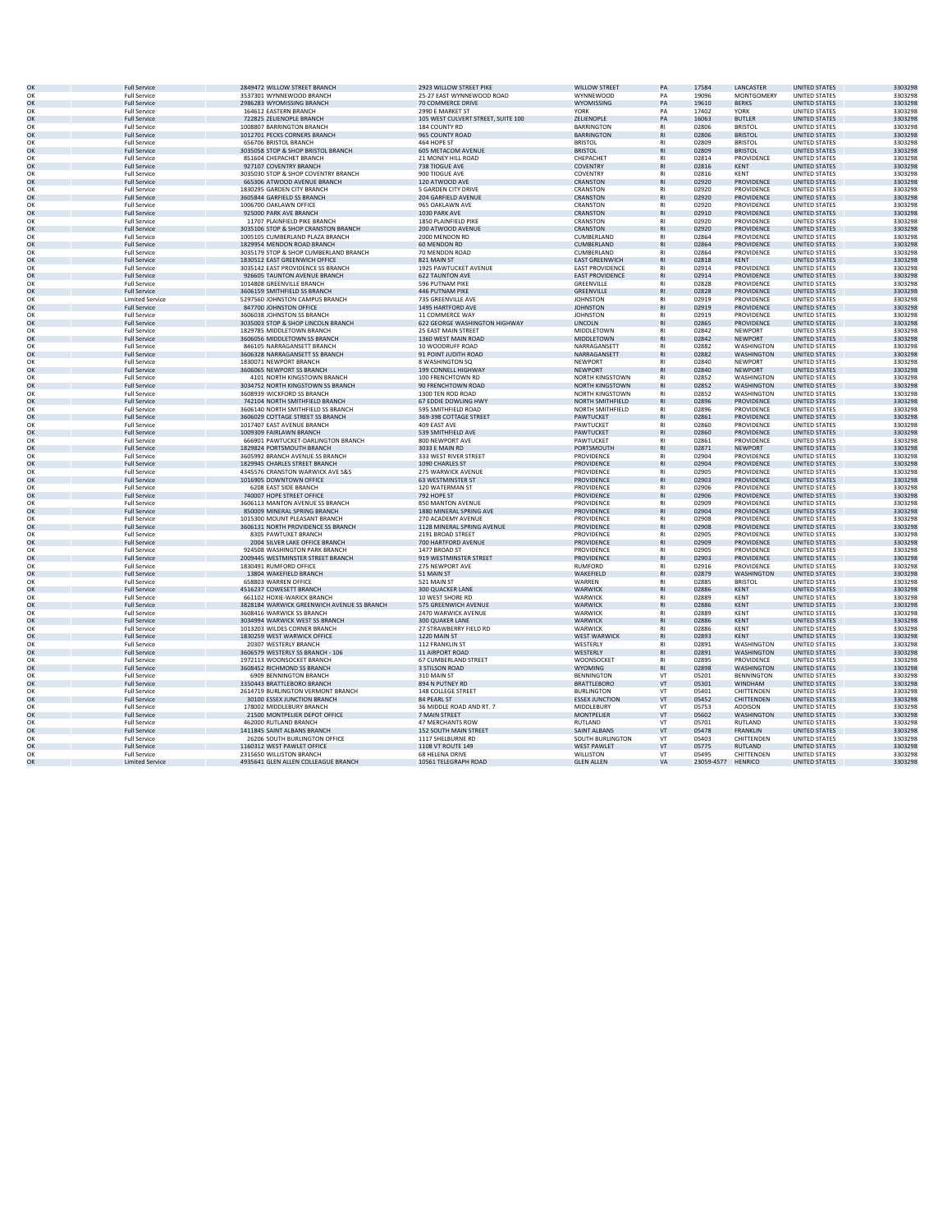| | | | | | | | | | | |
|---|---|---|---|---|---|---|---|---|---|---|
| OK | Full Service | 2849472 | WILLOW STREET BRANCH | 2923 WILLOW STREET PIKE | WILLOW STREET | PA | 17584 | LANCASTER | UNITED STATES | 3303298 |
| OK | Full Service | 3537301 | WYNNEWOOD BRANCH | 25-27 EAST WYNNEWOOD ROAD | WYNNEWOOD | PA | 19096 | MONTGOMERY | UNITED STATES | 3303298 |
| OK | Full Service | 2986283 | WYOMISSING BRANCH | 70 COMMERCE DRIVE | WYOMISSING | PA | 19610 | BERKS | UNITED STATES | 3303298 |
| OK | Full Service | 164612 | EASTERN BRANCH | 2990 E MARKET ST | YORK | PA | 17402 | YORK | UNITED STATES | 3303298 |
| OK | Full Service | 722825 | ZELIENOPLE BRANCH | 105 WEST CULVERT STREET, SUITE 100 | ZELIENOPLE | PA | 16063 | BUTLER | UNITED STATES | 3303298 |
| OK | Full Service | 1008807 | BARRINGTON BRANCH | 184 COUNTY RD | BARRINGTON | RI | 02806 | BRISTOL | UNITED STATES | 3303298 |
| OK | Full Service | 1012701 | PECKS CORNERS BRANCH | 965 COUNTY ROAD | BARRINGTON | RI | 02806 | BRISTOL | UNITED STATES | 3303298 |
| OK | Full Service | 656706 | BRISTOL BRANCH | 464 HOPE ST | BRISTOL | RI | 02809 | BRISTOL | UNITED STATES | 3303298 |
| OK | Full Service | 3035058 | STOP & SHOP BRISTOL BRANCH | 605 METACOM AVENUE | BRISTOL | RI | 02809 | BRISTOL | UNITED STATES | 3303298 |
| OK | Full Service | 851604 | CHEPACHET BRANCH | 21 MONEY HILL ROAD | CHEPACHET | RI | 02814 | PROVIDENCE | UNITED STATES | 3303298 |
| OK | Full Service | 927107 | COVENTRY BRANCH | 738 TIOGUE AVE | COVENTRY | RI | 02816 | KENT | UNITED STATES | 3303298 |
| OK | Full Service | 3035030 | STOP & SHOP COVENTRY BRANCH | 900 TIOGUE AVE | COVENTRY | RI | 02816 | KENT | UNITED STATES | 3303298 |
| OK | Full Service | 665306 | ATWOOD AVENUE BRANCH | 120 ATWOOD AVE | CRANSTON | RI | 02920 | PROVIDENCE | UNITED STATES | 3303298 |
| OK | Full Service | 1830295 | GARDEN CITY BRANCH | 5 GARDEN CITY DRIVE | CRANSTON | RI | 02920 | PROVIDENCE | UNITED STATES | 3303298 |
| OK | Full Service | 3605844 | GARFIELD SS BRANCH | 204 GARFIELD AVENUE | CRANSTON | RI | 02920 | PROVIDENCE | UNITED STATES | 3303298 |
| OK | Full Service | 1006700 | OAKLAWN OFFICE | 965 OAKLAWN AVE | CRANSTON | RI | 02920 | PROVIDENCE | UNITED STATES | 3303298 |
| OK | Full Service | 925000 | PARK AVE BRANCH | 1030 PARK AVE | CRANSTON | RI | 02910 | PROVIDENCE | UNITED STATES | 3303298 |
| OK | Full Service | 11707 | PLAINFIELD PIKE BRANCH | 1850 PLAINFIELD PIKE | CRANSTON | RI | 02920 | PROVIDENCE | UNITED STATES | 3303298 |
| OK | Full Service | 3035106 | STOP & SHOP CRANSTON BRANCH | 200 ATWOOD AVENUE | CRANSTON | RI | 02920 | PROVIDENCE | UNITED STATES | 3303298 |
| OK | Full Service | 1005105 | CUMBERLAND PLAZA BRANCH | 2000 MENDON RD | CUMBERLAND | RI | 02864 | PROVIDENCE | UNITED STATES | 3303298 |
| OK | Full Service | 1829954 | MENDON ROAD BRANCH | 60 MENDON RD | CUMBERLAND | RI | 02864 | PROVIDENCE | UNITED STATES | 3303298 |
| OK | Full Service | 3035179 | STOP & SHOP CUMBERLAND BRANCH | 70 MENDON ROAD | CUMBERLAND | RI | 02864 | PROVIDENCE | UNITED STATES | 3303298 |
| OK | Full Service | 1830512 | EAST GREENWICH OFFICE | 821 MAIN ST | EAST GREENWICH | RI | 02818 | KENT | UNITED STATES | 3303298 |
| OK | Full Service | 3035142 | EAST PROVIDENCE SS BRANCH | 1925 PAWTUCKET AVENUE | EAST PROVIDENCE | RI | 02914 | PROVIDENCE | UNITED STATES | 3303298 |
| OK | Full Service | 926605 | TAUNTON AVENUE BRANCH | 622 TAUNTON AVE | EAST PROVIDENCE | RI | 02914 | PROVIDENCE | UNITED STATES | 3303298 |
| OK | Full Service | 1014808 | GREENVILLE BRANCH | 596 PUTNAM PIKE | GREENVILLE | RI | 02828 | PROVIDENCE | UNITED STATES | 3303298 |
| OK | Full Service | 3606159 | SMITHFIELD SS BRANCH | 446 PUTNAM PIKE | GREENVILLE | RI | 02828 | PROVIDENCE | UNITED STATES | 3303298 |
| OK | Limited Service | 5297560 | JOHNSTON CAMPUS BRANCH | 735 GREENVILLE AVE | JOHNSTON | RI | 02919 | PROVIDENCE | UNITED STATES | 3303298 |
| OK | Full Service | 847700 | JOHNSTON OFFICE | 1495 HARTFORD AVE | JOHNSTON | RI | 02919 | PROVIDENCE | UNITED STATES | 3303298 |
| OK | Full Service | 3606038 | JOHNSTON SS BRANCH | 11 COMMERCE WAY | JOHNSTON | RI | 02919 | PROVIDENCE | UNITED STATES | 3303298 |
| OK | Full Service | 3035003 | STOP & SHOP LINCOLN BRANCH | 622 GEORGE WASHINGTON HIGHWAY | LINCOLN | RI | 02865 | PROVIDENCE | UNITED STATES | 3303298 |
| OK | Full Service | 1829785 | MIDDLETOWN BRANCH | 25 EAST MAIN STREET | MIDDLETOWN | RI | 02842 | NEWPORT | UNITED STATES | 3303298 |
| OK | Full Service | 3606056 | MIDDLETOWN SS BRANCH | 1360 WEST MAIN ROAD | MIDDLETOWN | RI | 02842 | NEWPORT | UNITED STATES | 3303298 |
| OK | Full Service | 846105 | NARRAGANSETT BRANCH | 10 WOODRUFF ROAD | NARRAGANSETT | RI | 02882 | WASHINGTON | UNITED STATES | 3303298 |
| OK | Full Service | 3606328 | NARRAGANSETT SS BRANCH | 91 POINT JUDITH ROAD | NARRAGANSETT | RI | 02882 | WASHINGTON | UNITED STATES | 3303298 |
| OK | Full Service | 1830071 | NEWPORT BRANCH | 8 WASHINGTON SQ | NEWPORT | RI | 02840 | NEWPORT | UNITED STATES | 3303298 |
| OK | Full Service | 3606065 | NEWPORT SS BRANCH | 199 CONNELL HIGHWAY | NEWPORT | RI | 02840 | NEWPORT | UNITED STATES | 3303298 |
| OK | Full Service | 4101 | NORTH KINGSTOWN BRANCH | 100 FRENCHTOWN RD | NORTH KINGSTOWN | RI | 02852 | WASHINGTON | UNITED STATES | 3303298 |
| OK | Full Service | 3034752 | NORTH KINGSTOWN SS BRANCH | 90 FRENCHTOWN ROAD | NORTH KINGSTOWN | RI | 02852 | WASHINGTON | UNITED STATES | 3303298 |
| OK | Full Service | 3608939 | WICKFORD SS BRANCH | 1300 TEN ROD ROAD | NORTH KINGSTOWN | RI | 02852 | WASHINGTON | UNITED STATES | 3303298 |
| OK | Full Service | 742104 | NORTH SMITHFIELD BRANCH | 67 EDDIE DOWLING HWY | NORTH SMITHFIELD | RI | 02896 | PROVIDENCE | UNITED STATES | 3303298 |
| OK | Full Service | 3606140 | NORTH SMITHFIELD SS BRANCH | 595 SMITHFIELD ROAD | NORTH SMITHFIELD | RI | 02896 | PROVIDENCE | UNITED STATES | 3303298 |
| OK | Full Service | 3606029 | COTTAGE STREET SS BRANCH | 369-398 COTTAGE STREET | PAWTUCKET | RI | 02861 | PROVIDENCE | UNITED STATES | 3303298 |
| OK | Full Service | 1017407 | EAST AVENUE BRANCH | 409 EAST AVE | PAWTUCKET | RI | 02860 | PROVIDENCE | UNITED STATES | 3303298 |
| OK | Full Service | 1009309 | FAIRLAWN BRANCH | 539 SMITHFIELD AVE | PAWTUCKET | RI | 02860 | PROVIDENCE | UNITED STATES | 3303298 |
| OK | Full Service | 666901 | PAWTUCKET-DARLINGTON BRANCH | 800 NEWPORT AVE | PAWTUCKET | RI | 02861 | PROVIDENCE | UNITED STATES | 3303298 |
| OK | Full Service | 1829824 | PORTSMOUTH BRANCH | 3033 E MAIN RD | PORTSMOUTH | RI | 02871 | NEWPORT | UNITED STATES | 3303298 |
| OK | Full Service | 3605992 | BRANCH AVENUE SS BRANCH | 333 WEST RIVER STREET | PROVIDENCE | RI | 02904 | PROVIDENCE | UNITED STATES | 3303298 |
| OK | Full Service | 1829945 | CHARLES STREET BRANCH | 1090 CHARLES ST | PROVIDENCE | RI | 02904 | PROVIDENCE | UNITED STATES | 3303298 |
| OK | Full Service | 4345576 | CRANSTON WARWICK AVE S&S | 275 WARWICK AVENUE | PROVIDENCE | RI | 02905 | PROVIDENCE | UNITED STATES | 3303298 |
| OK | Full Service | 1016905 | DOWNTOWN OFFICE | 63 WESTMINSTER ST | PROVIDENCE | RI | 02903 | PROVIDENCE | UNITED STATES | 3303298 |
| OK | Full Service | 6208 | EAST SIDE BRANCH | 120 WATERMAN ST | PROVIDENCE | RI | 02906 | PROVIDENCE | UNITED STATES | 3303298 |
| OK | Full Service | 740007 | HOPE STREET OFFICE | 792 HOPE ST | PROVIDENCE | RI | 02906 | PROVIDENCE | UNITED STATES | 3303298 |
| OK | Full Service | 3606113 | MANTON AVENUE SS BRANCH | 850 MANTON AVENUE | PROVIDENCE | RI | 02909 | PROVIDENCE | UNITED STATES | 3303298 |
| OK | Full Service | 850009 | MINERAL SPRING BRANCH | 1880 MINERAL SPRING AVE | PROVIDENCE | RI | 02904 | PROVIDENCE | UNITED STATES | 3303298 |
| OK | Full Service | 1015300 | MOUNT PLEASANT BRANCH | 270 ACADEMY AVENUE | PROVIDENCE | RI | 02908 | PROVIDENCE | UNITED STATES | 3303298 |
| OK | Full Service | 3606131 | NORTH PROVIDENCE SS BRANCH | 1128 MINERAL SPRING AVENUE | PROVIDENCE | RI | 02908 | PROVIDENCE | UNITED STATES | 3303298 |
| OK | Full Service | 8305 | PAWTUXET BRANCH | 2191 BROAD STREET | PROVIDENCE | RI | 02905 | PROVIDENCE | UNITED STATES | 3303298 |
| OK | Full Service | 2004 | SILVER LAKE OFFICE BRANCH | 700 HARTFORD AVENUE | PROVIDENCE | RI | 02909 | PROVIDENCE | UNITED STATES | 3303298 |
| OK | Full Service | 924508 | WASHINGTON PARK BRANCH | 1477 BROAD ST | PROVIDENCE | RI | 02905 | PROVIDENCE | UNITED STATES | 3303298 |
| OK | Full Service | 2009445 | WESTMINSTER STREET BRANCH | 919 WESTMINSTER STREET | PROVIDENCE | RI | 02903 | PROVIDENCE | UNITED STATES | 3303298 |
| OK | Full Service | 1830491 | RUMFORD OFFICE | 275 NEWPORT AVE | RUMFORD | RI | 02916 | PROVIDENCE | UNITED STATES | 3303298 |
| OK | Full Service | 13804 | WAKEFIELD BRANCH | 51 MAIN ST | WAKEFIELD | RI | 02879 | WASHINGTON | UNITED STATES | 3303298 |
| OK | Full Service | 658803 | WARREN OFFICE | 521 MAIN ST | WARREN | RI | 02885 | BRISTOL | UNITED STATES | 3303298 |
| OK | Full Service | 4516237 | COWESETT BRANCH | 300 QUACKER LANE | WARWICK | RI | 02886 | KENT | UNITED STATES | 3303298 |
| OK | Full Service | 661102 | HOXIE-WARICK BRANCH | 10 WEST SHORE RD | WARWICK | RI | 02889 | KENT | UNITED STATES | 3303298 |
| OK | Full Service | 3828184 | WARWICK GREENWICH AVENUE SS BRANCH | 575 GREENWICH AVENUE | WARWICK | RI | 02886 | KENT | UNITED STATES | 3303298 |
| OK | Full Service | 3608416 | WARWICK SS BRANCH | 2470 WARWICK AVENUE | WARWICK | RI | 02889 | KENT | UNITED STATES | 3303298 |
| OK | Full Service | 3034994 | WARWICK WEST SS BRANCH | 300 QUAKER LANE | WARWICK | RI | 02886 | KENT | UNITED STATES | 3303298 |
| OK | Full Service | 1013203 | WILDES CORNER BRANCH | 27 STRAWBERRY FIELD RD | WARWICK | RI | 02886 | KENT | UNITED STATES | 3303298 |
| OK | Full Service | 1830259 | WEST WARWICK OFFICE | 1220 MAIN ST | WEST WARWICK | RI | 02893 | KENT | UNITED STATES | 3303298 |
| OK | Full Service | 20307 | WESTERLY BRANCH | 112 FRANKLIN ST | WESTERLY | RI | 02891 | WASHINGTON | UNITED STATES | 3303298 |
| OK | Full Service | 3606579 | WESTERLY SS BRANCH - 106 | 11 AIRPORT ROAD | WESTERLY | RI | 02891 | WASHINGTON | UNITED STATES | 3303298 |
| OK | Full Service | 1972113 | WOONSOCKET BRANCH | 67 CUMBERLAND STREET | WOONSOCKET | RI | 02895 | PROVIDENCE | UNITED STATES | 3303298 |
| OK | Full Service | 3608452 | RICHMOND SS BRANCH | 3 STILSON ROAD | WYOMING | RI | 02898 | WASHINGTON | UNITED STATES | 3303298 |
| OK | Full Service | 6909 | BENNINGTON BRANCH | 310 MAIN ST | BENNINGTON | VT | 05201 | BENNINGTON | UNITED STATES | 3303298 |
| OK | Full Service | 3350443 | BRATTLEBORO BRANCH | 894 N PUTNEY RD | BRATTLEBORO | VT | 05301 | WINDHAM | UNITED STATES | 3303298 |
| OK | Full Service | 2614719 | BURLINGTON VERMONT BRANCH | 148 COLLEGE STREET | BURLINGTON | VT | 05401 | CHITTENDEN | UNITED STATES | 3303298 |
| OK | Full Service | 30100 | ESSEX JUNCTION BRANCH | 84 PEARL ST | ESSEX JUNCTION | VT | 05452 | CHITTENDEN | UNITED STATES | 3303298 |
| OK | Full Service | 178002 | MIDDLEBURY BRANCH | 36 MIDDLE ROAD AND RT. 7 | MIDDLEBURY | VT | 05753 | ADDISON | UNITED STATES | 3303298 |
| OK | Full Service | 21500 | MONTPELIER DEPOT OFFICE | 7 MAIN STREET | MONTPELIER | VT | 05602 | WASHINGTON | UNITED STATES | 3303298 |
| OK | Full Service | 462000 | RUTLAND BRANCH | 47 MERCHANTS ROW | RUTLAND | VT | 05701 | RUTLAND | UNITED STATES | 3303298 |
| OK | Full Service | 1411845 | SAINT ALBANS BRANCH | 152 SOUTH MAIN STREET | SAINT ALBANS | VT | 05478 | FRANKLIN | UNITED STATES | 3303298 |
| OK | Full Service | 26206 | SOUTH BURLINGTON OFFICE | 1117 SHELBURNE RD | SOUTH BURLINGTON | VT | 05403 | CHITTENDEN | UNITED STATES | 3303298 |
| OK | Full Service | 1160312 | WEST PAWLET OFFICE | 1108 VT ROUTE 149 | WEST PAWLET | VT | 05775 | RUTLAND | UNITED STATES | 3303298 |
| OK | Full Service | 2315650 | WILLISTON BRANCH | 68 HELENA DRIVE | WILLISTON | VT | 05495 | CHITTENDEN | UNITED STATES | 3303298 |
| OK | Limited Service | 4935641 | GLEN ALLEN COLLEAGUE BRANCH | 10561 TELEGRAPH ROAD | GLEN ALLEN | VA | 23059-4577 | HENRICO | UNITED STATES | 3303298 |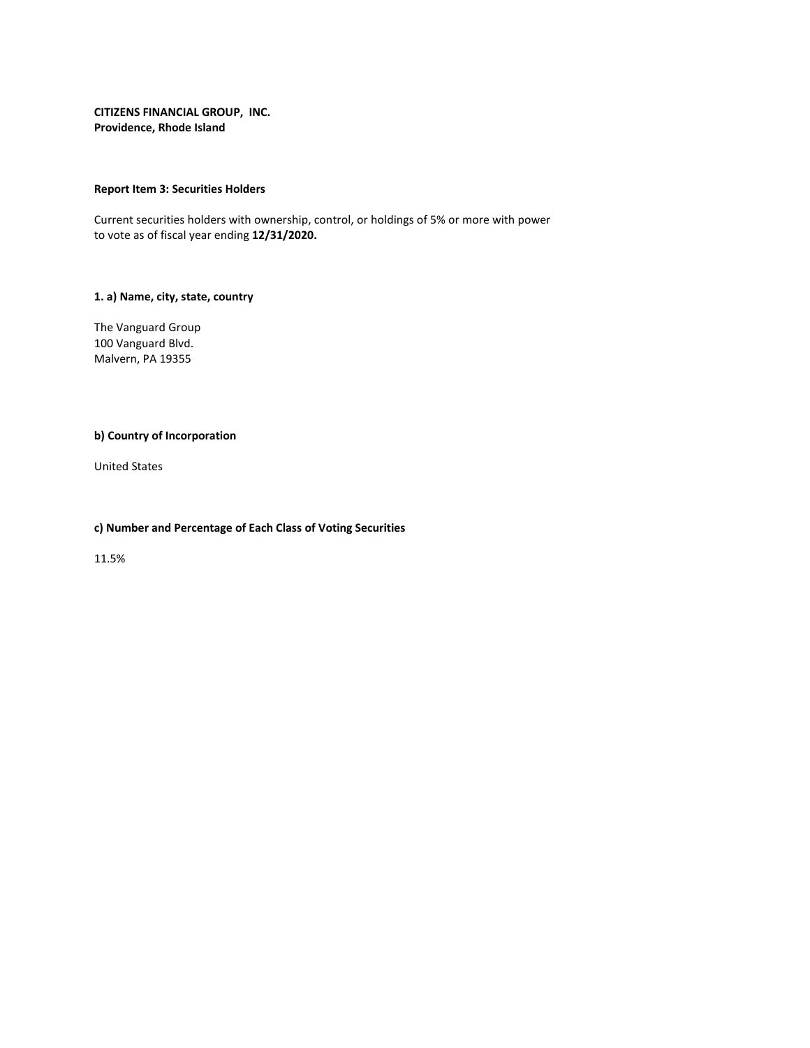**CITIZENS FINANCIAL GROUP, INC.**
**Providence, Rhode Island**

**Report Item 3: Securities Holders**

Current securities holders with ownership, control, or holdings of 5% or more with power to vote as of fiscal year ending **12/31/2020.**

**1. a) Name, city, state, country**

The Vanguard Group
100 Vanguard Blvd.
Malvern, PA 19355

**b) Country of Incorporation**

United States

**c) Number and Percentage of Each Class of Voting Securities**

11.5%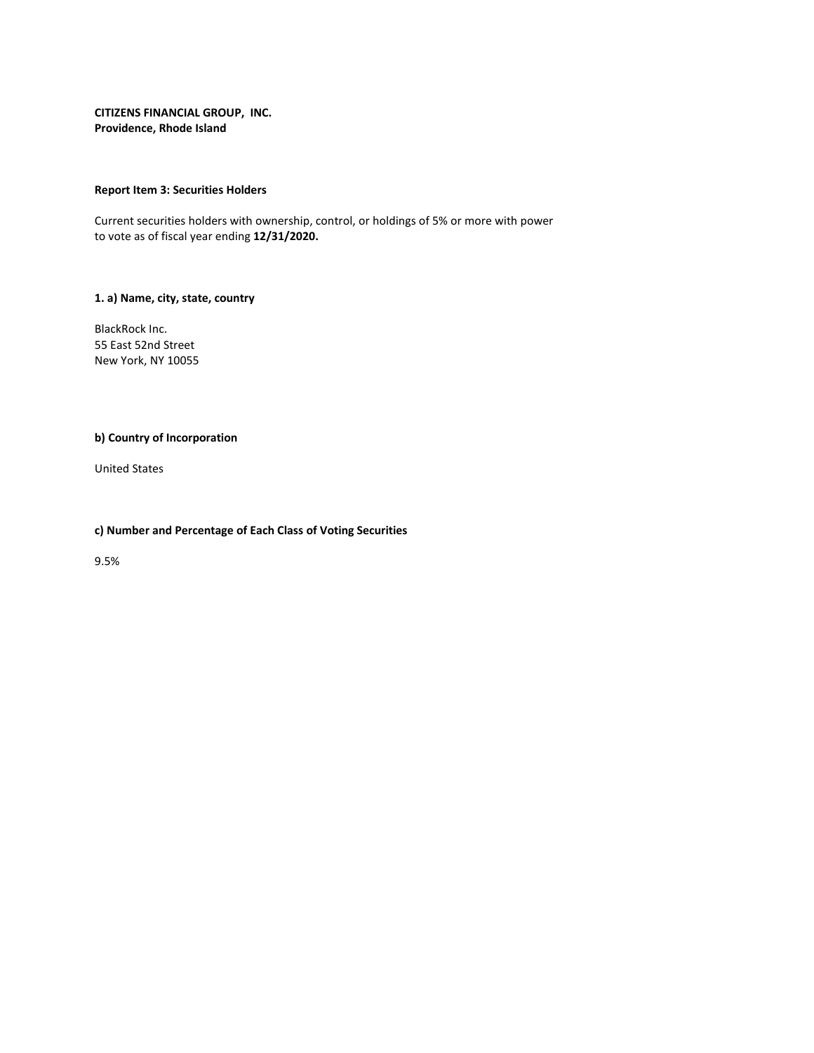**CITIZENS FINANCIAL GROUP, INC.**
**Providence, Rhode Island**

**Report Item 3: Securities Holders**

Current securities holders with ownership, control, or holdings of 5% or more with power to vote as of fiscal year ending **12/31/2020.**

**1. a) Name, city, state, country**

BlackRock Inc.
55 East 52nd Street
New York, NY 10055

**b) Country of Incorporation**

United States

**c) Number and Percentage of Each Class of Voting Securities**

9.5%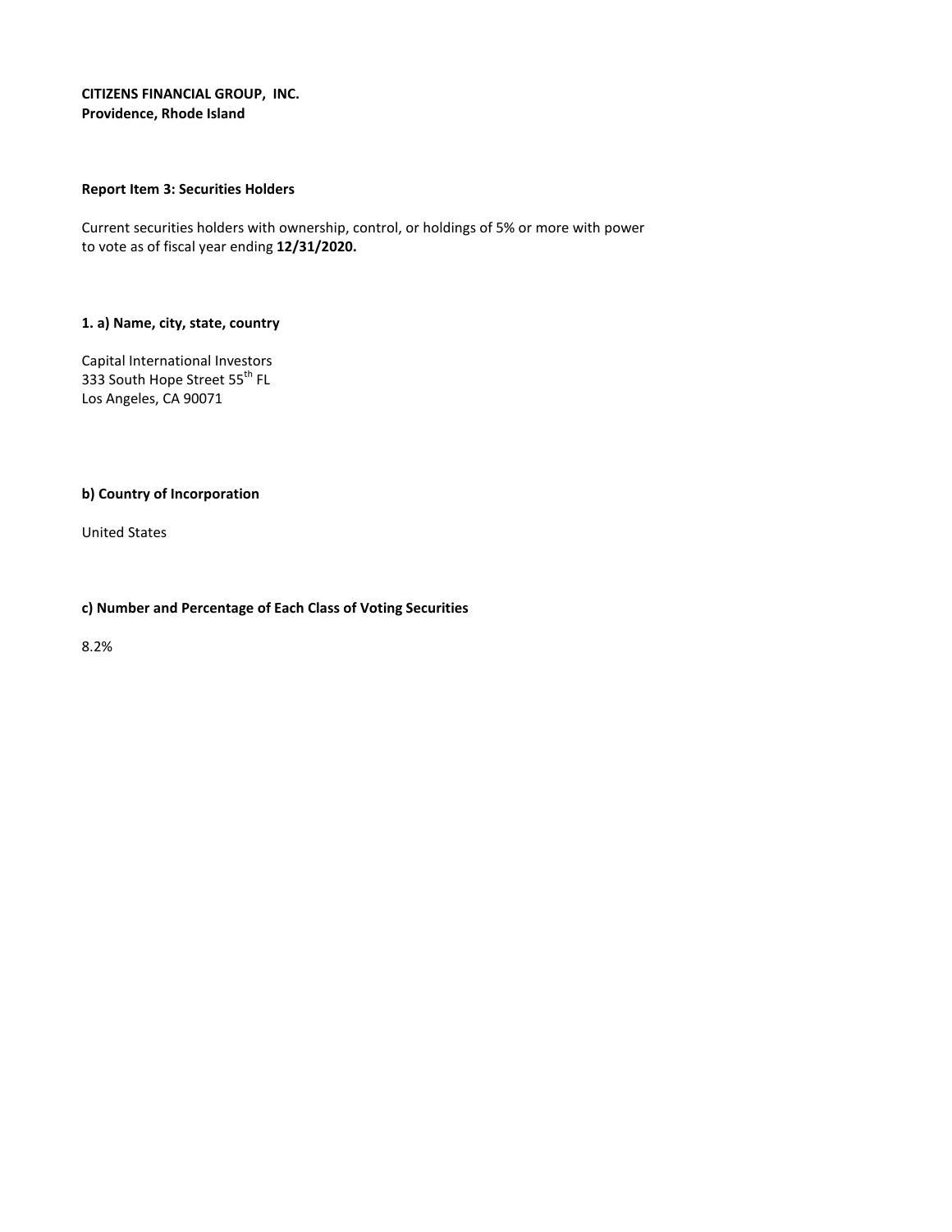**CITIZENS FINANCIAL GROUP, INC.**
**Providence, Rhode Island**

**Report Item 3: Securities Holders**

Current securities holders with ownership, control, or holdings of 5% or more with power to vote as of fiscal year ending **12/31/2020.**

**1. a) Name, city, state, country**

Capital International Investors
333 South Hope Street 55th FL
Los Angeles, CA 90071

**b) Country of Incorporation**

United States

**c) Number and Percentage of Each Class of Voting Securities**

8.2%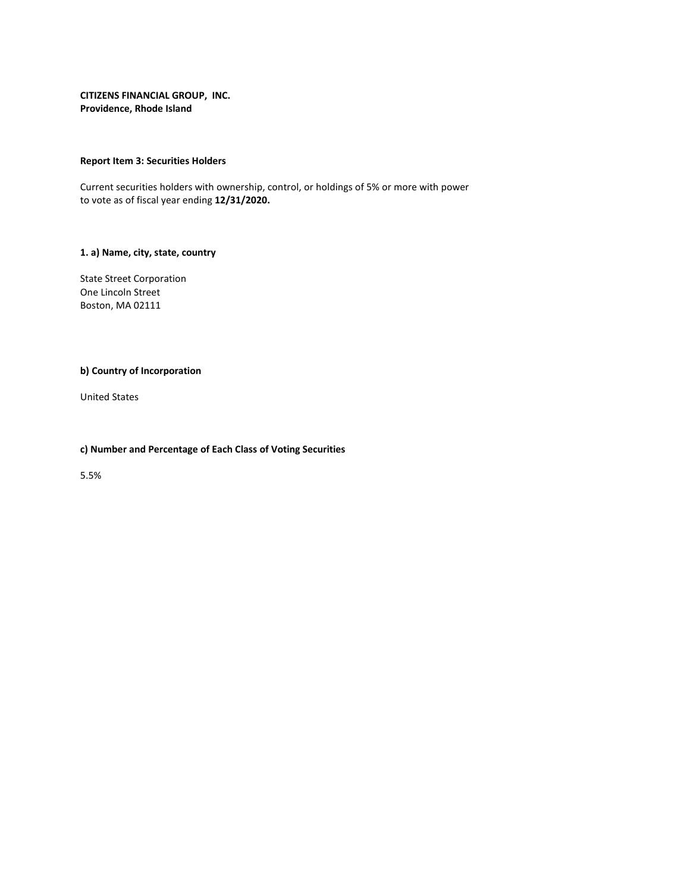**CITIZENS FINANCIAL GROUP, INC.**
**Providence, Rhode Island**

**Report Item 3: Securities Holders**

Current securities holders with ownership, control, or holdings of 5% or more with power to vote as of fiscal year ending **12/31/2020.**

**1. a) Name, city, state, country**

State Street Corporation
One Lincoln Street
Boston, MA 02111

**b) Country of Incorporation**

United States

**c) Number and Percentage of Each Class of Voting Securities**

5.5%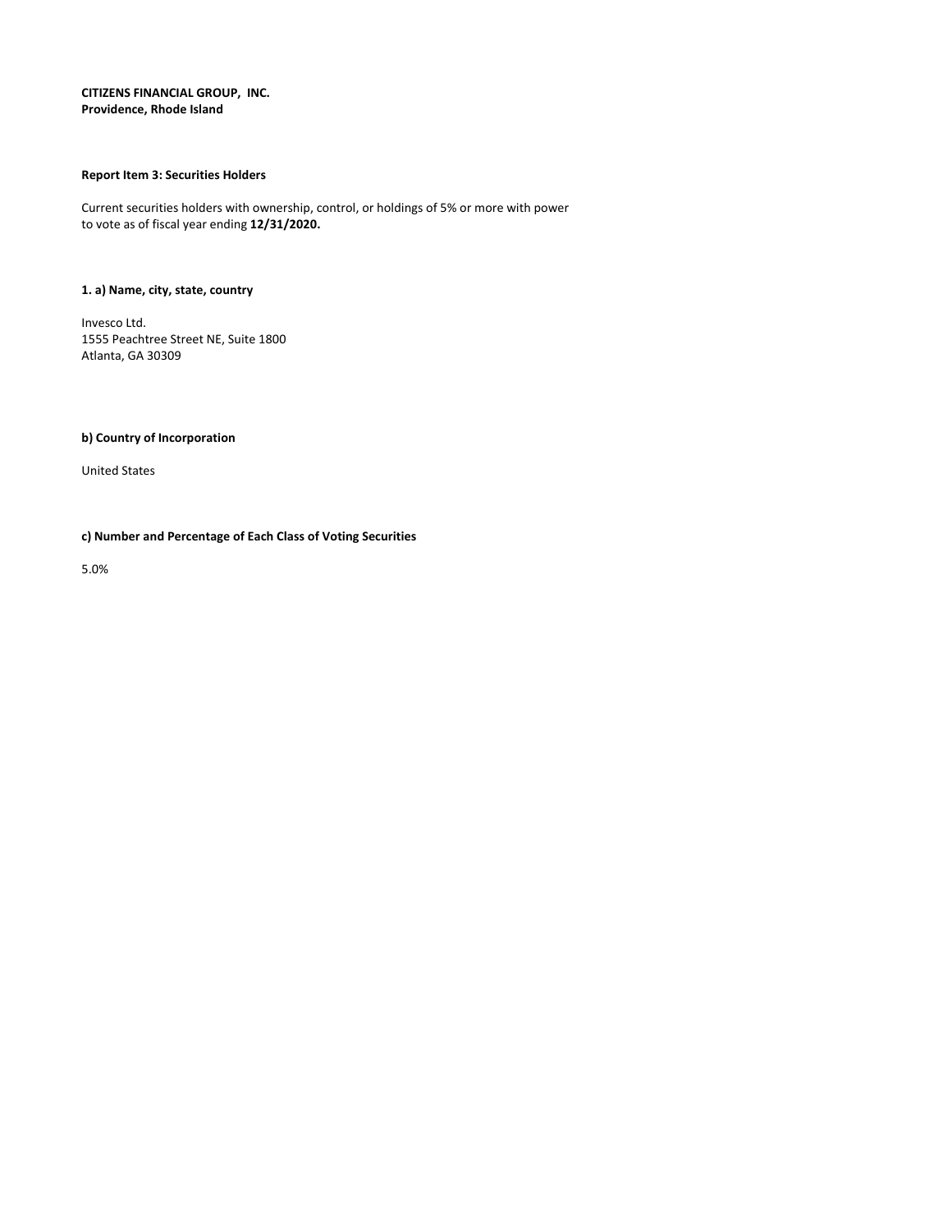**CITIZENS FINANCIAL GROUP, INC.**
**Providence, Rhode Island**

**Report Item 3: Securities Holders**

Current securities holders with ownership, control, or holdings of 5% or more with power to vote as of fiscal year ending **12/31/2020.**

**1. a) Name, city, state, country**

Invesco Ltd.
1555 Peachtree Street NE, Suite 1800
Atlanta, GA 30309

**b) Country of Incorporation**

United States

**c) Number and Percentage of Each Class of Voting Securities**

5.0%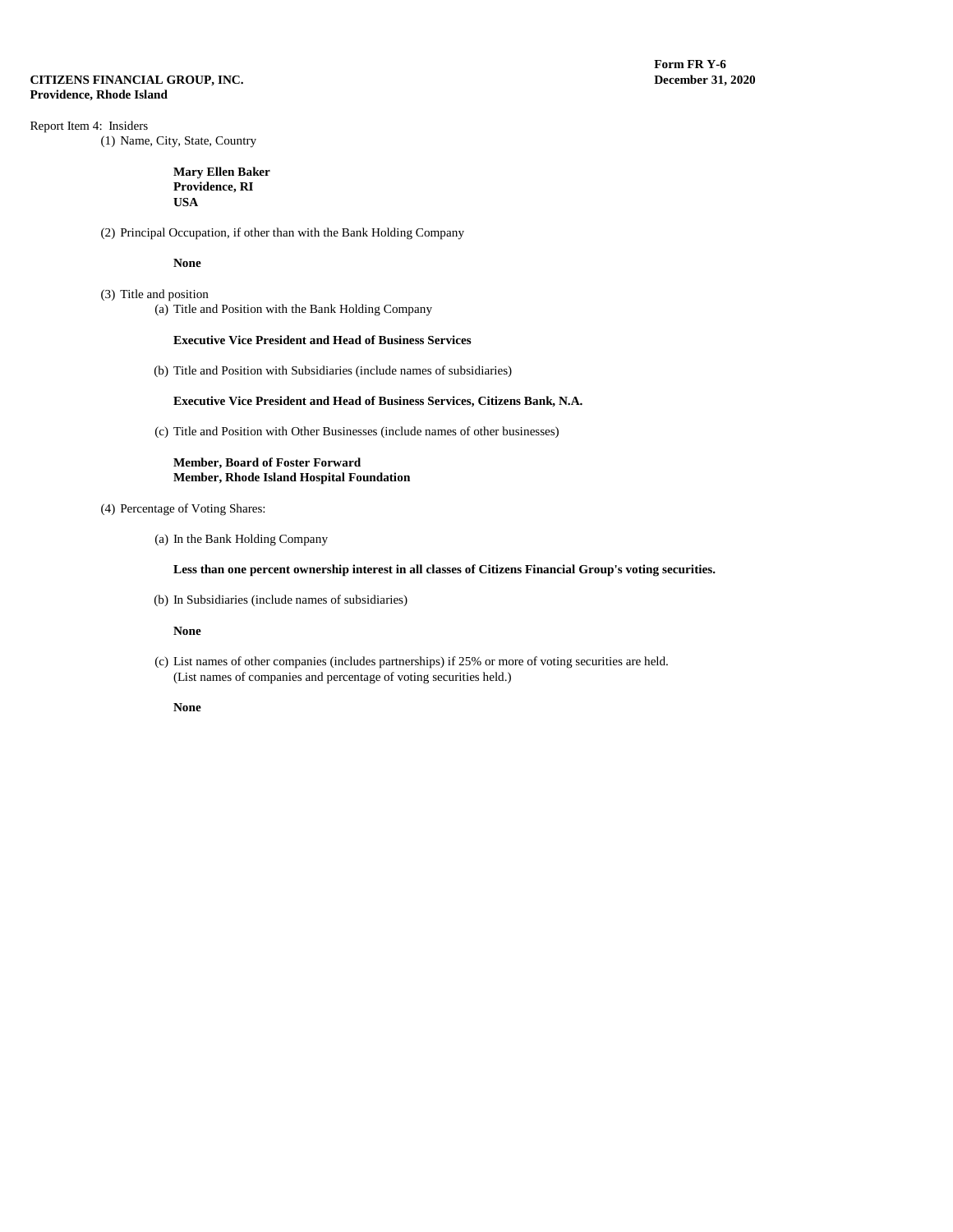**CITIZENS FINANCIAL GROUP, INC.**
**Providence, Rhode Island**

**Form FR Y-6**
**December 31, 2020**

Report Item 4: Insiders

(1) Name, City, State, Country

**Mary Ellen Baker**
**Providence, RI**
**USA**

(2) Principal Occupation, if other than with the Bank Holding Company

**None**

(3) Title and position

(a) Title and Position with the Bank Holding Company

**Executive Vice President and Head of Business Services**

(b) Title and Position with Subsidiaries (include names of subsidiaries)

**Executive Vice President and Head of Business Services, Citizens Bank, N.A.**

(c) Title and Position with Other Businesses (include names of other businesses)

**Member, Board of Foster Forward**
**Member, Rhode Island Hospital Foundation**

(4) Percentage of Voting Shares:

(a) In the Bank Holding Company

**Less than one percent ownership interest in all classes of Citizens Financial Group's voting securities.**

(b) In Subsidiaries (include names of subsidiaries)

**None**

(c) List names of other companies (includes partnerships) if 25% or more of voting securities are held.
(List names of companies and percentage of voting securities held.)

**None**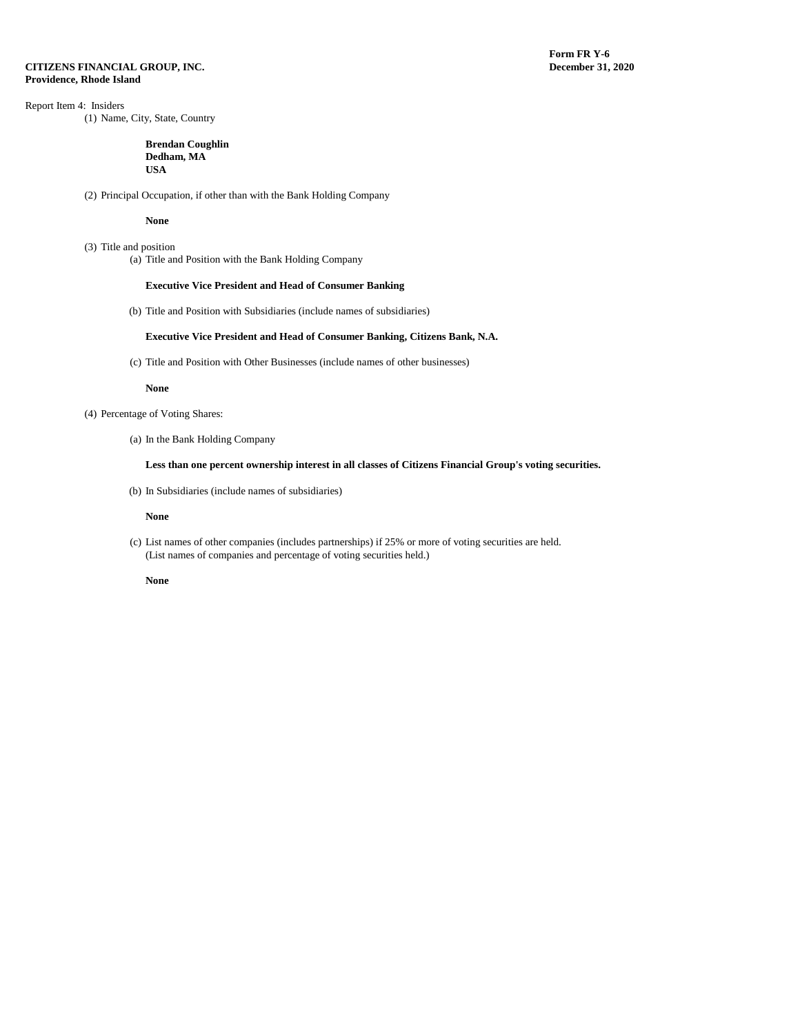**CITIZENS FINANCIAL GROUP, INC.**
**Providence, Rhode Island**

**Form FR Y-6**
**December 31, 2020**

Report Item 4: Insiders

(1) Name, City, State, Country

**Brendan Coughlin**
**Dedham, MA**
**USA**

(2) Principal Occupation, if other than with the Bank Holding Company

**None**

(3) Title and position

(a) Title and Position with the Bank Holding Company

**Executive Vice President and Head of Consumer Banking**

(b) Title and Position with Subsidiaries (include names of subsidiaries)

**Executive Vice President and Head of Consumer Banking, Citizens Bank, N.A.**

(c) Title and Position with Other Businesses (include names of other businesses)

**None**

(4) Percentage of Voting Shares:

(a) In the Bank Holding Company

**Less than one percent ownership interest in all classes of Citizens Financial Group's voting securities.**

(b) In Subsidiaries (include names of subsidiaries)

**None**

(c) List names of other companies (includes partnerships) if 25% or more of voting securities are held. (List names of companies and percentage of voting securities held.)

**None**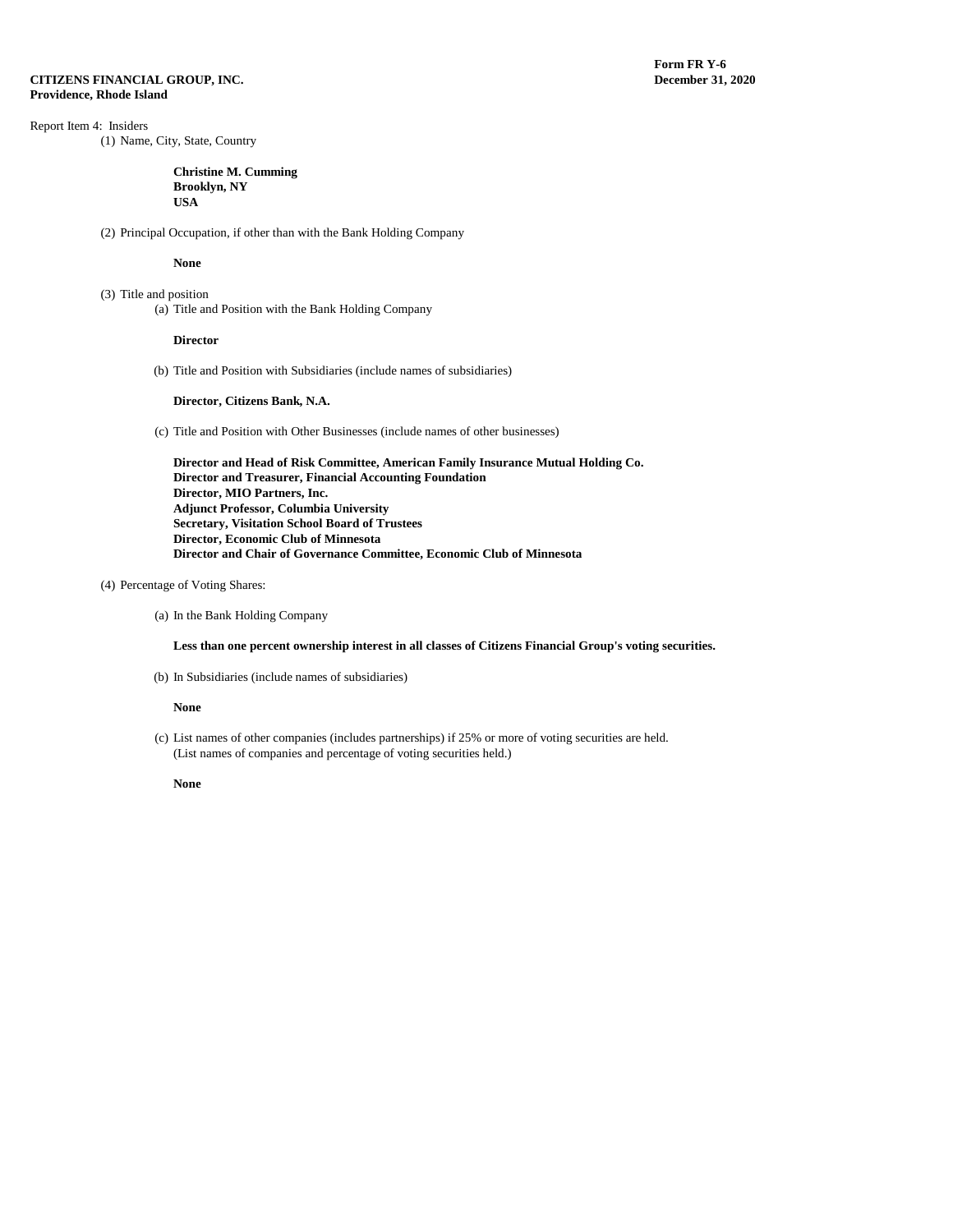**CITIZENS FINANCIAL GROUP, INC.**
**Providence, Rhode Island**

**Form FR Y-6**
**December 31, 2020**

Report Item 4: Insiders

(1) Name, City, State, Country

**Christine M. Cumming**
**Brooklyn, NY**
**USA**

(2) Principal Occupation, if other than with the Bank Holding Company

**None**

(3) Title and position

(a) Title and Position with the Bank Holding Company

**Director**

(b) Title and Position with Subsidiaries (include names of subsidiaries)

**Director, Citizens Bank, N.A.**

(c) Title and Position with Other Businesses (include names of other businesses)

**Director and Head of Risk Committee, American Family Insurance Mutual Holding Co.**
**Director and Treasurer, Financial Accounting Foundation**
**Director, MIO Partners, Inc.**
**Adjunct Professor, Columbia University**
**Secretary, Visitation School Board of Trustees**
**Director, Economic Club of Minnesota**
**Director and Chair of Governance Committee, Economic Club of Minnesota**

(4) Percentage of Voting Shares:

(a) In the Bank Holding Company

**Less than one percent ownership interest in all classes of Citizens Financial Group's voting securities.**

(b) In Subsidiaries (include names of subsidiaries)

**None**

(c) List names of other companies (includes partnerships) if 25% or more of voting securities are held. (List names of companies and percentage of voting securities held.)

**None**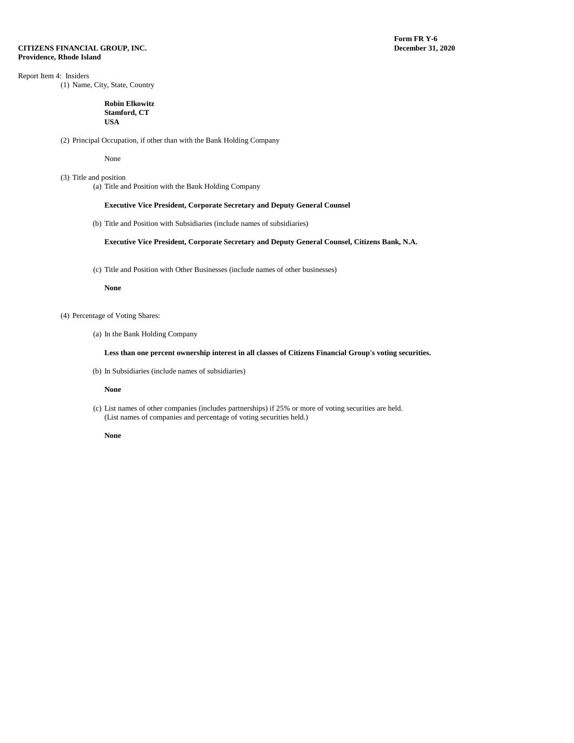**CITIZENS FINANCIAL GROUP, INC.**
**Providence, Rhode Island**

**Form FR Y-6**
**December 31, 2020**

Report Item 4: Insiders

(1) Name, City, State, Country

**Robin Elkowitz**
**Stamford, CT**
**USA**

(2) Principal Occupation, if other than with the Bank Holding Company

None

(3) Title and position

(a) Title and Position with the Bank Holding Company

**Executive Vice President, Corporate Secretary and Deputy General Counsel**

(b) Title and Position with Subsidiaries (include names of subsidiaries)

**Executive Vice President, Corporate Secretary and Deputy General Counsel, Citizens Bank, N.A.**

(c) Title and Position with Other Businesses (include names of other businesses)

**None**

(4) Percentage of Voting Shares:

(a) In the Bank Holding Company

**Less than one percent ownership interest in all classes of Citizens Financial Group's voting securities.**

(b) In Subsidiaries (include names of subsidiaries)

**None**

(c) List names of other companies (includes partnerships) if 25% or more of voting securities are held.
(List names of companies and percentage of voting securities held.)

**None**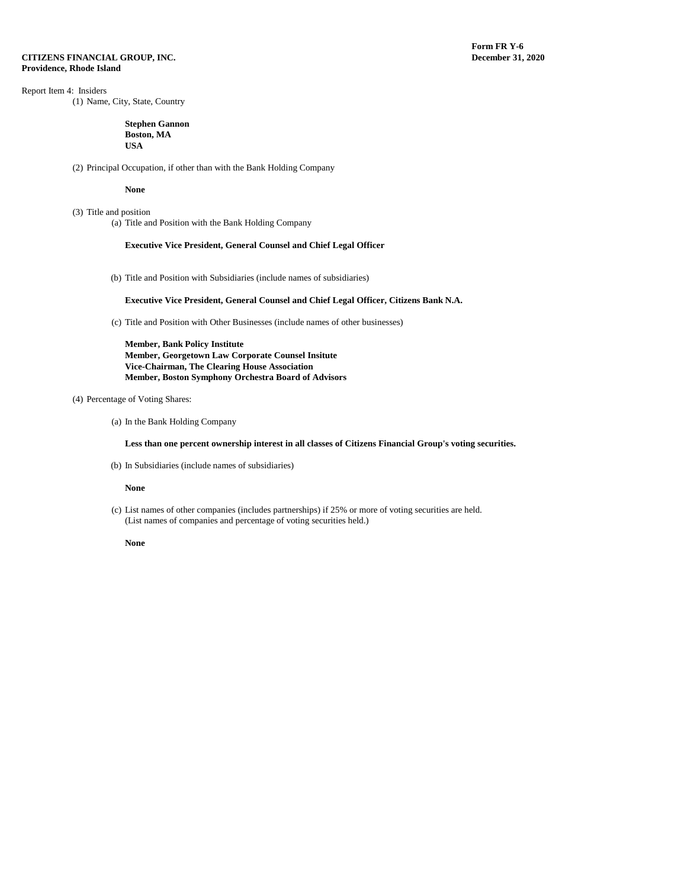**CITIZENS FINANCIAL GROUP, INC.**
**Providence, Rhode Island**

**Form FR Y-6**
**December 31, 2020**

Report Item 4: Insiders

(1) Name, City, State, Country

**Stephen Gannon**
**Boston, MA**
**USA**

(2) Principal Occupation, if other than with the Bank Holding Company

**None**

(3) Title and position

(a) Title and Position with the Bank Holding Company

**Executive Vice President, General Counsel and Chief Legal Officer**

(b) Title and Position with Subsidiaries (include names of subsidiaries)

**Executive Vice President, General Counsel and Chief Legal Officer, Citizens Bank N.A.**

(c) Title and Position with Other Businesses (include names of other businesses)

**Member, Bank Policy Institute**
**Member, Georgetown Law Corporate Counsel Insitute**
**Vice-Chairman, The Clearing House Association**
**Member, Boston Symphony Orchestra Board of Advisors**

(4) Percentage of Voting Shares:

(a) In the Bank Holding Company

**Less than one percent ownership interest in all classes of Citizens Financial Group's voting securities.**

(b) In Subsidiaries (include names of subsidiaries)

**None**

(c) List names of other companies (includes partnerships) if 25% or more of voting securities are held.
(List names of companies and percentage of voting securities held.)

**None**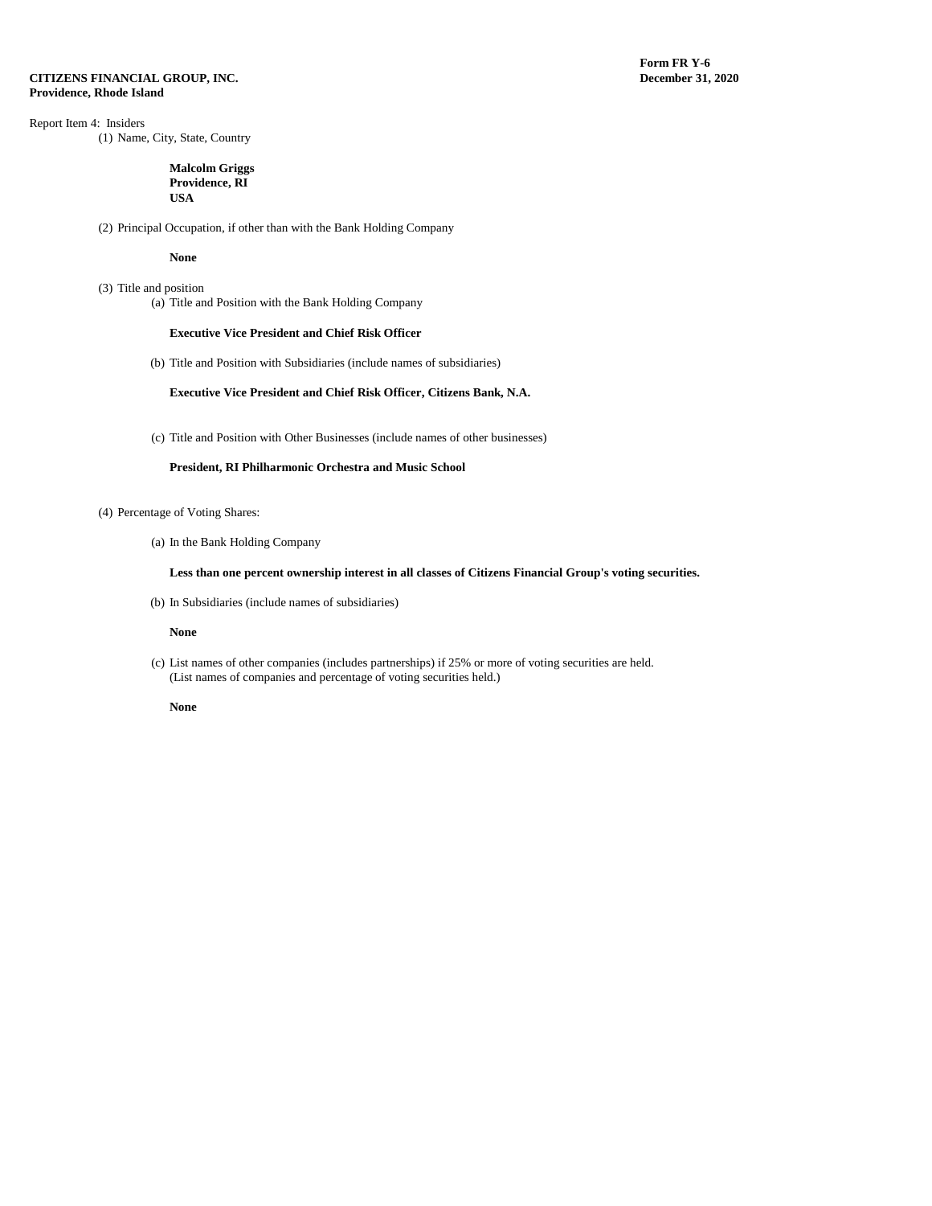**CITIZENS FINANCIAL GROUP, INC.**
**Providence, Rhode Island**

**Form FR Y-6**
**December 31, 2020**

Report Item 4: Insiders

(1) Name, City, State, Country

**Malcolm Griggs**
**Providence, RI**
**USA**

(2) Principal Occupation, if other than with the Bank Holding Company

**None**

(3) Title and position

(a) Title and Position with the Bank Holding Company

**Executive Vice President and Chief Risk Officer**

(b) Title and Position with Subsidiaries (include names of subsidiaries)

**Executive Vice President and Chief Risk Officer, Citizens Bank, N.A.**

(c) Title and Position with Other Businesses (include names of other businesses)

**President, RI Philharmonic Orchestra and Music School**

(4) Percentage of Voting Shares:

(a) In the Bank Holding Company

**Less than one percent ownership interest in all classes of Citizens Financial Group's voting securities.**

(b) In Subsidiaries (include names of subsidiaries)

**None**

(c) List names of other companies (includes partnerships) if 25% or more of voting securities are held.
(List names of companies and percentage of voting securities held.)

**None**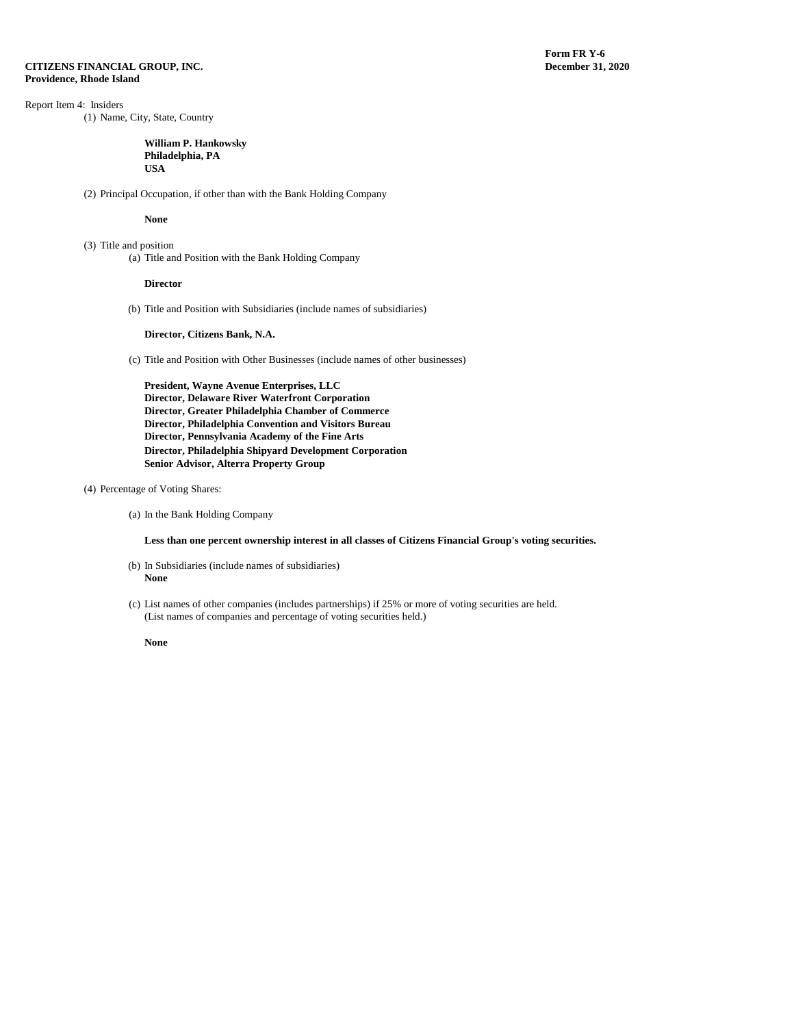**CITIZENS FINANCIAL GROUP, INC.**
**Providence, Rhode Island**

**Form FR Y-6**
**December 31, 2020**

Report Item 4: Insiders

(1) Name, City, State, Country

**William P. Hankowsky**
**Philadelphia, PA**
**USA**

(2) Principal Occupation, if other than with the Bank Holding Company

**None**

(3) Title and position

(a) Title and Position with the Bank Holding Company

**Director**

(b) Title and Position with Subsidiaries (include names of subsidiaries)

**Director, Citizens Bank, N.A.**

(c) Title and Position with Other Businesses (include names of other businesses)

**President, Wayne Avenue Enterprises, LLC**
**Director, Delaware River Waterfront Corporation**
**Director, Greater Philadelphia Chamber of Commerce**
**Director, Philadelphia Convention and Visitors Bureau**
**Director, Pennsylvania Academy of the Fine Arts**
**Director, Philadelphia Shipyard Development Corporation**
**Senior Advisor, Alterra Property Group**

(4) Percentage of Voting Shares:

(a) In the Bank Holding Company

**Less than one percent ownership interest in all classes of Citizens Financial Group's voting securities.**

(b) In Subsidiaries (include names of subsidiaries)
**None**

(c) List names of other companies (includes partnerships) if 25% or more of voting securities are held.
(List names of companies and percentage of voting securities held.)

**None**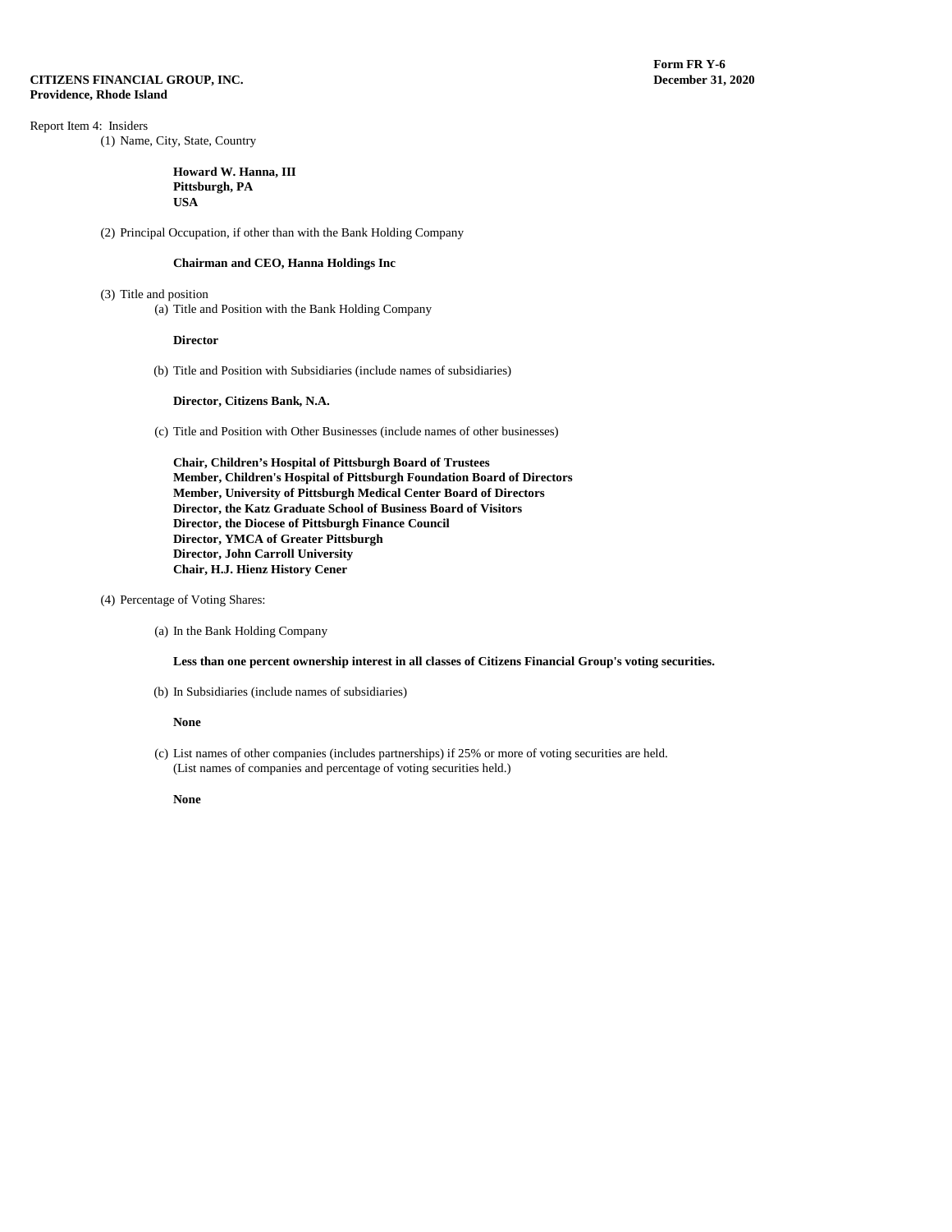**CITIZENS FINANCIAL GROUP, INC.**
**Providence, Rhode Island**

**Form FR Y-6**
**December 31, 2020**

Report Item 4: Insiders

(1) Name, City, State, Country

**Howard W. Hanna, III**
**Pittsburgh, PA**
**USA**

(2) Principal Occupation, if other than with the Bank Holding Company

**Chairman and CEO, Hanna Holdings Inc**

(3) Title and position

(a) Title and Position with the Bank Holding Company

**Director**

(b) Title and Position with Subsidiaries (include names of subsidiaries)

**Director, Citizens Bank, N.A.**

(c) Title and Position with Other Businesses (include names of other businesses)

**Chair, Children's Hospital of Pittsburgh Board of Trustees**
**Member, Children's Hospital of Pittsburgh Foundation Board of Directors**
**Member, University of Pittsburgh Medical Center Board of Directors**
**Director, the Katz Graduate School of Business Board of Visitors**
**Director, the Diocese of Pittsburgh Finance Council**
**Director, YMCA of Greater Pittsburgh**
**Director, John Carroll University**
**Chair, H.J. Hienz History Cener**

(4) Percentage of Voting Shares:

(a) In the Bank Holding Company

**Less than one percent ownership interest in all classes of Citizens Financial Group's voting securities.**

(b) In Subsidiaries (include names of subsidiaries)

**None**

(c) List names of other companies (includes partnerships) if 25% or more of voting securities are held. (List names of companies and percentage of voting securities held.)

**None**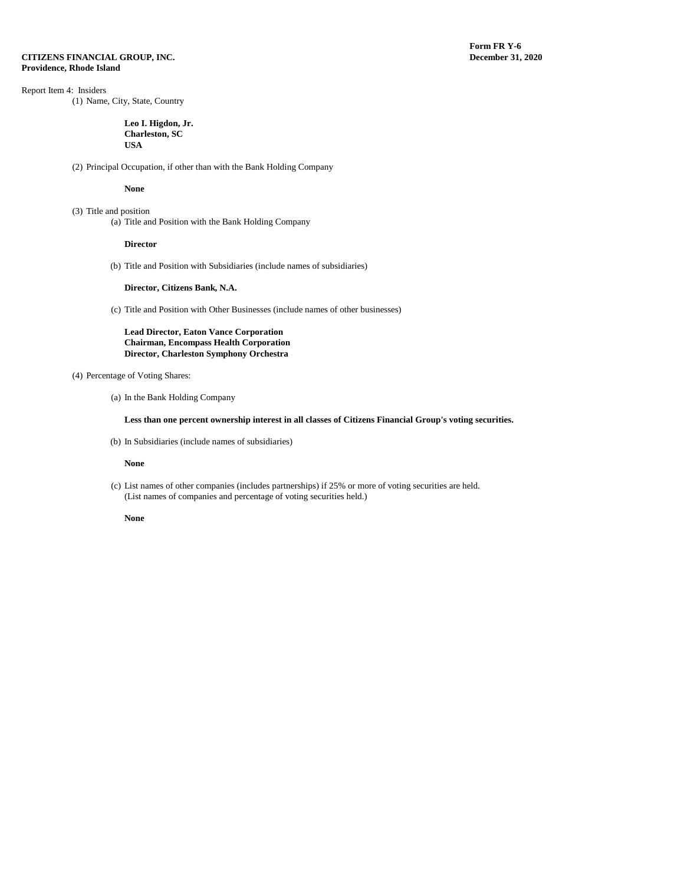**CITIZENS FINANCIAL GROUP, INC.**
**Providence, Rhode Island**

**Form FR Y-6**
**December 31, 2020**

Report Item 4: Insiders

(1) Name, City, State, Country

**Leo I. Higdon, Jr.**
**Charleston, SC**
**USA**

(2) Principal Occupation, if other than with the Bank Holding Company

**None**

(3) Title and position

(a) Title and Position with the Bank Holding Company

**Director**

(b) Title and Position with Subsidiaries (include names of subsidiaries)

**Director, Citizens Bank, N.A.**

(c) Title and Position with Other Businesses (include names of other businesses)

**Lead Director, Eaton Vance Corporation**
**Chairman, Encompass Health Corporation**
**Director, Charleston Symphony Orchestra**

(4) Percentage of Voting Shares:

(a) In the Bank Holding Company

**Less than one percent ownership interest in all classes of Citizens Financial Group's voting securities.**

(b) In Subsidiaries (include names of subsidiaries)

**None**

(c) List names of other companies (includes partnerships) if 25% or more of voting securities are held. (List names of companies and percentage of voting securities held.)

**None**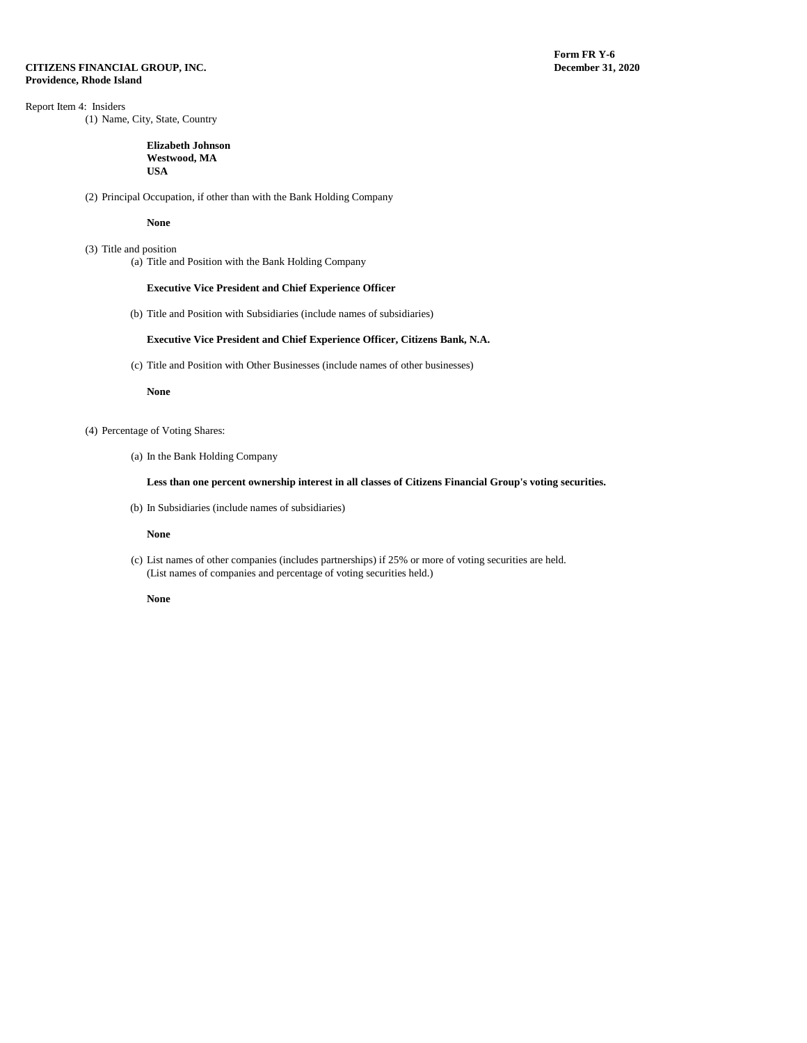**CITIZENS FINANCIAL GROUP, INC.**
**Providence, Rhode Island**

**Form FR Y-6**
**December 31, 2020**

Report Item 4: Insiders

(1) Name, City, State, Country

**Elizabeth Johnson**
**Westwood, MA**
**USA**

(2) Principal Occupation, if other than with the Bank Holding Company

**None**

(3) Title and position

(a) Title and Position with the Bank Holding Company

**Executive Vice President and Chief Experience Officer**

(b) Title and Position with Subsidiaries (include names of subsidiaries)

**Executive Vice President and Chief Experience Officer, Citizens Bank, N.A.**

(c) Title and Position with Other Businesses (include names of other businesses)

**None**

(4) Percentage of Voting Shares:

(a) In the Bank Holding Company

**Less than one percent ownership interest in all classes of Citizens Financial Group's voting securities.**

(b) In Subsidiaries (include names of subsidiaries)

**None**

(c) List names of other companies (includes partnerships) if 25% or more of voting securities are held.
(List names of companies and percentage of voting securities held.)

**None**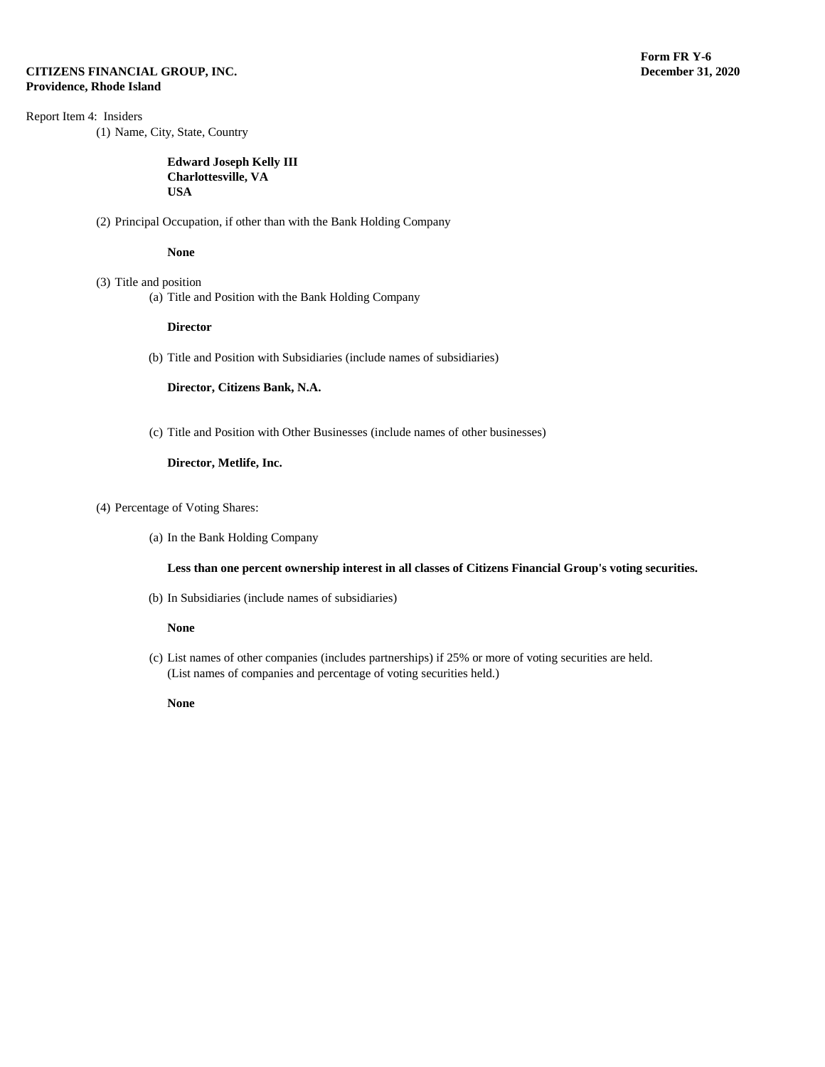**CITIZENS FINANCIAL GROUP, INC.**
**Providence, Rhode Island**

**Form FR Y-6**
**December 31, 2020**

Report Item 4: Insiders

(1) Name, City, State, Country

**Edward Joseph Kelly III**
**Charlottesville, VA**
**USA**

(2) Principal Occupation, if other than with the Bank Holding Company

**None**

(3) Title and position

(a) Title and Position with the Bank Holding Company

**Director**

(b) Title and Position with Subsidiaries (include names of subsidiaries)

**Director, Citizens Bank, N.A.**

(c) Title and Position with Other Businesses (include names of other businesses)

**Director, Metlife, Inc.**

(4) Percentage of Voting Shares:

(a) In the Bank Holding Company

**Less than one percent ownership interest in all classes of Citizens Financial Group's voting securities.**

(b) In Subsidiaries (include names of subsidiaries)

**None**

(c) List names of other companies (includes partnerships) if 25% or more of voting securities are held. (List names of companies and percentage of voting securities held.)

**None**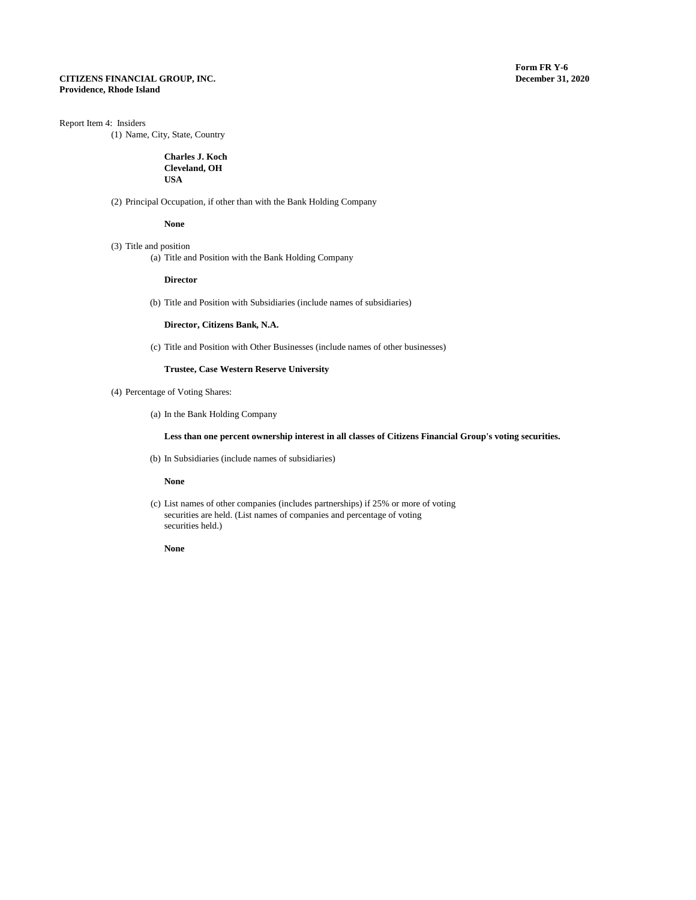**CITIZENS FINANCIAL GROUP, INC.**
**Providence, Rhode Island**

**Form FR Y-6**
**December 31, 2020**

Report Item 4: Insiders

(1) Name, City, State, Country

**Charles J. Koch**
**Cleveland, OH**
**USA**

(2) Principal Occupation, if other than with the Bank Holding Company

**None**

(3) Title and position

(a) Title and Position with the Bank Holding Company

**Director**

(b) Title and Position with Subsidiaries (include names of subsidiaries)

**Director, Citizens Bank, N.A.**

(c) Title and Position with Other Businesses (include names of other businesses)

**Trustee, Case Western Reserve University**

(4) Percentage of Voting Shares:

(a) In the Bank Holding Company

**Less than one percent ownership interest in all classes of Citizens Financial Group's voting securities.**

(b) In Subsidiaries (include names of subsidiaries)

**None**

(c) List names of other companies (includes partnerships) if 25% or more of voting securities are held. (List names of companies and percentage of voting securities held.)

**None**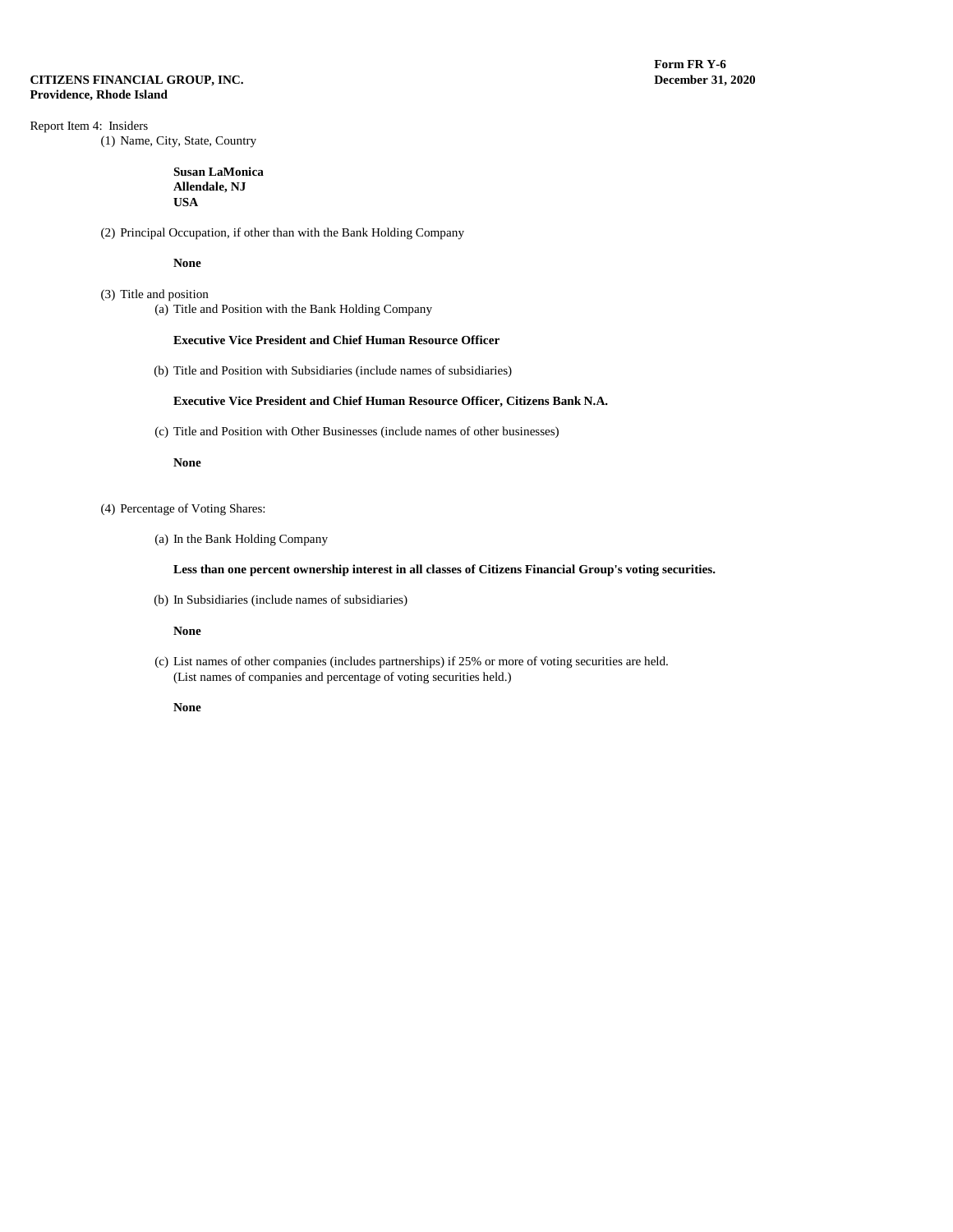**CITIZENS FINANCIAL GROUP, INC.**
**Providence, Rhode Island**

**Form FR Y-6**
**December 31, 2020**

Report Item 4: Insiders

(1) Name, City, State, Country

**Susan LaMonica**
**Allendale, NJ**
**USA**

(2) Principal Occupation, if other than with the Bank Holding Company

**None**

(3) Title and position

(a) Title and Position with the Bank Holding Company

**Executive Vice President and Chief Human Resource Officer**

(b) Title and Position with Subsidiaries (include names of subsidiaries)

**Executive Vice President and Chief Human Resource Officer, Citizens Bank N.A.**

(c) Title and Position with Other Businesses (include names of other businesses)

**None**

(4) Percentage of Voting Shares:

(a) In the Bank Holding Company

**Less than one percent ownership interest in all classes of Citizens Financial Group's voting securities.**

(b) In Subsidiaries (include names of subsidiaries)

**None**

(c) List names of other companies (includes partnerships) if 25% or more of voting securities are held.
(List names of companies and percentage of voting securities held.)

**None**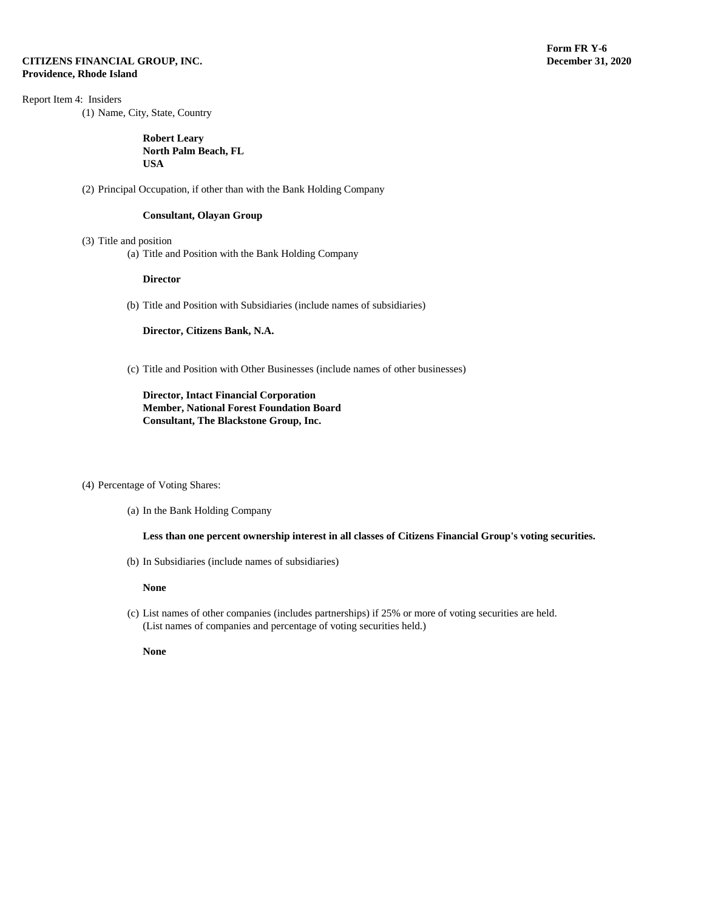**CITIZENS FINANCIAL GROUP, INC.**
**Providence, Rhode Island**

**Form FR Y-6**
**December 31, 2020**

Report Item 4: Insiders

(1) Name, City, State, Country

**Robert Leary**
**North Palm Beach, FL**
**USA**

(2) Principal Occupation, if other than with the Bank Holding Company

**Consultant, Olayan Group**

(3) Title and position

(a) Title and Position with the Bank Holding Company

**Director**

(b) Title and Position with Subsidiaries (include names of subsidiaries)

**Director, Citizens Bank, N.A.**

(c) Title and Position with Other Businesses (include names of other businesses)

**Director, Intact Financial Corporation**
**Member, National Forest Foundation Board**
**Consultant, The Blackstone Group, Inc.**

(4) Percentage of Voting Shares:

(a) In the Bank Holding Company

**Less than one percent ownership interest in all classes of Citizens Financial Group's voting securities.**

(b) In Subsidiaries (include names of subsidiaries)

**None**

(c) List names of other companies (includes partnerships) if 25% or more of voting securities are held. (List names of companies and percentage of voting securities held.)

**None**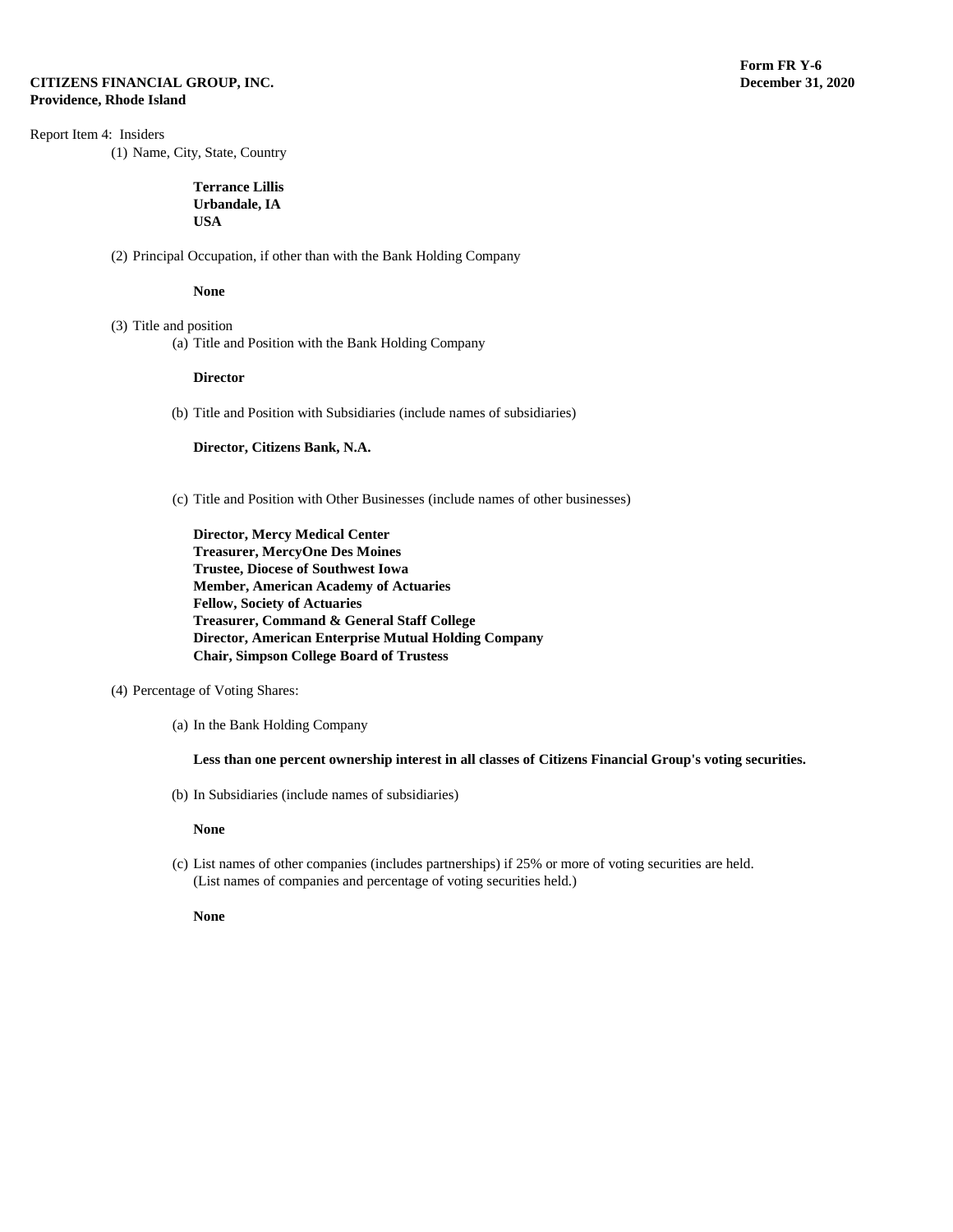**CITIZENS FINANCIAL GROUP, INC.**
**Providence, Rhode Island**

**Form FR Y-6**
**December 31, 2020**

Report Item 4: Insiders

(1) Name, City, State, Country

**Terrance Lillis**
**Urbandale, IA**
**USA**

(2) Principal Occupation, if other than with the Bank Holding Company

**None**

(3) Title and position

(a) Title and Position with the Bank Holding Company

**Director**

(b) Title and Position with Subsidiaries (include names of subsidiaries)

**Director, Citizens Bank, N.A.**

(c) Title and Position with Other Businesses (include names of other businesses)

**Director, Mercy Medical Center**
**Treasurer, MercyOne Des Moines**
**Trustee, Diocese of Southwest Iowa**
**Member, American Academy of Actuaries**
**Fellow, Society of Actuaries**
**Treasurer, Command & General Staff College**
**Director, American Enterprise Mutual Holding Company**
**Chair, Simpson College Board of Trustess**

(4) Percentage of Voting Shares:

(a) In the Bank Holding Company

**Less than one percent ownership interest in all classes of Citizens Financial Group's voting securities.**

(b) In Subsidiaries (include names of subsidiaries)

**None**

(c) List names of other companies (includes partnerships) if 25% or more of voting securities are held. (List names of companies and percentage of voting securities held.)

**None**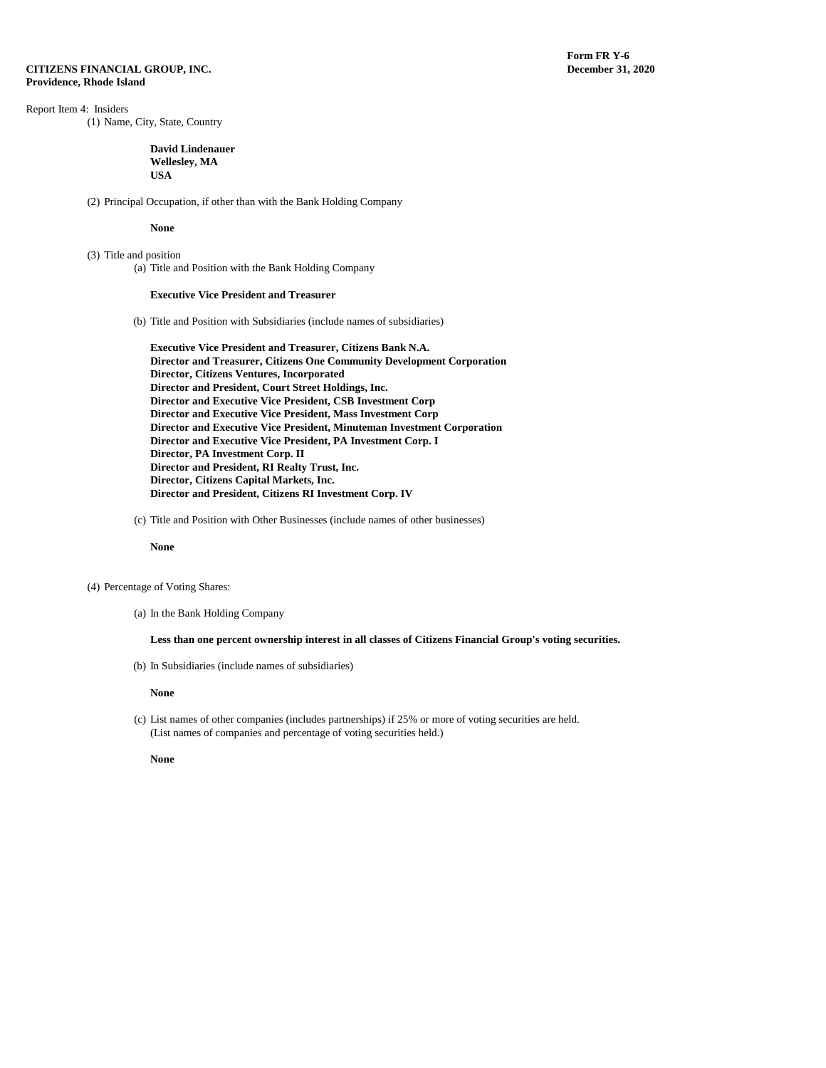**CITIZENS FINANCIAL GROUP, INC.**
**Providence, Rhode Island**

**Form FR Y-6**
**December 31, 2020**

Report Item 4: Insiders

(1) Name, City, State, Country

**David Lindenauer**
**Wellesley, MA**
**USA**

(2) Principal Occupation, if other than with the Bank Holding Company

**None**

(3) Title and position

(a) Title and Position with the Bank Holding Company

**Executive Vice President and Treasurer**

(b) Title and Position with Subsidiaries (include names of subsidiaries)

**Executive Vice President and Treasurer, Citizens Bank N.A.**
**Director and Treasurer, Citizens One Community Development Corporation**
**Director, Citizens Ventures, Incorporated**
**Director and President, Court Street Holdings, Inc.**
**Director and Executive Vice President, CSB Investment Corp**
**Director and Executive Vice President, Mass Investment Corp**
**Director and Executive Vice President, Minuteman Investment Corporation**
**Director and Executive Vice President, PA Investment Corp. I**
**Director, PA Investment Corp. II**
**Director and President, RI Realty Trust, Inc.**
**Director, Citizens Capital Markets, Inc.**
**Director and President, Citizens RI Investment Corp. IV**

(c) Title and Position with Other Businesses (include names of other businesses)

**None**

(4) Percentage of Voting Shares:

(a) In the Bank Holding Company

**Less than one percent ownership interest in all classes of Citizens Financial Group's voting securities.**

(b) In Subsidiaries (include names of subsidiaries)

**None**

(c) List names of other companies (includes partnerships) if 25% or more of voting securities are held. (List names of companies and percentage of voting securities held.)

**None**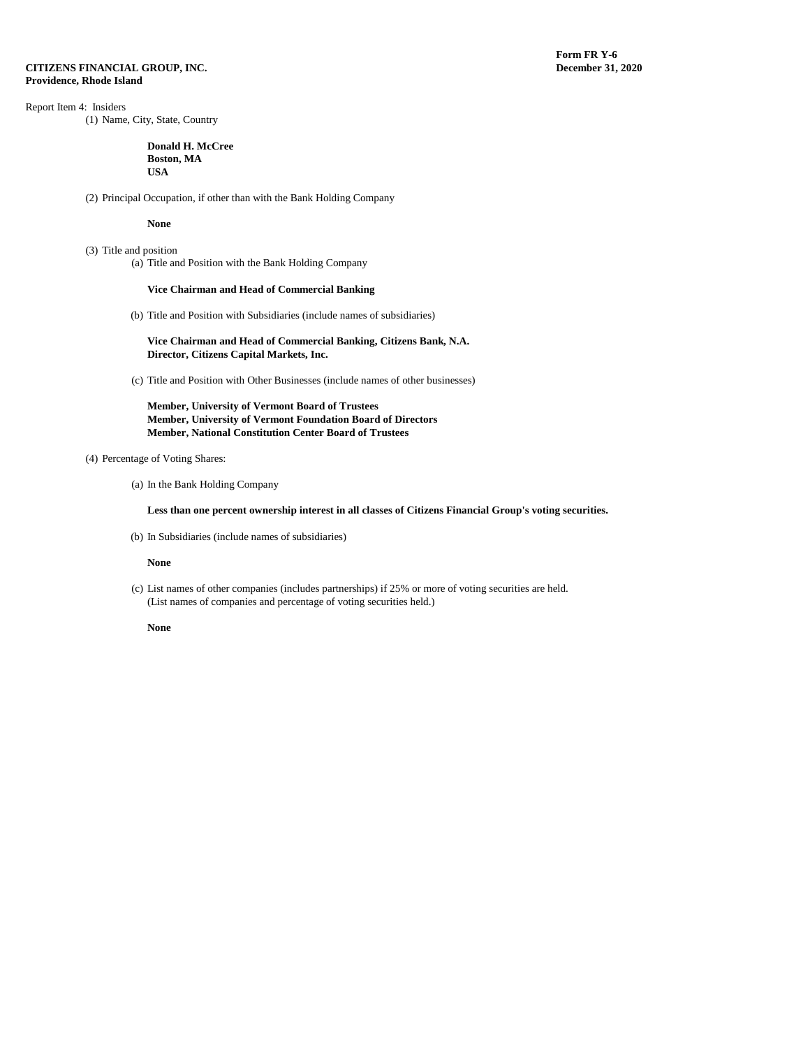**CITIZENS FINANCIAL GROUP, INC.**
**Providence, Rhode Island**

**Form FR Y-6**
**December 31, 2020**

Report Item 4: Insiders

(1) Name, City, State, Country

**Donald H. McCree**
**Boston, MA**
**USA**

(2) Principal Occupation, if other than with the Bank Holding Company

**None**

(3) Title and position

(a) Title and Position with the Bank Holding Company

**Vice Chairman and Head of Commercial Banking**

(b) Title and Position with Subsidiaries (include names of subsidiaries)

**Vice Chairman and Head of Commercial Banking, Citizens Bank, N.A.**
**Director, Citizens Capital Markets, Inc.**

(c) Title and Position with Other Businesses (include names of other businesses)

**Member, University of Vermont Board of Trustees**
**Member, University of Vermont Foundation Board of Directors**
**Member, National Constitution Center Board of Trustees**

(4) Percentage of Voting Shares:

(a) In the Bank Holding Company

**Less than one percent ownership interest in all classes of Citizens Financial Group's voting securities.**

(b) In Subsidiaries (include names of subsidiaries)

**None**

(c) List names of other companies (includes partnerships) if 25% or more of voting securities are held. (List names of companies and percentage of voting securities held.)

**None**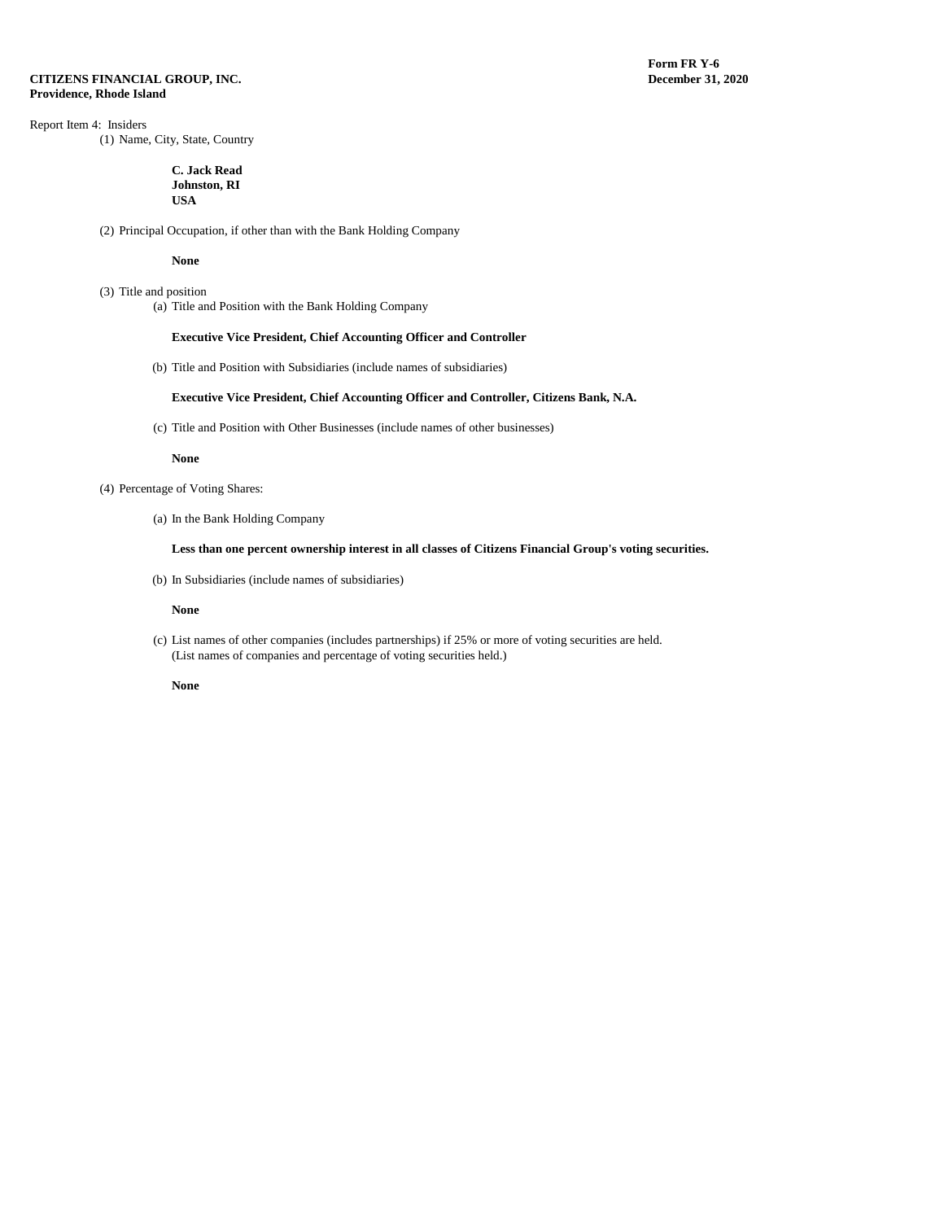**CITIZENS FINANCIAL GROUP, INC.**
**Providence, Rhode Island**

**Form FR Y-6**
**December 31, 2020**

Report Item 4: Insiders

(1) Name, City, State, Country

**C. Jack Read**
**Johnston, RI**
**USA**

(2) Principal Occupation, if other than with the Bank Holding Company

**None**

(3) Title and position

(a) Title and Position with the Bank Holding Company

**Executive Vice President, Chief Accounting Officer and Controller**

(b) Title and Position with Subsidiaries (include names of subsidiaries)

**Executive Vice President, Chief Accounting Officer and Controller, Citizens Bank, N.A.**

(c) Title and Position with Other Businesses (include names of other businesses)

**None**

(4) Percentage of Voting Shares:

(a) In the Bank Holding Company

**Less than one percent ownership interest in all classes of Citizens Financial Group's voting securities.**

(b) In Subsidiaries (include names of subsidiaries)

**None**

(c) List names of other companies (includes partnerships) if 25% or more of voting securities are held.
(List names of companies and percentage of voting securities held.)

**None**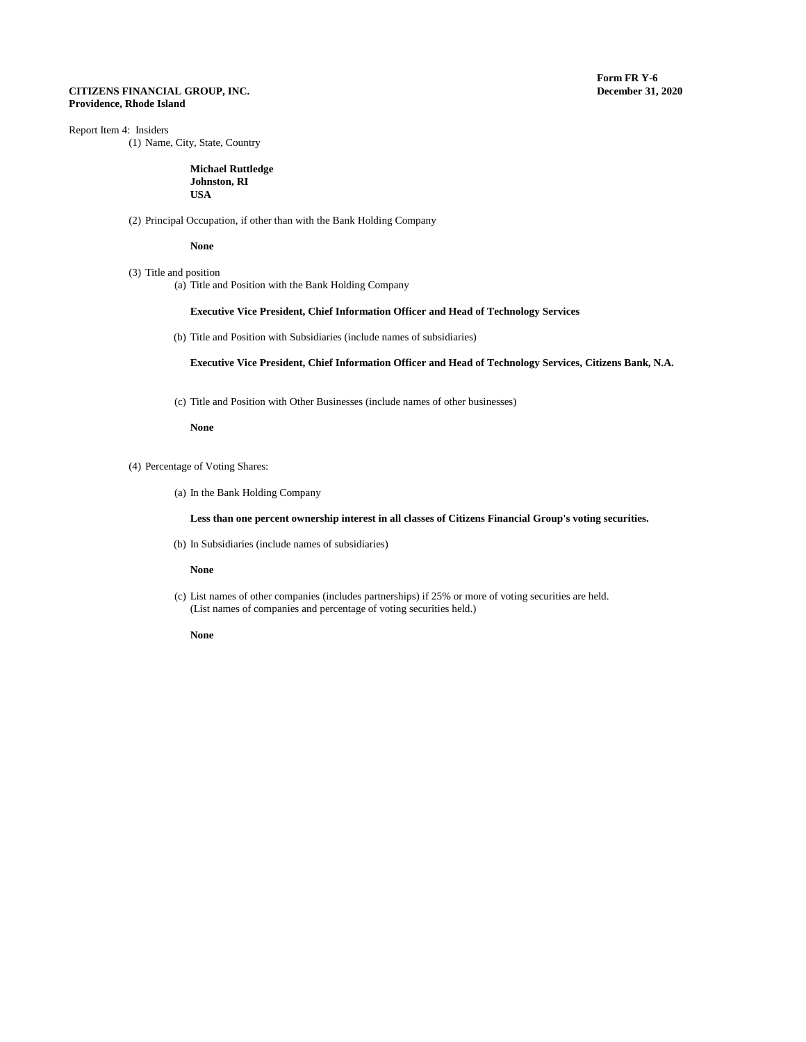**CITIZENS FINANCIAL GROUP, INC.**
**Providence, Rhode Island**

**Form FR Y-6**
**December 31, 2020**

Report Item 4: Insiders

(1) Name, City, State, Country

**Michael Ruttledge**
**Johnston, RI**
**USA**

(2) Principal Occupation, if other than with the Bank Holding Company

**None**

(3) Title and position

(a) Title and Position with the Bank Holding Company

**Executive Vice President, Chief Information Officer and Head of Technology Services**

(b) Title and Position with Subsidiaries (include names of subsidiaries)

**Executive Vice President, Chief Information Officer and Head of Technology Services, Citizens Bank, N.A.**

(c) Title and Position with Other Businesses (include names of other businesses)

**None**

(4) Percentage of Voting Shares:

(a) In the Bank Holding Company

**Less than one percent ownership interest in all classes of Citizens Financial Group's voting securities.**

(b) In Subsidiaries (include names of subsidiaries)

**None**

(c) List names of other companies (includes partnerships) if 25% or more of voting securities are held. (List names of companies and percentage of voting securities held.)

**None**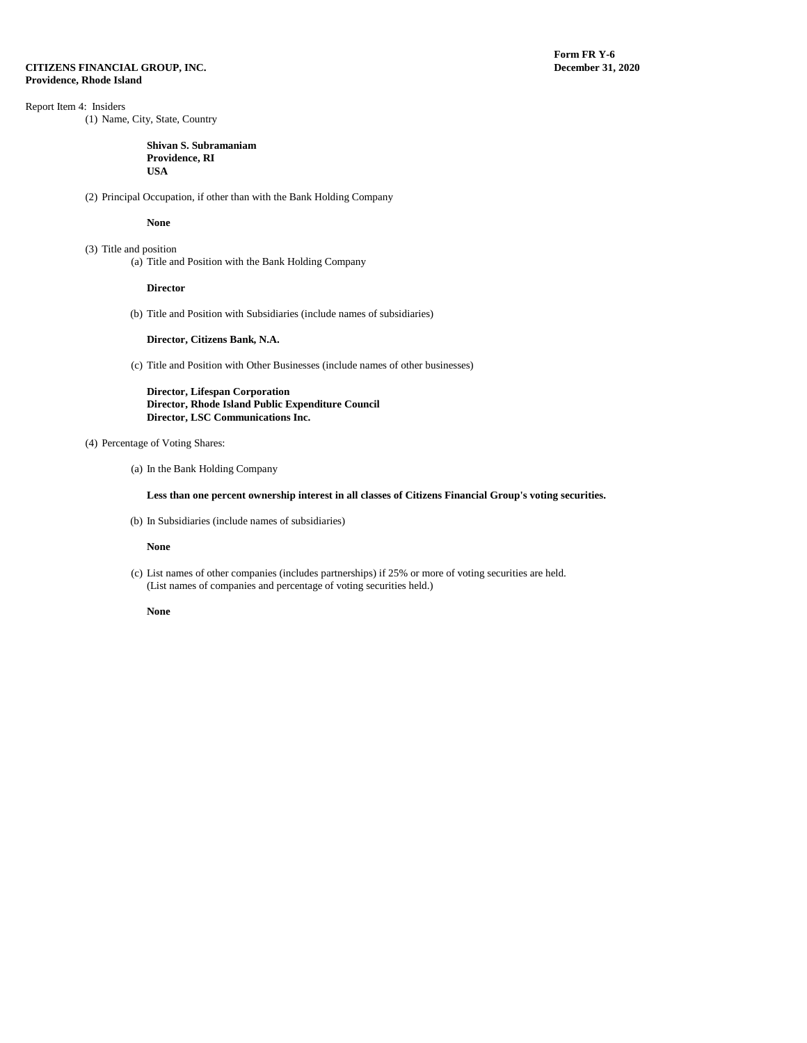**CITIZENS FINANCIAL GROUP, INC.**
**Providence, Rhode Island**

**Form FR Y-6**
**December 31, 2020**

Report Item 4: Insiders

(1) Name, City, State, Country

**Shivan S. Subramaniam**
**Providence, RI**
**USA**

(2) Principal Occupation, if other than with the Bank Holding Company

**None**

(3) Title and position

(a) Title and Position with the Bank Holding Company

**Director**

(b) Title and Position with Subsidiaries (include names of subsidiaries)

**Director, Citizens Bank, N.A.**

(c) Title and Position with Other Businesses (include names of other businesses)

**Director, Lifespan Corporation**
**Director, Rhode Island Public Expenditure Council**
**Director, LSC Communications Inc.**

(4) Percentage of Voting Shares:

(a) In the Bank Holding Company

**Less than one percent ownership interest in all classes of Citizens Financial Group's voting securities.**

(b) In Subsidiaries (include names of subsidiaries)

**None**

(c) List names of other companies (includes partnerships) if 25% or more of voting securities are held.
(List names of companies and percentage of voting securities held.)

**None**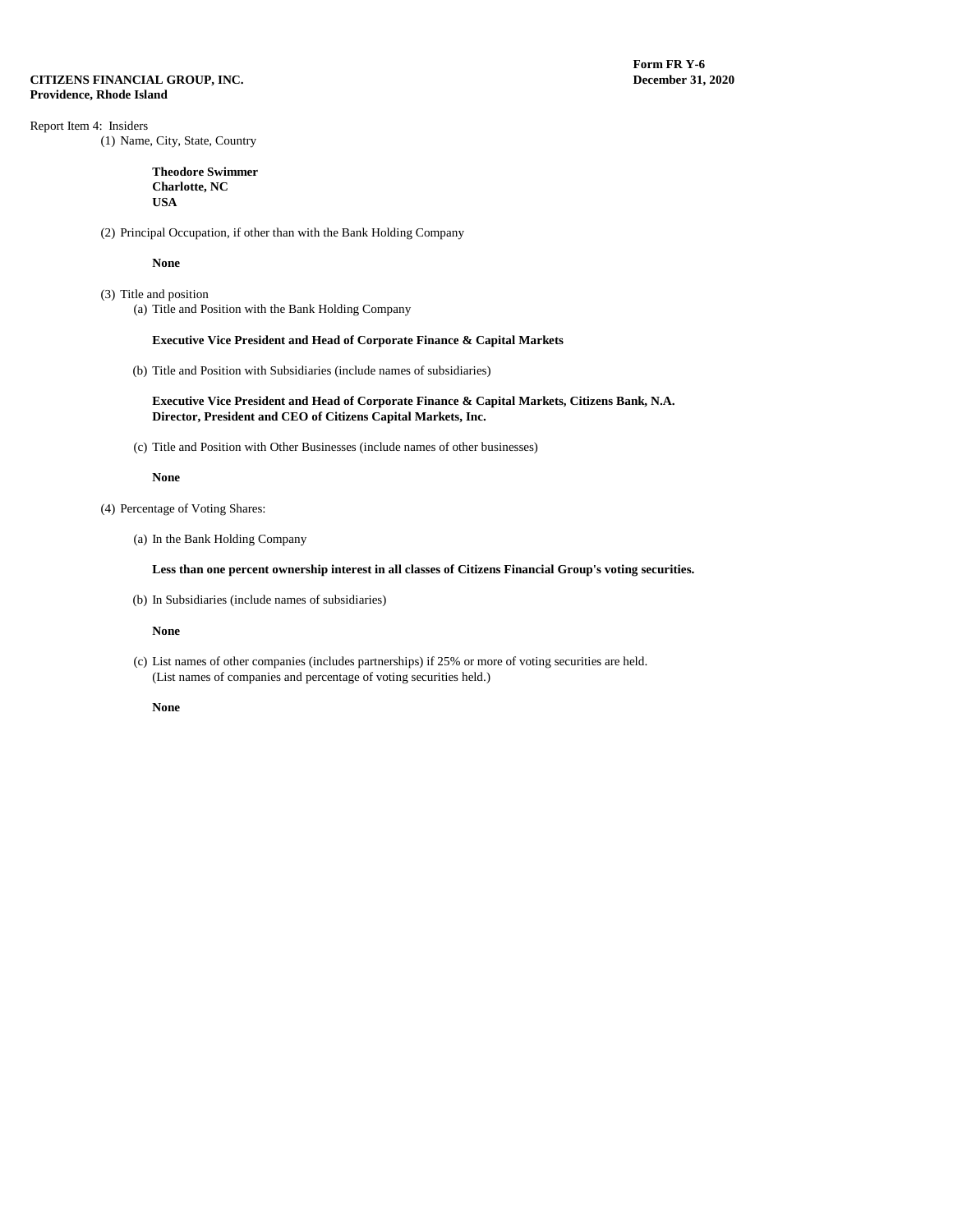**CITIZENS FINANCIAL GROUP, INC.**
**Providence, Rhode Island**

**Form FR Y-6**
**December 31, 2020**

Report Item 4: Insiders

(1) Name, City, State, Country

**Theodore Swimmer**
**Charlotte, NC**
**USA**

(2) Principal Occupation, if other than with the Bank Holding Company

**None**

(3) Title and position

(a) Title and Position with the Bank Holding Company

**Executive Vice President and Head of Corporate Finance & Capital Markets**

(b) Title and Position with Subsidiaries (include names of subsidiaries)

**Executive Vice President and Head of Corporate Finance & Capital Markets, Citizens Bank, N.A.**
**Director, President and CEO of Citizens Capital Markets, Inc.**

(c) Title and Position with Other Businesses (include names of other businesses)

**None**

(4) Percentage of Voting Shares:

(a) In the Bank Holding Company

**Less than one percent ownership interest in all classes of Citizens Financial Group's voting securities.**

(b) In Subsidiaries (include names of subsidiaries)

**None**

(c) List names of other companies (includes partnerships) if 25% or more of voting securities are held. (List names of companies and percentage of voting securities held.)

**None**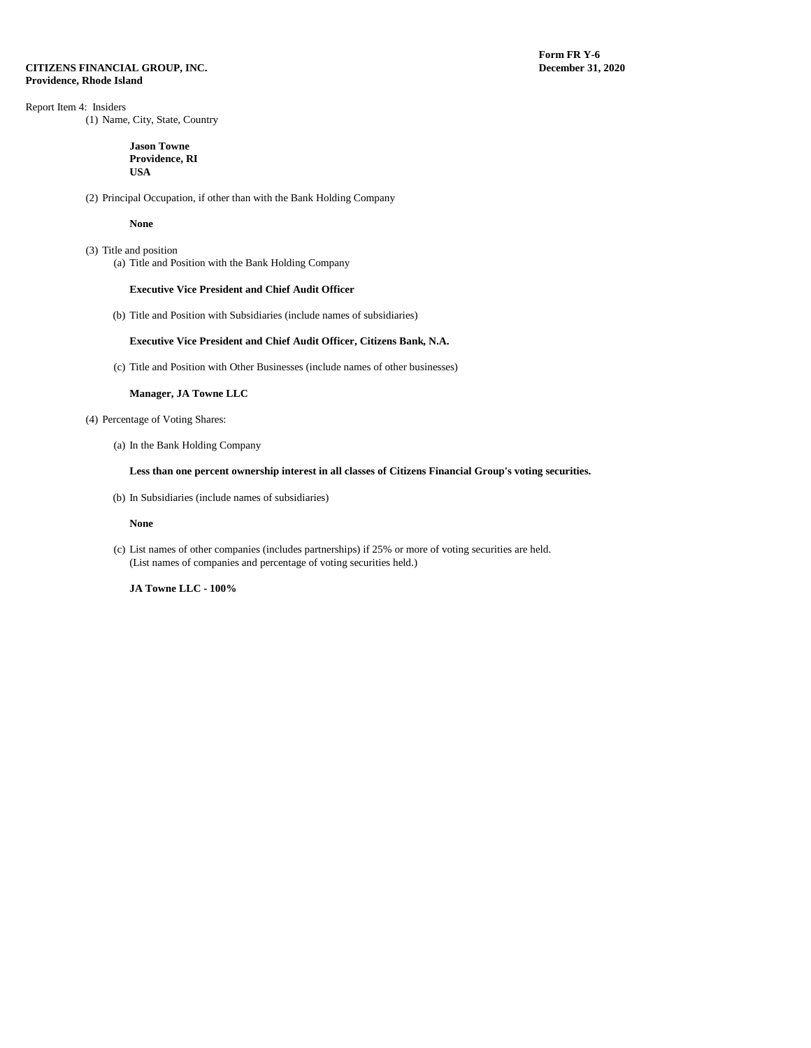**CITIZENS FINANCIAL GROUP, INC.**
**Providence, Rhode Island**

**Form FR Y-6**
**December 31, 2020**

Report Item 4: Insiders

(1) Name, City, State, Country

**Jason Towne**
**Providence, RI**
**USA**

(2) Principal Occupation, if other than with the Bank Holding Company

**None**

(3) Title and position

(a) Title and Position with the Bank Holding Company

**Executive Vice President and Chief Audit Officer**

(b) Title and Position with Subsidiaries (include names of subsidiaries)

**Executive Vice President and Chief Audit Officer, Citizens Bank, N.A.**

(c) Title and Position with Other Businesses (include names of other businesses)

**Manager, JA Towne LLC**

(4) Percentage of Voting Shares:

(a) In the Bank Holding Company

**Less than one percent ownership interest in all classes of Citizens Financial Group's voting securities.**

(b) In Subsidiaries (include names of subsidiaries)

**None**

(c) List names of other companies (includes partnerships) if 25% or more of voting securities are held. (List names of companies and percentage of voting securities held.)

**JA Towne LLC - 100%**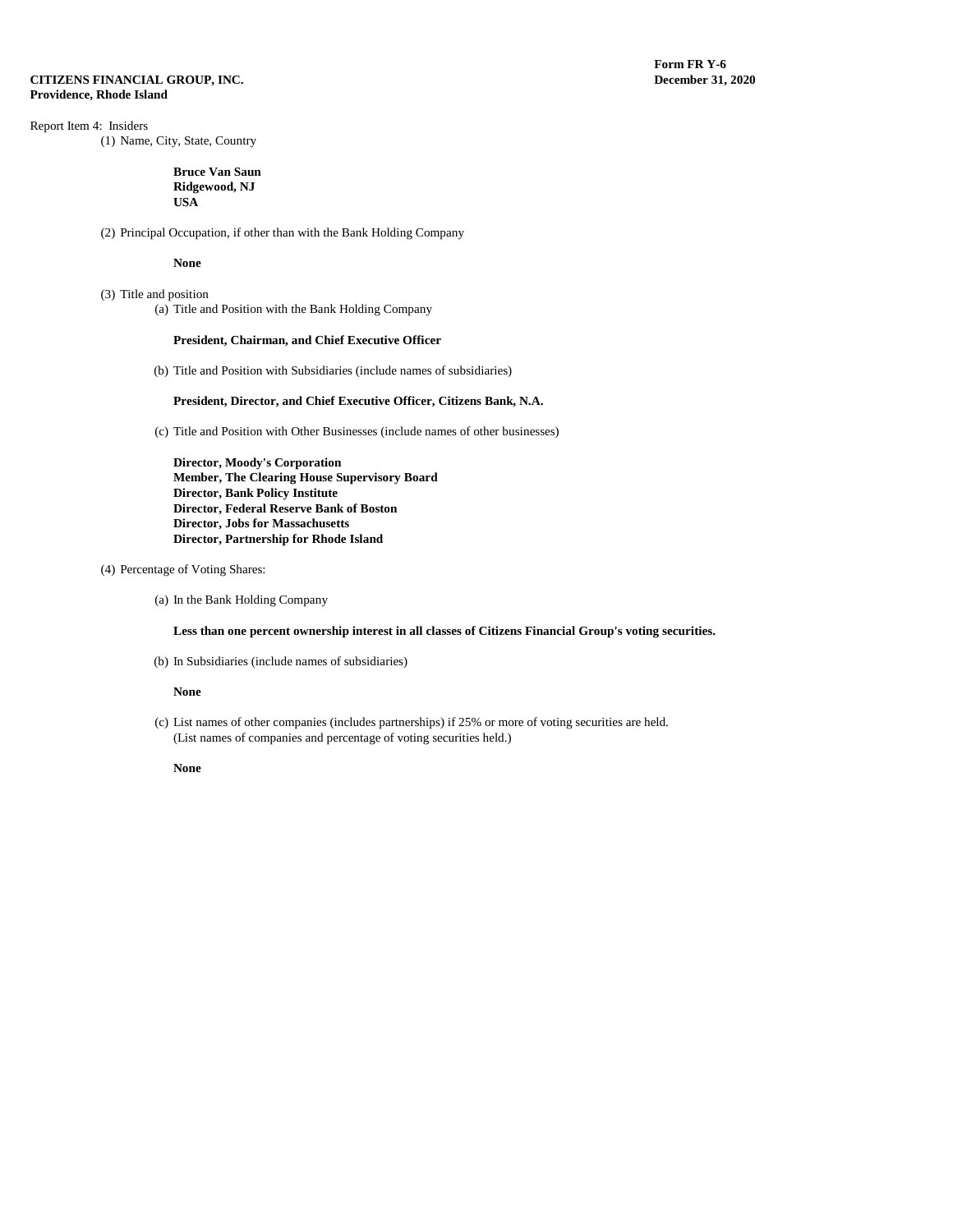**CITIZENS FINANCIAL GROUP, INC.**
**Providence, Rhode Island**

**Form FR Y-6**
**December 31, 2020**

Report Item 4: Insiders

(1) Name, City, State, Country

**Bruce Van Saun**
**Ridgewood, NJ**
**USA**

(2) Principal Occupation, if other than with the Bank Holding Company

**None**

(3) Title and position

(a) Title and Position with the Bank Holding Company

**President, Chairman, and Chief Executive Officer**

(b) Title and Position with Subsidiaries (include names of subsidiaries)

**President, Director, and Chief Executive Officer, Citizens Bank, N.A.**

(c) Title and Position with Other Businesses (include names of other businesses)

**Director, Moody's Corporation**
**Member, The Clearing House Supervisory Board**
**Director, Bank Policy Institute**
**Director, Federal Reserve Bank of Boston**
**Director, Jobs for Massachusetts**
**Director, Partnership for Rhode Island**

(4) Percentage of Voting Shares:

(a) In the Bank Holding Company

**Less than one percent ownership interest in all classes of Citizens Financial Group's voting securities.**

(b) In Subsidiaries (include names of subsidiaries)

**None**

(c) List names of other companies (includes partnerships) if 25% or more of voting securities are held. (List names of companies and percentage of voting securities held.)

**None**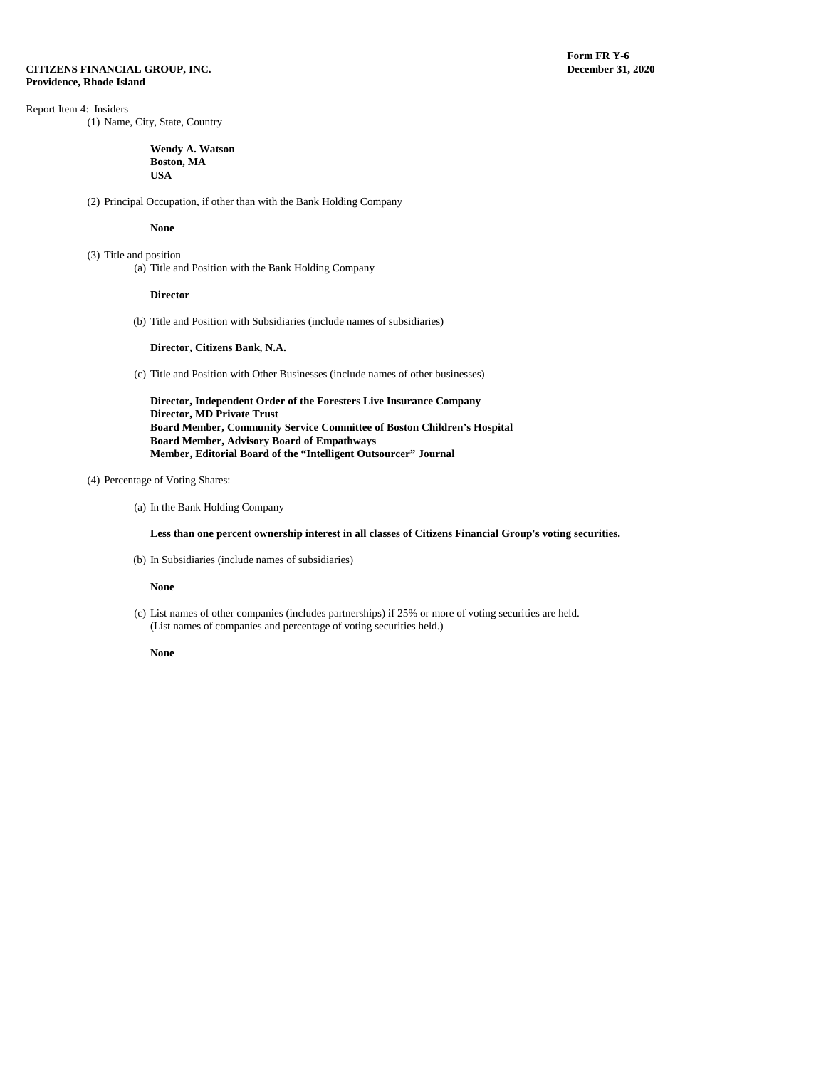**CITIZENS FINANCIAL GROUP, INC.**
**Providence, Rhode Island**

**Form FR Y-6**
**December 31, 2020**

Report Item 4: Insiders

(1) Name, City, State, Country

**Wendy A. Watson**
**Boston, MA**
**USA**

(2) Principal Occupation, if other than with the Bank Holding Company

**None**

(3) Title and position

(a) Title and Position with the Bank Holding Company

**Director**

(b) Title and Position with Subsidiaries (include names of subsidiaries)

**Director, Citizens Bank, N.A.**

(c) Title and Position with Other Businesses (include names of other businesses)

**Director, Independent Order of the Foresters Live Insurance Company**
**Director, MD Private Trust**
**Board Member, Community Service Committee of Boston Children's Hospital**
**Board Member, Advisory Board of Empathways**
**Member, Editorial Board of the "Intelligent Outsourcer" Journal**

(4) Percentage of Voting Shares:

(a) In the Bank Holding Company

**Less than one percent ownership interest in all classes of Citizens Financial Group's voting securities.**

(b) In Subsidiaries (include names of subsidiaries)

**None**

(c) List names of other companies (includes partnerships) if 25% or more of voting securities are held. (List names of companies and percentage of voting securities held.)

**None**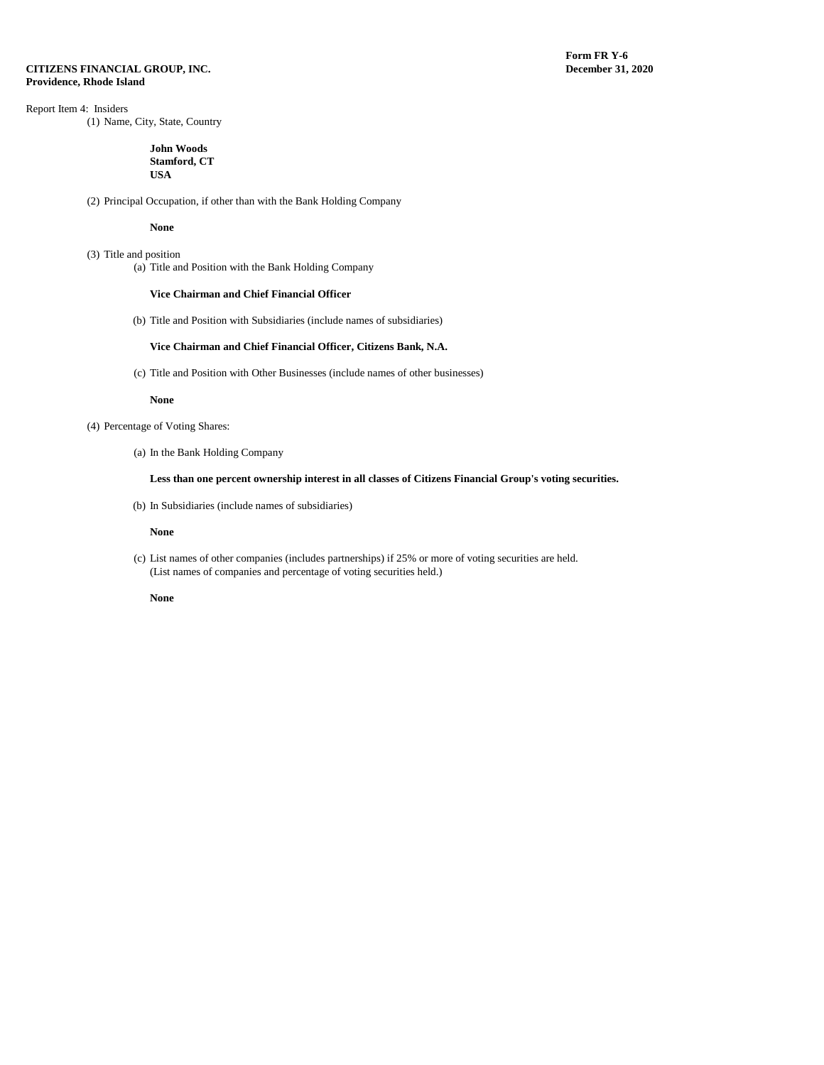**CITIZENS FINANCIAL GROUP, INC.**
**Providence, Rhode Island**

**Form FR Y-6**
**December 31, 2020**

Report Item 4: Insiders

(1) Name, City, State, Country

**John Woods**
**Stamford, CT**
**USA**

(2) Principal Occupation, if other than with the Bank Holding Company

**None**

(3) Title and position

(a) Title and Position with the Bank Holding Company

**Vice Chairman and Chief Financial Officer**

(b) Title and Position with Subsidiaries (include names of subsidiaries)

**Vice Chairman and Chief Financial Officer, Citizens Bank, N.A.**

(c) Title and Position with Other Businesses (include names of other businesses)

**None**

(4) Percentage of Voting Shares:

(a) In the Bank Holding Company

**Less than one percent ownership interest in all classes of Citizens Financial Group's voting securities.**

(b) In Subsidiaries (include names of subsidiaries)

**None**

(c) List names of other companies (includes partnerships) if 25% or more of voting securities are held. (List names of companies and percentage of voting securities held.)

**None**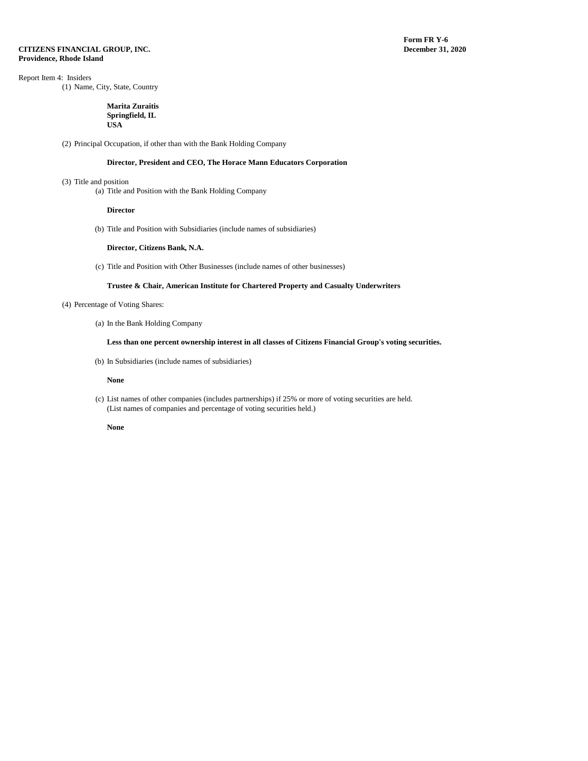**CITIZENS FINANCIAL GROUP, INC.**
**Providence, Rhode Island**

**Form FR Y-6**
**December 31, 2020**

Report Item 4: Insiders

(1) Name, City, State, Country

**Marita Zuraitis**
**Springfield, IL**
**USA**

(2) Principal Occupation, if other than with the Bank Holding Company

**Director, President and CEO, The Horace Mann Educators Corporation**

(3) Title and position

(a) Title and Position with the Bank Holding Company

**Director**

(b) Title and Position with Subsidiaries (include names of subsidiaries)

**Director, Citizens Bank, N.A.**

(c) Title and Position with Other Businesses (include names of other businesses)

**Trustee & Chair, American Institute for Chartered Property and Casualty Underwriters**

(4) Percentage of Voting Shares:

(a) In the Bank Holding Company

**Less than one percent ownership interest in all classes of Citizens Financial Group's voting securities.**

(b) In Subsidiaries (include names of subsidiaries)

**None**

(c) List names of other companies (includes partnerships) if 25% or more of voting securities are held. (List names of companies and percentage of voting securities held.)

**None**